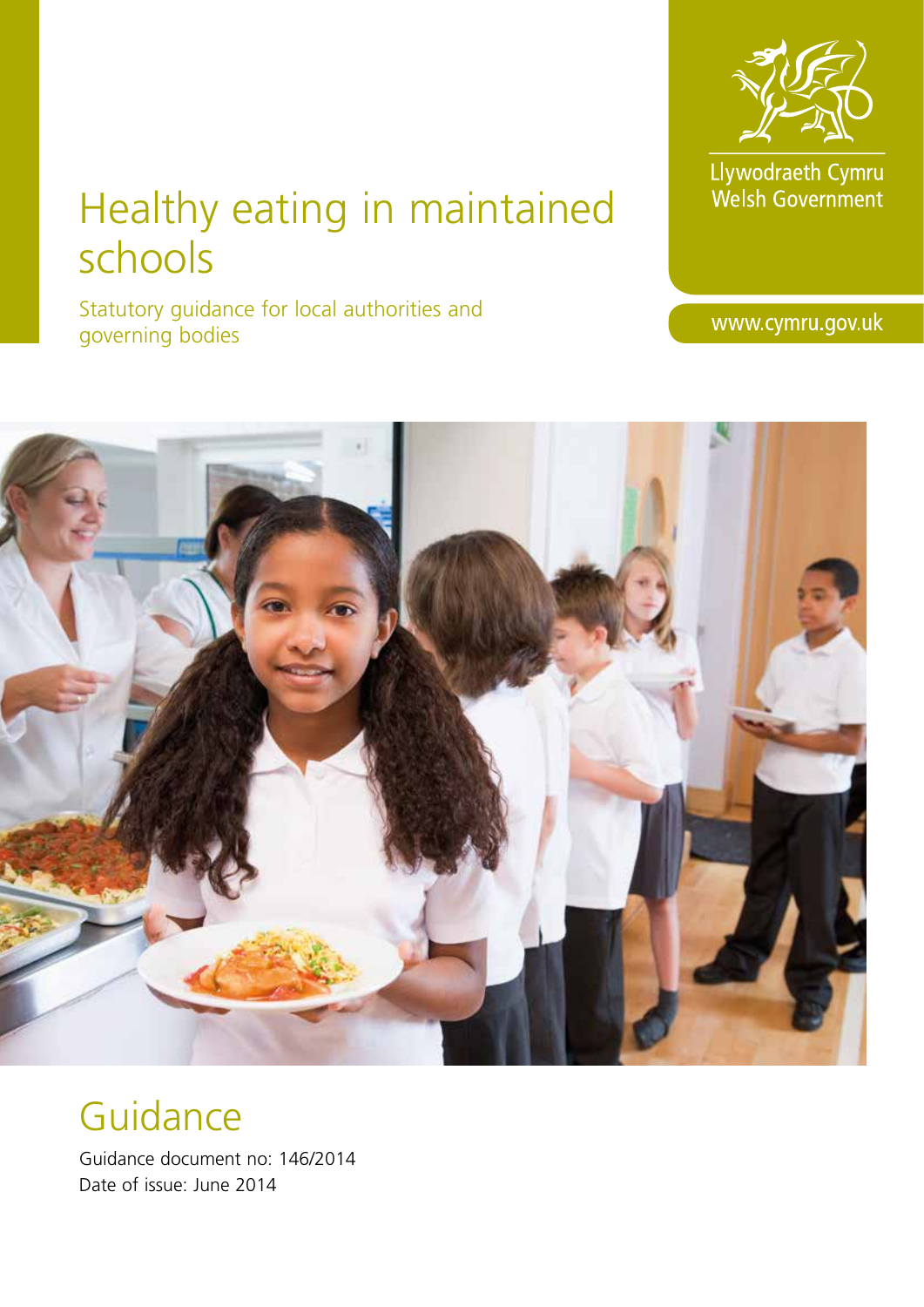Llywodraeth Cymru
Welsh Government

www.cymru.gov.uk

# Healthy eating in maintained schools

Statutory guidance for local authorities and governing bodies

## Guidance

Guidance document no: 146/2014
Date of issue: June 2014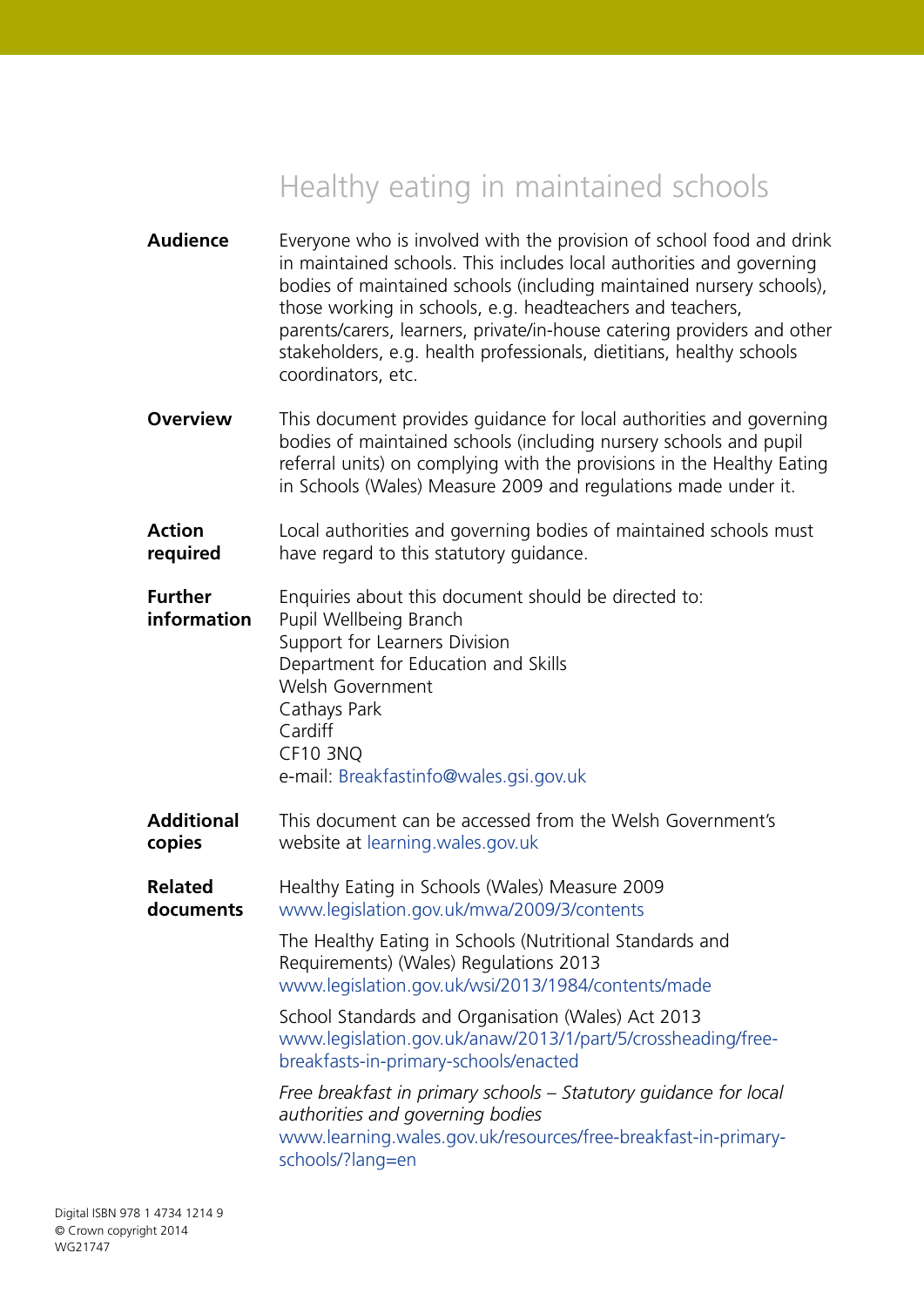# Healthy eating in maintained schools

**Audience**
Everyone who is involved with the provision of school food and drink in maintained schools. This includes local authorities and governing bodies of maintained schools (including maintained nursery schools), those working in schools, e.g. headteachers and teachers, parents/carers, learners, private/in-house catering providers and other stakeholders, e.g. health professionals, dietitians, healthy schools coordinators, etc.

**Overview**
This document provides guidance for local authorities and governing bodies of maintained schools (including nursery schools and pupil referral units) on complying with the provisions in the Healthy Eating in Schools (Wales) Measure 2009 and regulations made under it.

**Action required**
Local authorities and governing bodies of maintained schools must have regard to this statutory guidance.

**Further information**
Enquiries about this document should be directed to:
Pupil Wellbeing Branch
Support for Learners Division
Department for Education and Skills
Welsh Government
Cathays Park
Cardiff
CF10 3NQ
e-mail: Breakfastinfo@wales.gsi.gov.uk

**Additional copies**
This document can be accessed from the Welsh Government's website at learning.wales.gov.uk

**Related documents**
Healthy Eating in Schools (Wales) Measure 2009
www.legislation.gov.uk/mwa/2009/3/contents

The Healthy Eating in Schools (Nutritional Standards and Requirements) (Wales) Regulations 2013
www.legislation.gov.uk/wsi/2013/1984/contents/made

School Standards and Organisation (Wales) Act 2013
www.legislation.gov.uk/anaw/2013/1/part/5/crossheading/free-breakfasts-in-primary-schools/enacted

*Free breakfast in primary schools – Statutory guidance for local authorities and governing bodies*
www.learning.wales.gov.uk/resources/free-breakfast-in-primary-schools/?lang=en

Digital ISBN 978 1 4734 1214 9
© Crown copyright 2014
WG21747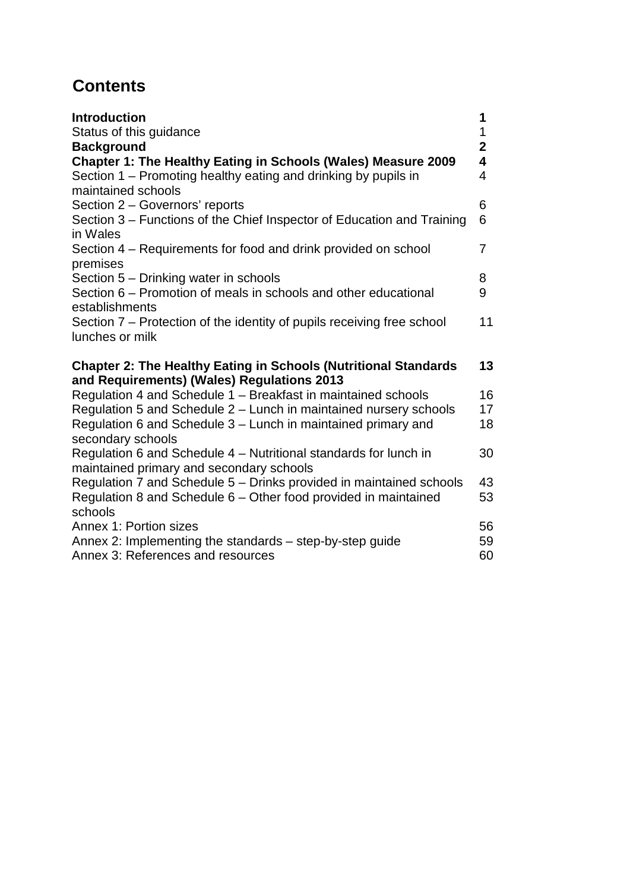# Contents

| | |
|---|---|
| **Introduction** | **1** |
| Status of this guidance | 1 |
| **Background** | **2** |
| **Chapter 1: The Healthy Eating in Schools (Wales) Measure 2009** | **4** |
| Section 1 – Promoting healthy eating and drinking by pupils in maintained schools | 4 |
| Section 2 – Governors' reports | 6 |
| Section 3 – Functions of the Chief Inspector of Education and Training in Wales | 6 |
| Section 4 – Requirements for food and drink provided on school premises | 7 |
| Section 5 – Drinking water in schools | 8 |
| Section 6 – Promotion of meals in schools and other educational establishments | 9 |
| Section 7 – Protection of the identity of pupils receiving free school lunches or milk | 11 |
| **Chapter 2: The Healthy Eating in Schools (Nutritional Standards and Requirements) (Wales) Regulations 2013** | **13** |
| Regulation 4 and Schedule 1 – Breakfast in maintained schools | 16 |
| Regulation 5 and Schedule 2 – Lunch in maintained nursery schools | 17 |
| Regulation 6 and Schedule 3 – Lunch in maintained primary and secondary schools | 18 |
| Regulation 6 and Schedule 4 – Nutritional standards for lunch in maintained primary and secondary schools | 30 |
| Regulation 7 and Schedule 5 – Drinks provided in maintained schools | 43 |
| Regulation 8 and Schedule 6 – Other food provided in maintained schools | 53 |
| Annex 1: Portion sizes | 56 |
| Annex 2: Implementing the standards – step-by-step guide | 59 |
| Annex 3: References and resources | 60 |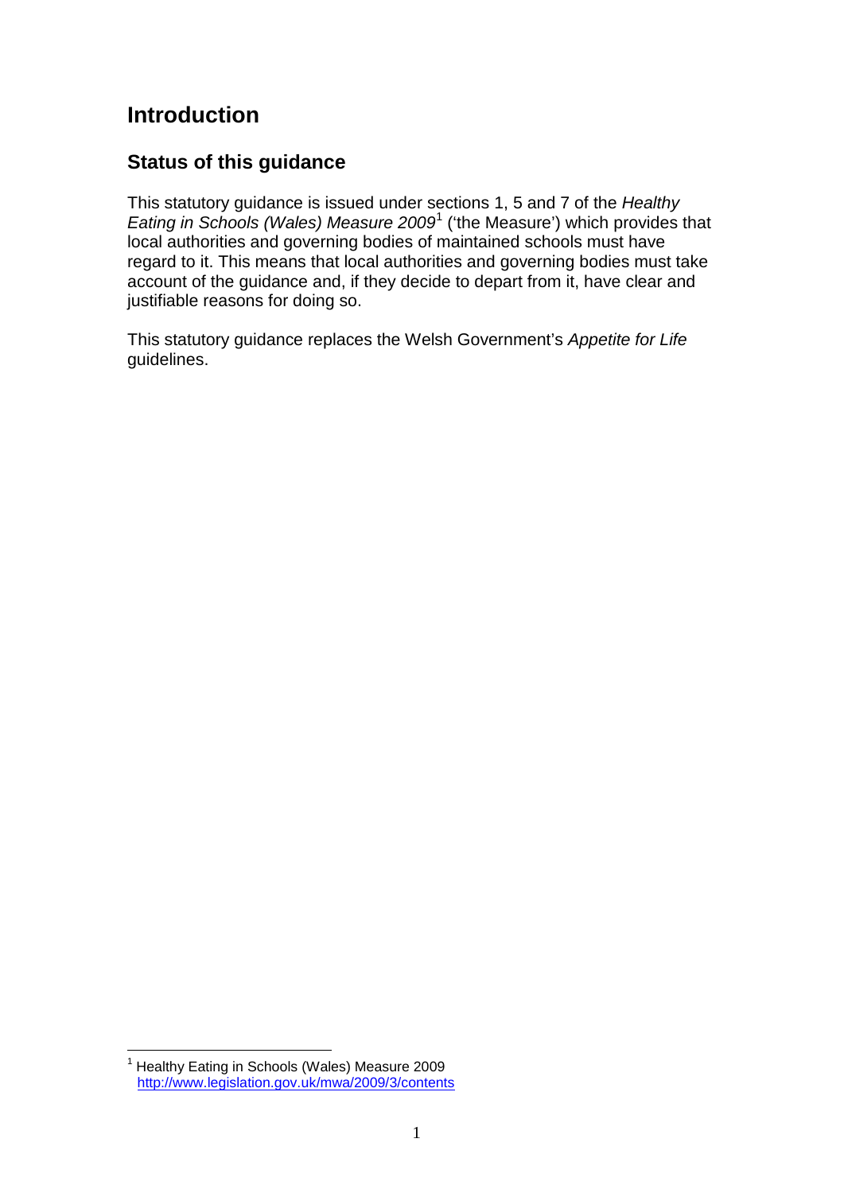# Introduction

## Status of this guidance

This statutory guidance is issued under sections 1, 5 and 7 of the *Healthy Eating in Schools (Wales) Measure 2009*[1] ('the Measure') which provides that local authorities and governing bodies of maintained schools must have regard to it. This means that local authorities and governing bodies must take account of the guidance and, if they decide to depart from it, have clear and justifiable reasons for doing so.

This statutory guidance replaces the Welsh Government's *Appetite for Life* guidelines.

[1] Healthy Eating in Schools (Wales) Measure 2009 http://www.legislation.gov.uk/mwa/2009/3/contents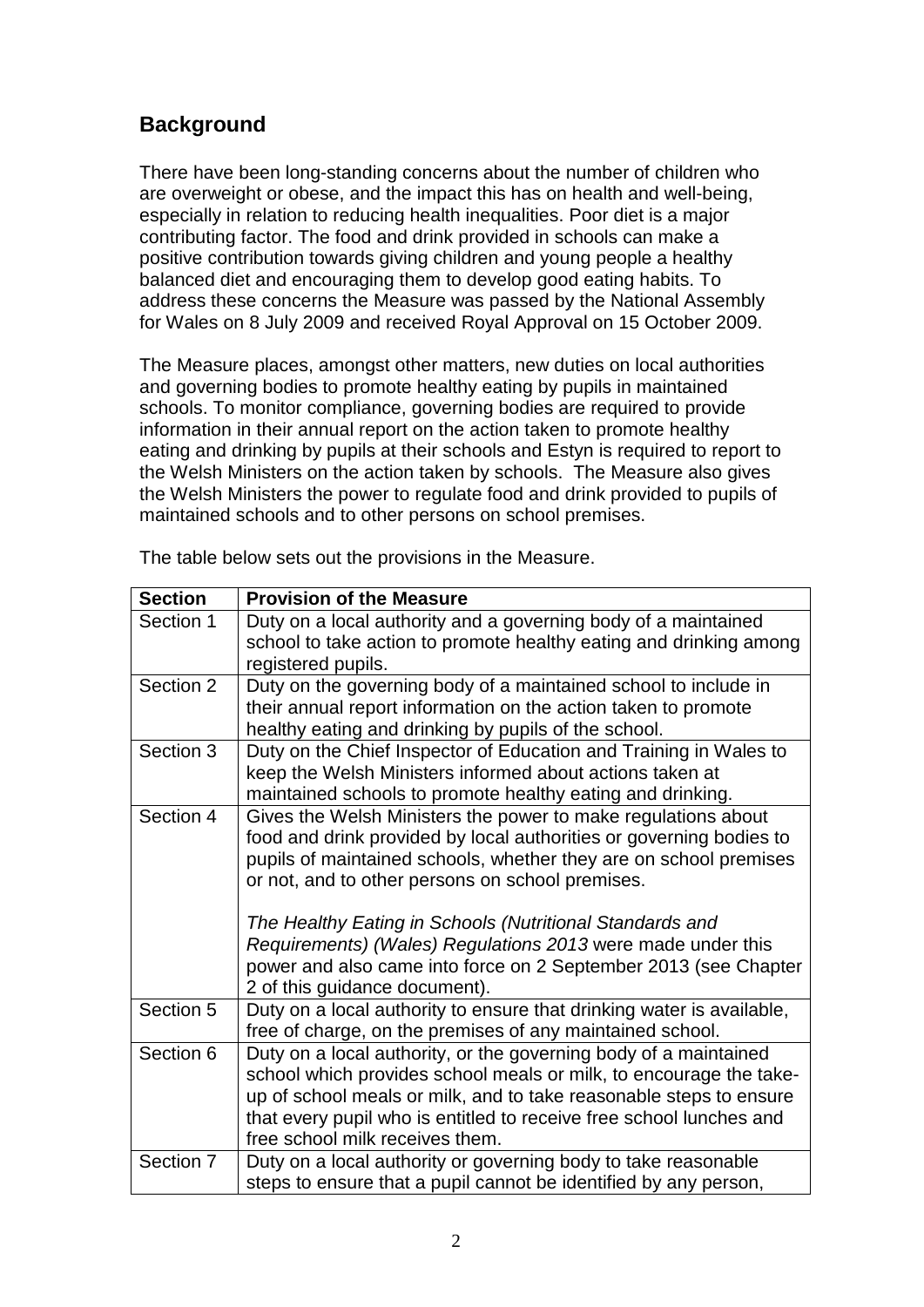## Background

There have been long-standing concerns about the number of children who are overweight or obese, and the impact this has on health and well-being, especially in relation to reducing health inequalities. Poor diet is a major contributing factor. The food and drink provided in schools can make a positive contribution towards giving children and young people a healthy balanced diet and encouraging them to develop good eating habits. To address these concerns the Measure was passed by the National Assembly for Wales on 8 July 2009 and received Royal Approval on 15 October 2009.

The Measure places, amongst other matters, new duties on local authorities and governing bodies to promote healthy eating by pupils in maintained schools. To monitor compliance, governing bodies are required to provide information in their annual report on the action taken to promote healthy eating and drinking by pupils at their schools and Estyn is required to report to the Welsh Ministers on the action taken by schools. The Measure also gives the Welsh Ministers the power to regulate food and drink provided to pupils of maintained schools and to other persons on school premises.

The table below sets out the provisions in the Measure.

| Section | Provision of the Measure |
|---|---|
| Section 1 | Duty on a local authority and a governing body of a maintained school to take action to promote healthy eating and drinking among registered pupils. |
| Section 2 | Duty on the governing body of a maintained school to include in their annual report information on the action taken to promote healthy eating and drinking by pupils of the school. |
| Section 3 | Duty on the Chief Inspector of Education and Training in Wales to keep the Welsh Ministers informed about actions taken at maintained schools to promote healthy eating and drinking. |
| Section 4 | Gives the Welsh Ministers the power to make regulations about food and drink provided by local authorities or governing bodies to pupils of maintained schools, whether they are on school premises or not, and to other persons on school premises.<br><br>*The Healthy Eating in Schools (Nutritional Standards and Requirements) (Wales) Regulations 2013* were made under this power and also came into force on 2 September 2013 (see Chapter 2 of this guidance document). |
| Section 5 | Duty on a local authority to ensure that drinking water is available, free of charge, on the premises of any maintained school. |
| Section 6 | Duty on a local authority, or the governing body of a maintained school which provides school meals or milk, to encourage the take-up of school meals or milk, and to take reasonable steps to ensure that every pupil who is entitled to receive free school lunches and free school milk receives them. |
| Section 7 | Duty on a local authority or governing body to take reasonable steps to ensure that a pupil cannot be identified by any person, |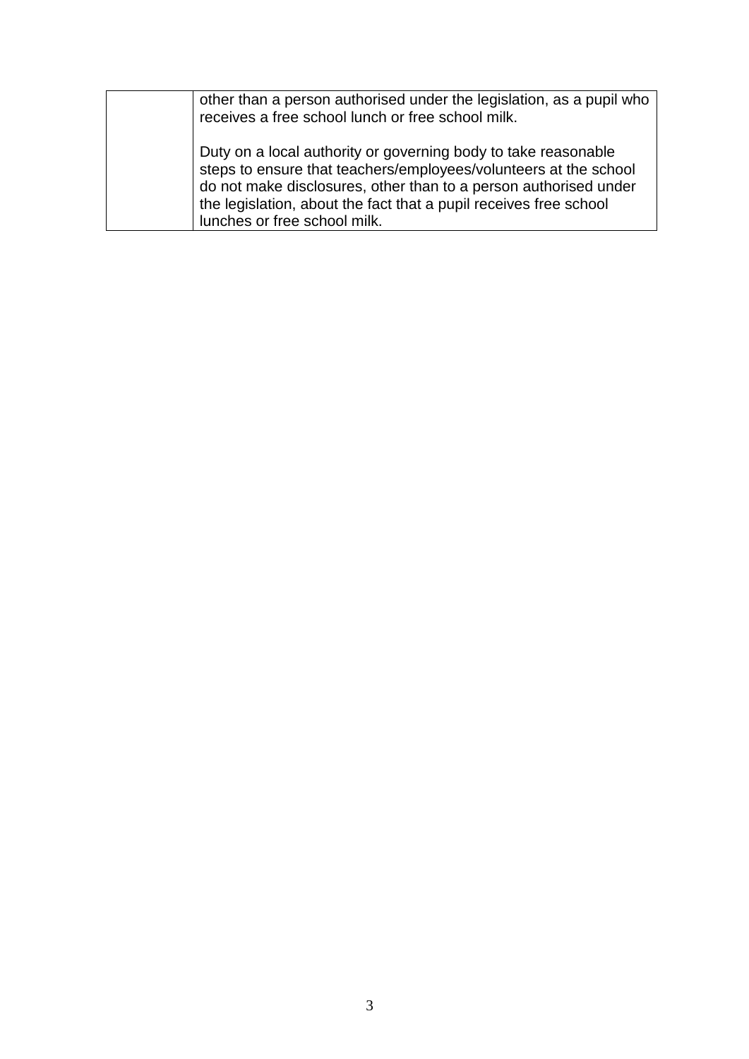| | |
|---|---|
| | other than a person authorised under the legislation, as a pupil who receives a free school lunch or free school milk.<br><br>Duty on a local authority or governing body to take reasonable steps to ensure that teachers/employees/volunteers at the school do not make disclosures, other than to a person authorised under the legislation, about the fact that a pupil receives free school lunches or free school milk. |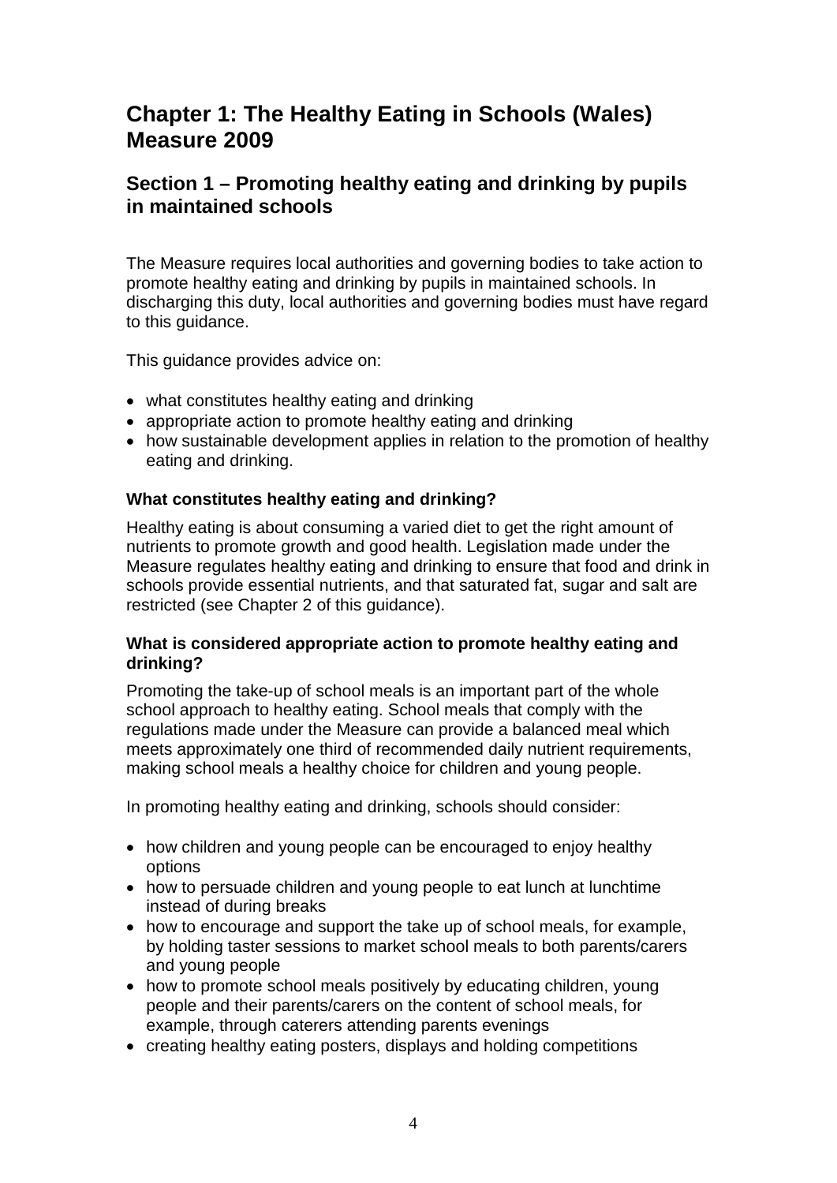# Chapter 1: The Healthy Eating in Schools (Wales) Measure 2009

## Section 1 – Promoting healthy eating and drinking by pupils in maintained schools

The Measure requires local authorities and governing bodies to take action to promote healthy eating and drinking by pupils in maintained schools. In discharging this duty, local authorities and governing bodies must have regard to this guidance.

This guidance provides advice on:

- what constitutes healthy eating and drinking
- appropriate action to promote healthy eating and drinking
- how sustainable development applies in relation to the promotion of healthy eating and drinking.

**What constitutes healthy eating and drinking?**

Healthy eating is about consuming a varied diet to get the right amount of nutrients to promote growth and good health. Legislation made under the Measure regulates healthy eating and drinking to ensure that food and drink in schools provide essential nutrients, and that saturated fat, sugar and salt are restricted (see Chapter 2 of this guidance).

**What is considered appropriate action to promote healthy eating and drinking?**

Promoting the take-up of school meals is an important part of the whole school approach to healthy eating. School meals that comply with the regulations made under the Measure can provide a balanced meal which meets approximately one third of recommended daily nutrient requirements, making school meals a healthy choice for children and young people.

In promoting healthy eating and drinking, schools should consider:

- how children and young people can be encouraged to enjoy healthy options
- how to persuade children and young people to eat lunch at lunchtime instead of during breaks
- how to encourage and support the take up of school meals, for example, by holding taster sessions to market school meals to both parents/carers and young people
- how to promote school meals positively by educating children, young people and their parents/carers on the content of school meals, for example, through caterers attending parents evenings
- creating healthy eating posters, displays and holding competitions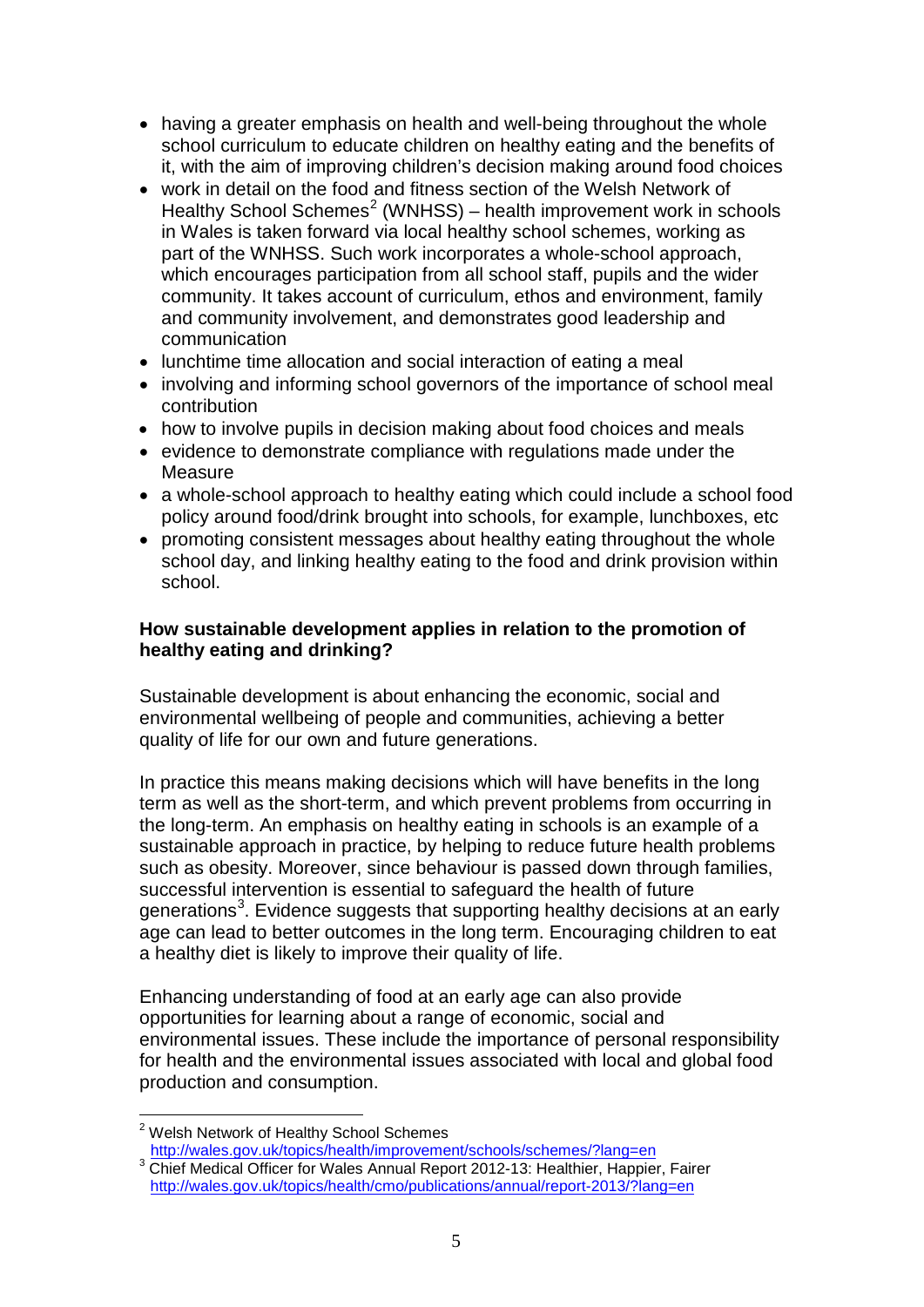- having a greater emphasis on health and well-being throughout the whole school curriculum to educate children on healthy eating and the benefits of it, with the aim of improving children's decision making around food choices
- work in detail on the food and fitness section of the Welsh Network of Healthy School Schemes[2] (WNHSS) – health improvement work in schools in Wales is taken forward via local healthy school schemes, working as part of the WNHSS. Such work incorporates a whole-school approach, which encourages participation from all school staff, pupils and the wider community. It takes account of curriculum, ethos and environment, family and community involvement, and demonstrates good leadership and communication
- lunchtime time allocation and social interaction of eating a meal
- involving and informing school governors of the importance of school meal contribution
- how to involve pupils in decision making about food choices and meals
- evidence to demonstrate compliance with regulations made under the Measure
- a whole-school approach to healthy eating which could include a school food policy around food/drink brought into schools, for example, lunchboxes, etc
- promoting consistent messages about healthy eating throughout the whole school day, and linking healthy eating to the food and drink provision within school.

**How sustainable development applies in relation to the promotion of healthy eating and drinking?**

Sustainable development is about enhancing the economic, social and environmental wellbeing of people and communities, achieving a better quality of life for our own and future generations.

In practice this means making decisions which will have benefits in the long term as well as the short-term, and which prevent problems from occurring in the long-term. An emphasis on healthy eating in schools is an example of a sustainable approach in practice, by helping to reduce future health problems such as obesity. Moreover, since behaviour is passed down through families, successful intervention is essential to safeguard the health of future generations[3]. Evidence suggests that supporting healthy decisions at an early age can lead to better outcomes in the long term. Encouraging children to eat a healthy diet is likely to improve their quality of life.

Enhancing understanding of food at an early age can also provide opportunities for learning about a range of economic, social and environmental issues. These include the importance of personal responsibility for health and the environmental issues associated with local and global food production and consumption.

---

[2] Welsh Network of Healthy School Schemes http://wales.gov.uk/topics/health/improvement/schools/schemes/?lang=en

[3] Chief Medical Officer for Wales Annual Report 2012-13: Healthier, Happier, Fairer http://wales.gov.uk/topics/health/cmo/publications/annual/report-2013/?lang=en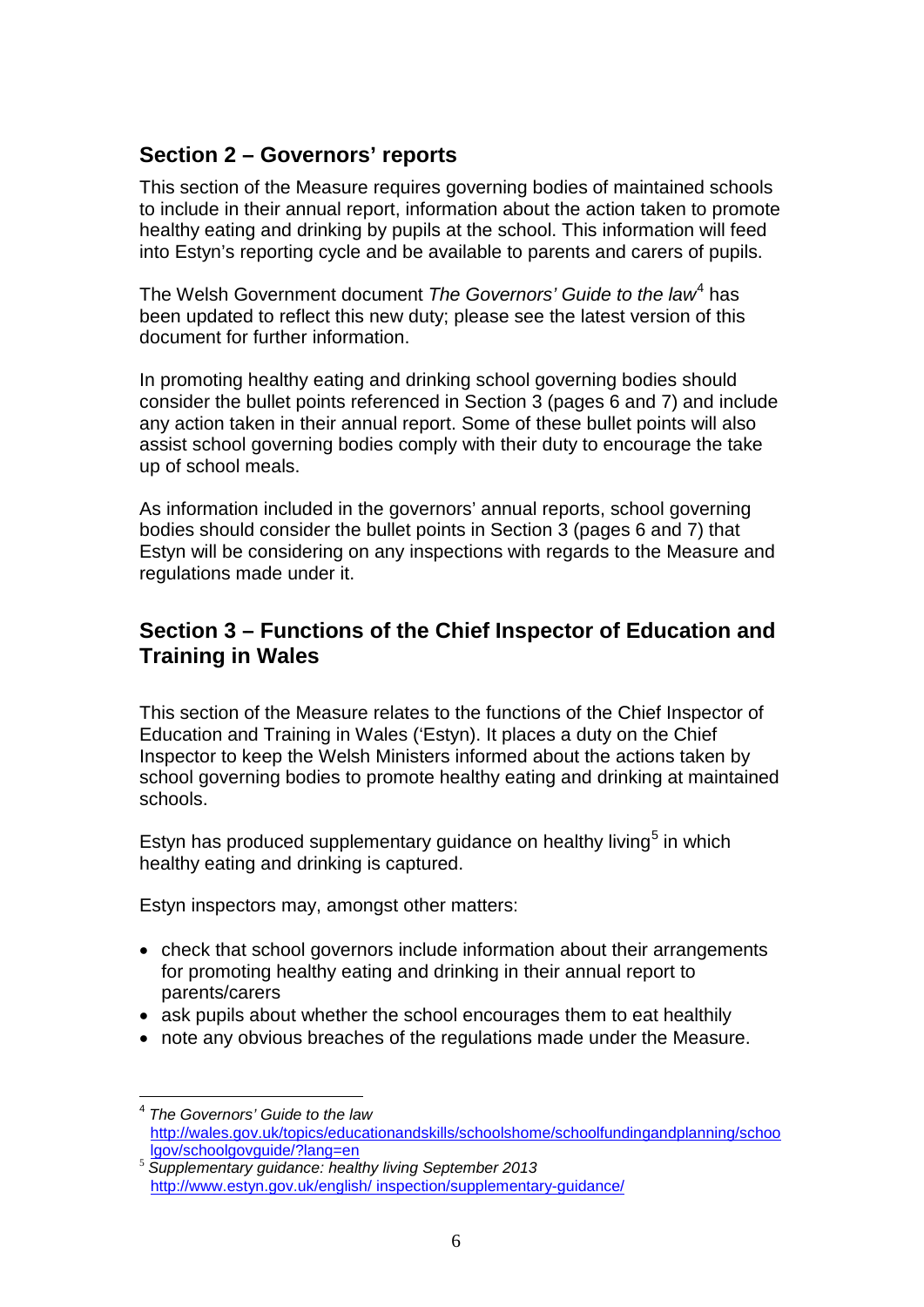## Section 2 – Governors' reports

This section of the Measure requires governing bodies of maintained schools to include in their annual report, information about the action taken to promote healthy eating and drinking by pupils at the school. This information will feed into Estyn's reporting cycle and be available to parents and carers of pupils.

The Welsh Government document *The Governors' Guide to the law*[4] has been updated to reflect this new duty; please see the latest version of this document for further information.

In promoting healthy eating and drinking school governing bodies should consider the bullet points referenced in Section 3 (pages 6 and 7) and include any action taken in their annual report. Some of these bullet points will also assist school governing bodies comply with their duty to encourage the take up of school meals.

As information included in the governors' annual reports, school governing bodies should consider the bullet points in Section 3 (pages 6 and 7) that Estyn will be considering on any inspections with regards to the Measure and regulations made under it.

## Section 3 – Functions of the Chief Inspector of Education and Training in Wales

This section of the Measure relates to the functions of the Chief Inspector of Education and Training in Wales ('Estyn). It places a duty on the Chief Inspector to keep the Welsh Ministers informed about the actions taken by school governing bodies to promote healthy eating and drinking at maintained schools.

Estyn has produced supplementary guidance on healthy living[5] in which healthy eating and drinking is captured.

Estyn inspectors may, amongst other matters:

- check that school governors include information about their arrangements for promoting healthy eating and drinking in their annual report to parents/carers
- ask pupils about whether the school encourages them to eat healthily
- note any obvious breaches of the regulations made under the Measure.

---

[4] *The Governors' Guide to the law* http://wales.gov.uk/topics/educationandskills/schoolshome/schoolfundingandplanning/schoolgov/schoolgovguide/?lang=en

[5] *Supplementary guidance: healthy living September 2013* http://www.estyn.gov.uk/english/ inspection/supplementary-guidance/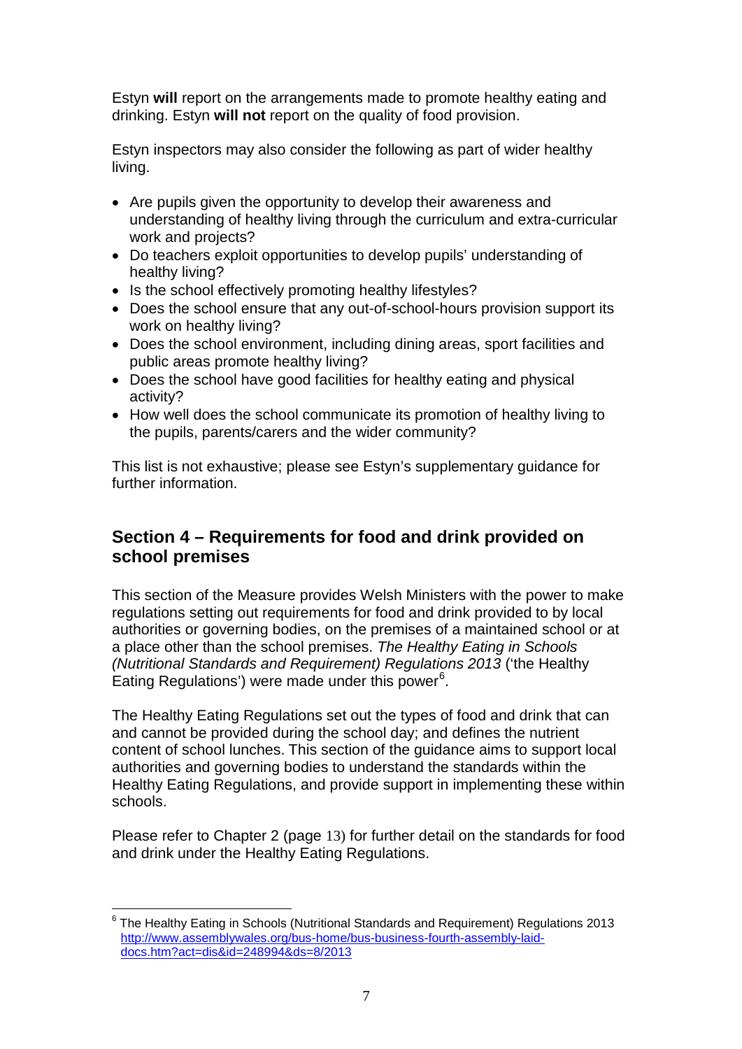Estyn **will** report on the arrangements made to promote healthy eating and drinking. Estyn **will not** report on the quality of food provision.

Estyn inspectors may also consider the following as part of wider healthy living.

- Are pupils given the opportunity to develop their awareness and understanding of healthy living through the curriculum and extra-curricular work and projects?
- Do teachers exploit opportunities to develop pupils' understanding of healthy living?
- Is the school effectively promoting healthy lifestyles?
- Does the school ensure that any out-of-school-hours provision support its work on healthy living?
- Does the school environment, including dining areas, sport facilities and public areas promote healthy living?
- Does the school have good facilities for healthy eating and physical activity?
- How well does the school communicate its promotion of healthy living to the pupils, parents/carers and the wider community?

This list is not exhaustive; please see Estyn's supplementary guidance for further information.

## Section 4 – Requirements for food and drink provided on school premises

This section of the Measure provides Welsh Ministers with the power to make regulations setting out requirements for food and drink provided to by local authorities or governing bodies, on the premises of a maintained school or at a place other than the school premises. *The Healthy Eating in Schools (Nutritional Standards and Requirement) Regulations 2013* ('the Healthy Eating Regulations') were made under this power[6].

The Healthy Eating Regulations set out the types of food and drink that can and cannot be provided during the school day; and defines the nutrient content of school lunches. This section of the guidance aims to support local authorities and governing bodies to understand the standards within the Healthy Eating Regulations, and provide support in implementing these within schools.

Please refer to Chapter 2 (page 13) for further detail on the standards for food and drink under the Healthy Eating Regulations.

---

[6] The Healthy Eating in Schools (Nutritional Standards and Requirement) Regulations 2013 http://www.assemblywales.org/bus-home/bus-business-fourth-assembly-laid-docs.htm?act=dis&id=248994&ds=8/2013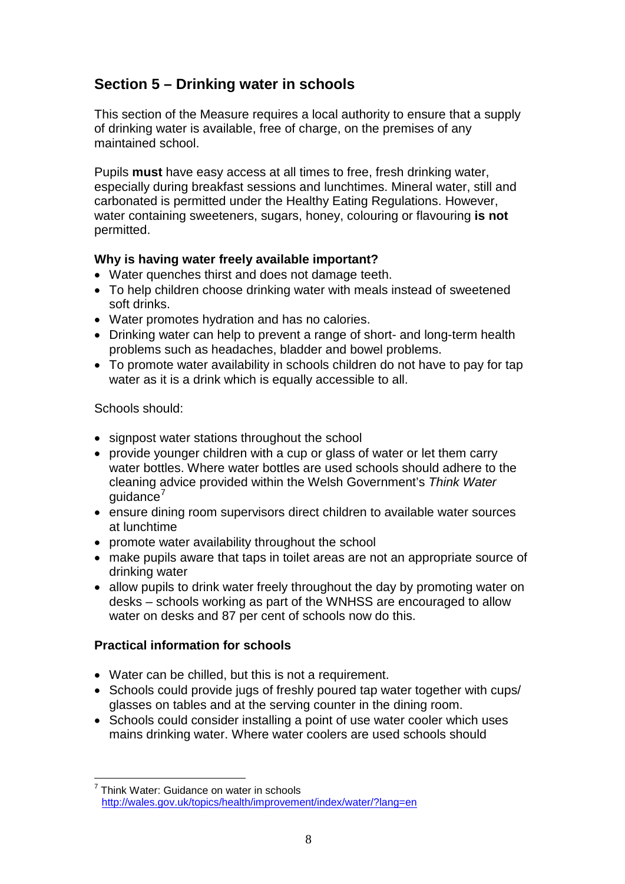## Section 5 – Drinking water in schools

This section of the Measure requires a local authority to ensure that a supply of drinking water is available, free of charge, on the premises of any maintained school.

Pupils **must** have easy access at all times to free, fresh drinking water, especially during breakfast sessions and lunchtimes. Mineral water, still and carbonated is permitted under the Healthy Eating Regulations. However, water containing sweeteners, sugars, honey, colouring or flavouring **is not** permitted.

**Why is having water freely available important?**

- Water quenches thirst and does not damage teeth.
- To help children choose drinking water with meals instead of sweetened soft drinks.
- Water promotes hydration and has no calories.
- Drinking water can help to prevent a range of short- and long-term health problems such as headaches, bladder and bowel problems.
- To promote water availability in schools children do not have to pay for tap water as it is a drink which is equally accessible to all.

Schools should:

- signpost water stations throughout the school
- provide younger children with a cup or glass of water or let them carry water bottles. Where water bottles are used schools should adhere to the cleaning advice provided within the Welsh Government's *Think Water* guidance[7]
- ensure dining room supervisors direct children to available water sources at lunchtime
- promote water availability throughout the school
- make pupils aware that taps in toilet areas are not an appropriate source of drinking water
- allow pupils to drink water freely throughout the day by promoting water on desks – schools working as part of the WNHSS are encouraged to allow water on desks and 87 per cent of schools now do this.

**Practical information for schools**

- Water can be chilled, but this is not a requirement.
- Schools could provide jugs of freshly poured tap water together with cups/ glasses on tables and at the serving counter in the dining room.
- Schools could consider installing a point of use water cooler which uses mains drinking water. Where water coolers are used schools should

[7] Think Water: Guidance on water in schools http://wales.gov.uk/topics/health/improvement/index/water/?lang=en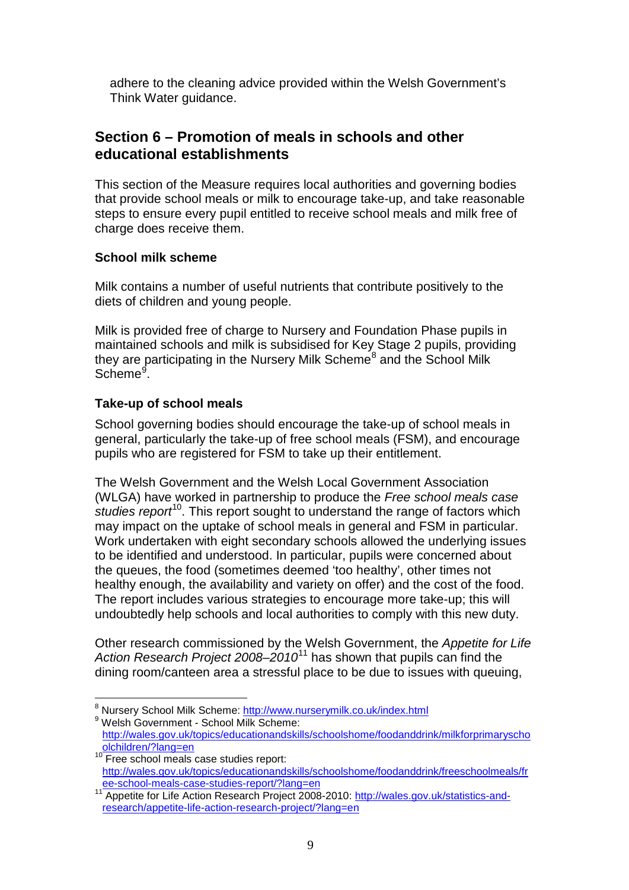adhere to the cleaning advice provided within the Welsh Government's Think Water guidance.

## Section 6 – Promotion of meals in schools and other educational establishments

This section of the Measure requires local authorities and governing bodies that provide school meals or milk to encourage take-up, and take reasonable steps to ensure every pupil entitled to receive school meals and milk free of charge does receive them.

### School milk scheme

Milk contains a number of useful nutrients that contribute positively to the diets of children and young people.

Milk is provided free of charge to Nursery and Foundation Phase pupils in maintained schools and milk is subsidised for Key Stage 2 pupils, providing they are participating in the Nursery Milk Scheme[8] and the School Milk Scheme[9].

### Take-up of school meals

School governing bodies should encourage the take-up of school meals in general, particularly the take-up of free school meals (FSM), and encourage pupils who are registered for FSM to take up their entitlement.

The Welsh Government and the Welsh Local Government Association (WLGA) have worked in partnership to produce the *Free school meals case studies report*[10]. This report sought to understand the range of factors which may impact on the uptake of school meals in general and FSM in particular. Work undertaken with eight secondary schools allowed the underlying issues to be identified and understood. In particular, pupils were concerned about the queues, the food (sometimes deemed 'too healthy', other times not healthy enough, the availability and variety on offer) and the cost of the food. The report includes various strategies to encourage more take-up; this will undoubtedly help schools and local authorities to comply with this new duty.

Other research commissioned by the Welsh Government, the *Appetite for Life Action Research Project 2008–2010*[11] has shown that pupils can find the dining room/canteen area a stressful place to be due to issues with queuing,

---

[8] Nursery School Milk Scheme: http://www.nurserymilk.co.uk/index.html

[9] Welsh Government - School Milk Scheme: http://wales.gov.uk/topics/educationandskills/schoolshome/foodanddrink/milkforprimaryschoolchildren/?lang=en

[10] Free school meals case studies report: http://wales.gov.uk/topics/educationandskills/schoolshome/foodanddrink/freeschoolmeals/free-school-meals-case-studies-report/?lang=en

[11] Appetite for Life Action Research Project 2008-2010: http://wales.gov.uk/statistics-and-research/appetite-life-action-research-project/?lang=en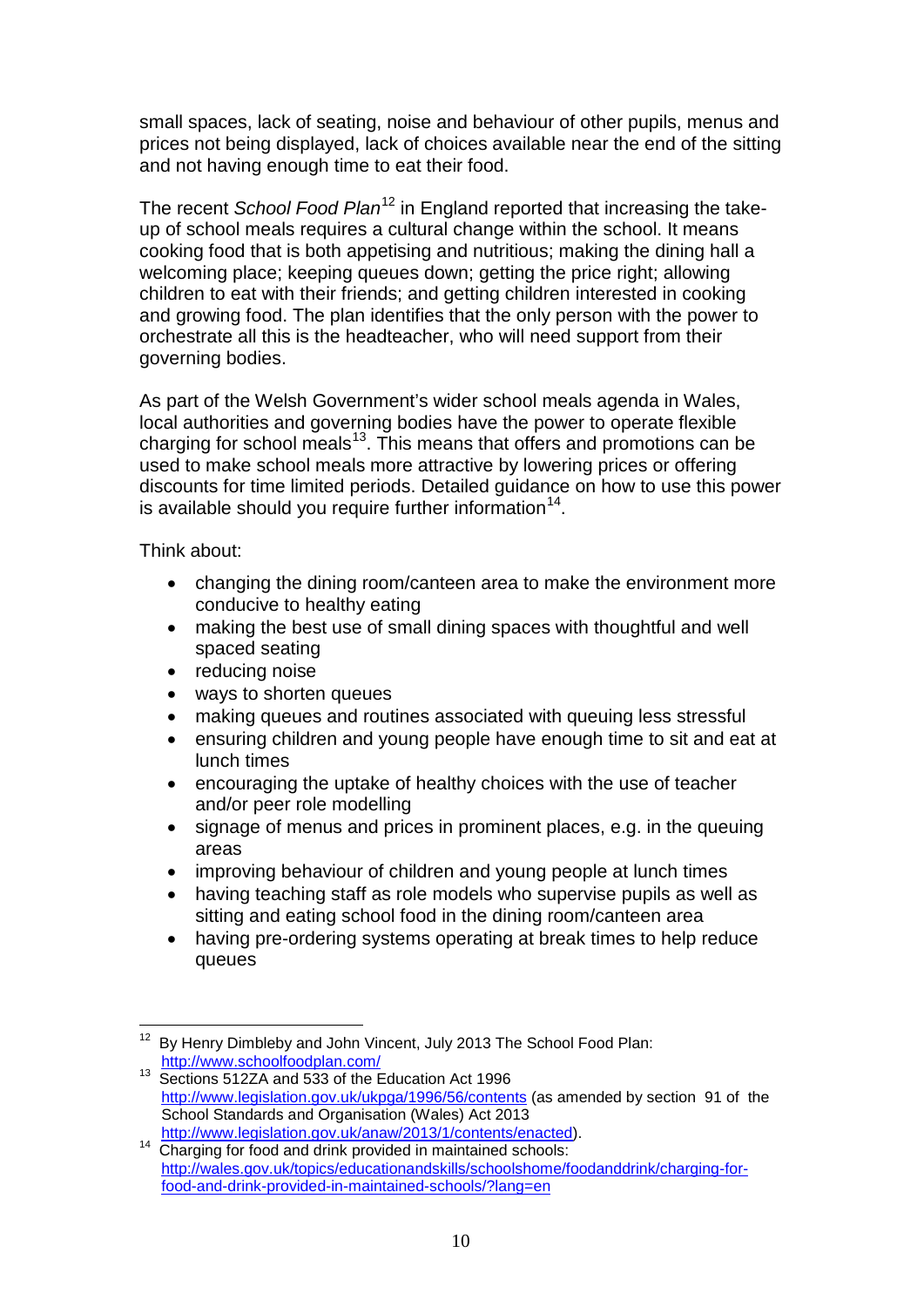small spaces, lack of seating, noise and behaviour of other pupils, menus and prices not being displayed, lack of choices available near the end of the sitting and not having enough time to eat their food.

The recent *School Food Plan*[12] in England reported that increasing the take-up of school meals requires a cultural change within the school. It means cooking food that is both appetising and nutritious; making the dining hall a welcoming place; keeping queues down; getting the price right; allowing children to eat with their friends; and getting children interested in cooking and growing food. The plan identifies that the only person with the power to orchestrate all this is the headteacher, who will need support from their governing bodies.

As part of the Welsh Government's wider school meals agenda in Wales, local authorities and governing bodies have the power to operate flexible charging for school meals[13]. This means that offers and promotions can be used to make school meals more attractive by lowering prices or offering discounts for time limited periods. Detailed guidance on how to use this power is available should you require further information[14].

Think about:

- changing the dining room/canteen area to make the environment more conducive to healthy eating
- making the best use of small dining spaces with thoughtful and well spaced seating
- reducing noise
- ways to shorten queues
- making queues and routines associated with queuing less stressful
- ensuring children and young people have enough time to sit and eat at lunch times
- encouraging the uptake of healthy choices with the use of teacher and/or peer role modelling
- signage of menus and prices in prominent places, e.g. in the queuing areas
- improving behaviour of children and young people at lunch times
- having teaching staff as role models who supervise pupils as well as sitting and eating school food in the dining room/canteen area
- having pre-ordering systems operating at break times to help reduce queues

---

[12] By Henry Dimbleby and John Vincent, July 2013 The School Food Plan: http://www.schoolfoodplan.com/

[13] Sections 512ZA and 533 of the Education Act 1996 http://www.legislation.gov.uk/ukpga/1996/56/contents (as amended by section 91 of the School Standards and Organisation (Wales) Act 2013 http://www.legislation.gov.uk/anaw/2013/1/contents/enacted).

[14] Charging for food and drink provided in maintained schools: http://wales.gov.uk/topics/educationandskills/schoolshome/foodanddrink/charging-for-food-and-drink-provided-in-maintained-schools/?lang=en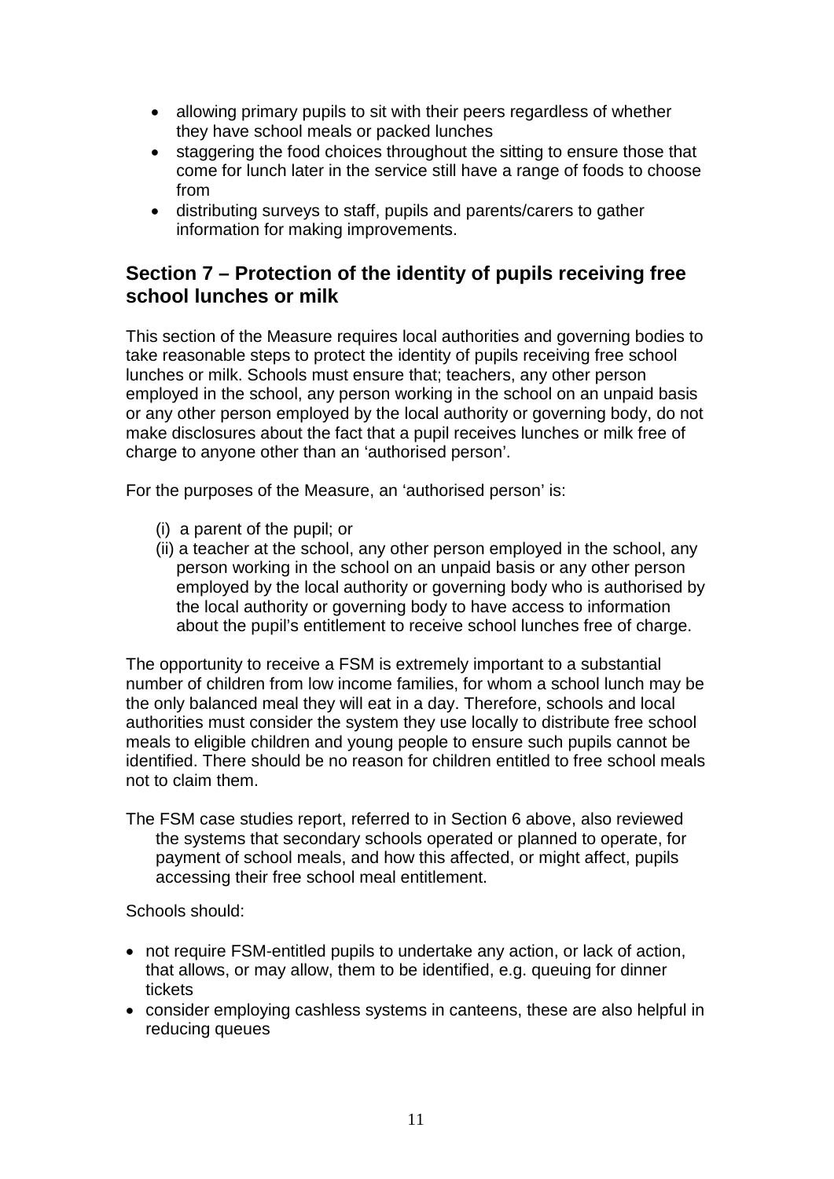- allowing primary pupils to sit with their peers regardless of whether they have school meals or packed lunches
- staggering the food choices throughout the sitting to ensure those that come for lunch later in the service still have a range of foods to choose from
- distributing surveys to staff, pupils and parents/carers to gather information for making improvements.

## Section 7 – Protection of the identity of pupils receiving free school lunches or milk

This section of the Measure requires local authorities and governing bodies to take reasonable steps to protect the identity of pupils receiving free school lunches or milk. Schools must ensure that; teachers, any other person employed in the school, any person working in the school on an unpaid basis or any other person employed by the local authority or governing body, do not make disclosures about the fact that a pupil receives lunches or milk free of charge to anyone other than an 'authorised person'.

For the purposes of the Measure, an 'authorised person' is:

(i) a parent of the pupil; or
(ii) a teacher at the school, any other person employed in the school, any person working in the school on an unpaid basis or any other person employed by the local authority or governing body who is authorised by the local authority or governing body to have access to information about the pupil's entitlement to receive school lunches free of charge.

The opportunity to receive a FSM is extremely important to a substantial number of children from low income families, for whom a school lunch may be the only balanced meal they will eat in a day. Therefore, schools and local authorities must consider the system they use locally to distribute free school meals to eligible children and young people to ensure such pupils cannot be identified. There should be no reason for children entitled to free school meals not to claim them.

The FSM case studies report, referred to in Section 6 above, also reviewed the systems that secondary schools operated or planned to operate, for payment of school meals, and how this affected, or might affect, pupils accessing their free school meal entitlement.

Schools should:

- not require FSM-entitled pupils to undertake any action, or lack of action, that allows, or may allow, them to be identified, e.g. queuing for dinner tickets
- consider employing cashless systems in canteens, these are also helpful in reducing queues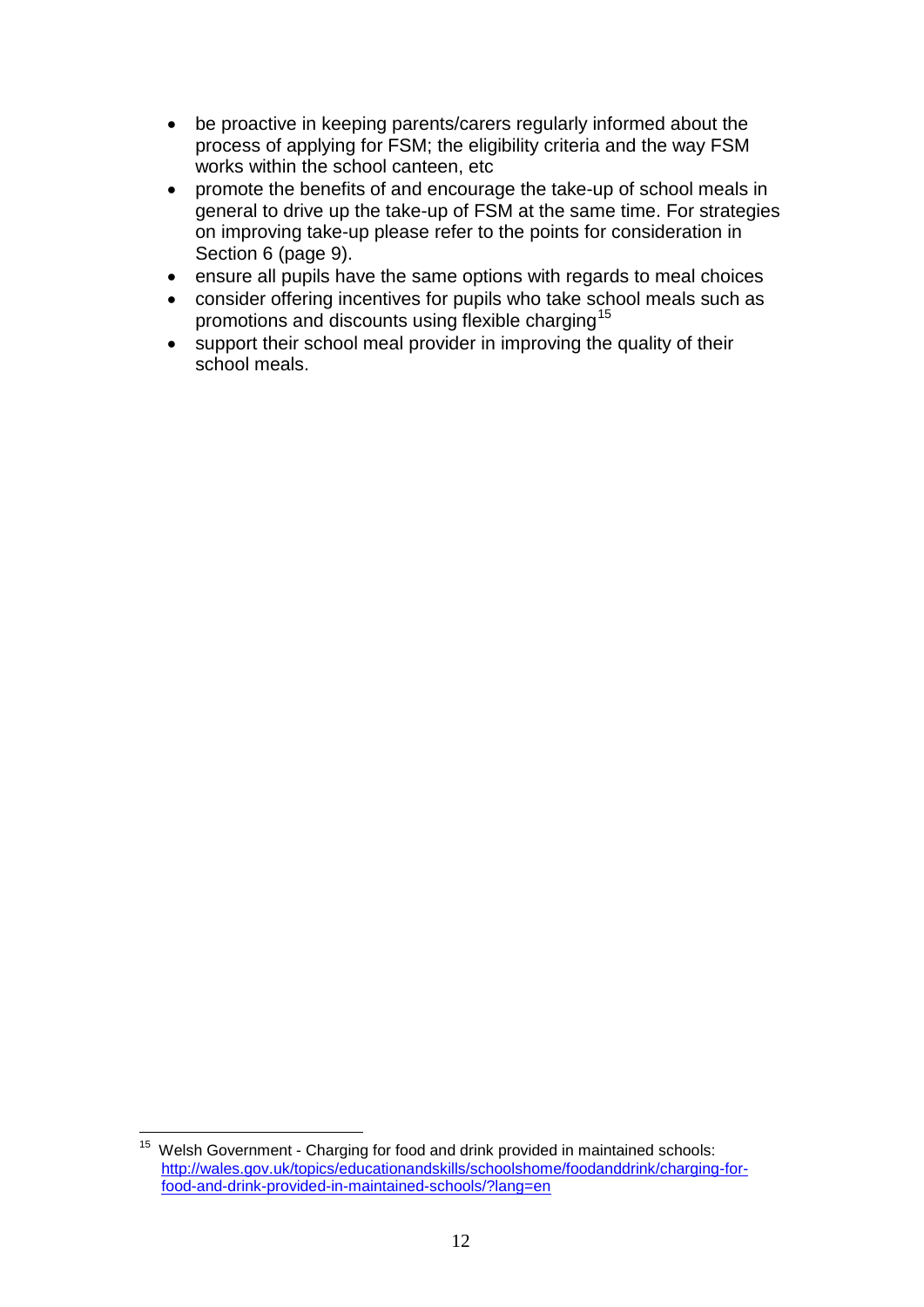- be proactive in keeping parents/carers regularly informed about the process of applying for FSM; the eligibility criteria and the way FSM works within the school canteen, etc
- promote the benefits of and encourage the take-up of school meals in general to drive up the take-up of FSM at the same time. For strategies on improving take-up please refer to the points for consideration in Section 6 (page 9).
- ensure all pupils have the same options with regards to meal choices
- consider offering incentives for pupils who take school meals such as promotions and discounts using flexible charging[15]
- support their school meal provider in improving the quality of their school meals.

---

[15] Welsh Government - Charging for food and drink provided in maintained schools: http://wales.gov.uk/topics/educationandskills/schoolshome/foodanddrink/charging-for-food-and-drink-provided-in-maintained-schools/?lang=en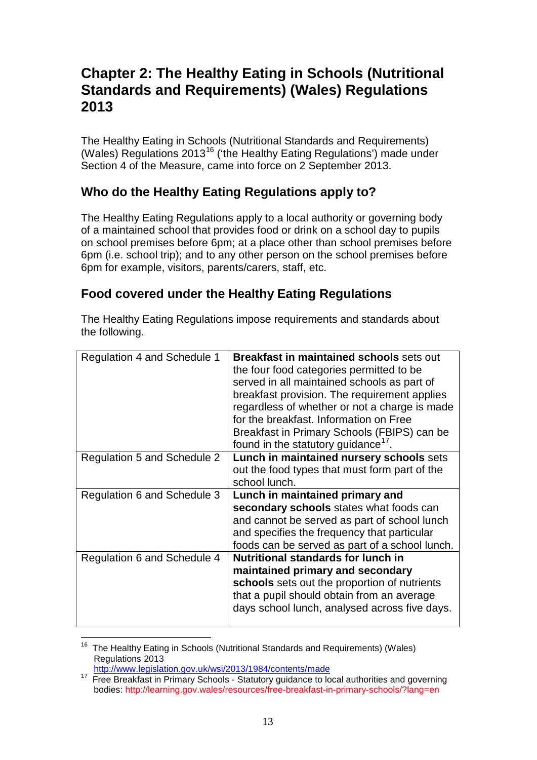## Chapter 2: The Healthy Eating in Schools (Nutritional Standards and Requirements) (Wales) Regulations 2013

The Healthy Eating in Schools (Nutritional Standards and Requirements) (Wales) Regulations 2013[16] ('the Healthy Eating Regulations') made under Section 4 of the Measure, came into force on 2 September 2013.

### Who do the Healthy Eating Regulations apply to?

The Healthy Eating Regulations apply to a local authority or governing body of a maintained school that provides food or drink on a school day to pupils on school premises before 6pm; at a place other than school premises before 6pm (i.e. school trip); and to any other person on the school premises before 6pm for example, visitors, parents/carers, staff, etc.

### Food covered under the Healthy Eating Regulations

The Healthy Eating Regulations impose requirements and standards about the following.

| | |
|---|---|
| Regulation 4 and Schedule 1 | **Breakfast in maintained schools** sets out the four food categories permitted to be served in all maintained schools as part of breakfast provision. The requirement applies regardless of whether or not a charge is made for the breakfast. Information on Free Breakfast in Primary Schools (FBIPS) can be found in the statutory guidance[17]. |
| Regulation 5 and Schedule 2 | **Lunch in maintained nursery schools** sets out the food types that must form part of the school lunch. |
| Regulation 6 and Schedule 3 | **Lunch in maintained primary and secondary schools** states what foods can and cannot be served as part of school lunch and specifies the frequency that particular foods can be served as part of a school lunch. |
| Regulation 6 and Schedule 4 | **Nutritional standards for lunch in maintained primary and secondary schools** sets out the proportion of nutrients that a pupil should obtain from an average days school lunch, analysed across five days. |

[16] The Healthy Eating in Schools (Nutritional Standards and Requirements) (Wales) Regulations 2013 http://www.legislation.gov.uk/wsi/2013/1984/contents/made

[17] Free Breakfast in Primary Schools - Statutory guidance to local authorities and governing bodies: http://learning.gov.wales/resources/free-breakfast-in-primary-schools/?lang=en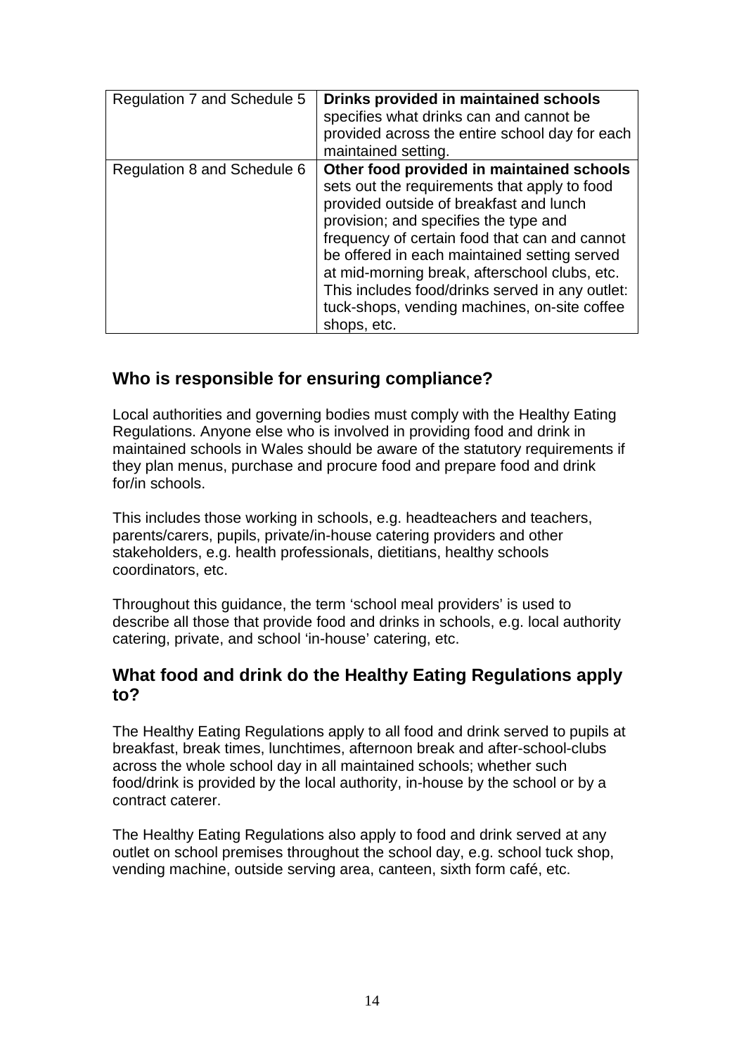| Regulation 7 and Schedule 5 | **Drinks provided in maintained schools** specifies what drinks can and cannot be provided across the entire school day for each maintained setting. |
|---|---|
| Regulation 8 and Schedule 6 | **Other food provided in maintained schools** sets out the requirements that apply to food provided outside of breakfast and lunch provision; and specifies the type and frequency of certain food that can and cannot be offered in each maintained setting served at mid-morning break, afterschool clubs, etc. This includes food/drinks served in any outlet: tuck-shops, vending machines, on-site coffee shops, etc. |

## Who is responsible for ensuring compliance?

Local authorities and governing bodies must comply with the Healthy Eating Regulations. Anyone else who is involved in providing food and drink in maintained schools in Wales should be aware of the statutory requirements if they plan menus, purchase and procure food and prepare food and drink for/in schools.

This includes those working in schools, e.g. headteachers and teachers, parents/carers, pupils, private/in-house catering providers and other stakeholders, e.g. health professionals, dietitians, healthy schools coordinators, etc.

Throughout this guidance, the term 'school meal providers' is used to describe all those that provide food and drinks in schools, e.g. local authority catering, private, and school 'in-house' catering, etc.

## What food and drink do the Healthy Eating Regulations apply to?

The Healthy Eating Regulations apply to all food and drink served to pupils at breakfast, break times, lunchtimes, afternoon break and after-school-clubs across the whole school day in all maintained schools; whether such food/drink is provided by the local authority, in-house by the school or by a contract caterer.

The Healthy Eating Regulations also apply to food and drink served at any outlet on school premises throughout the school day, e.g. school tuck shop, vending machine, outside serving area, canteen, sixth form café, etc.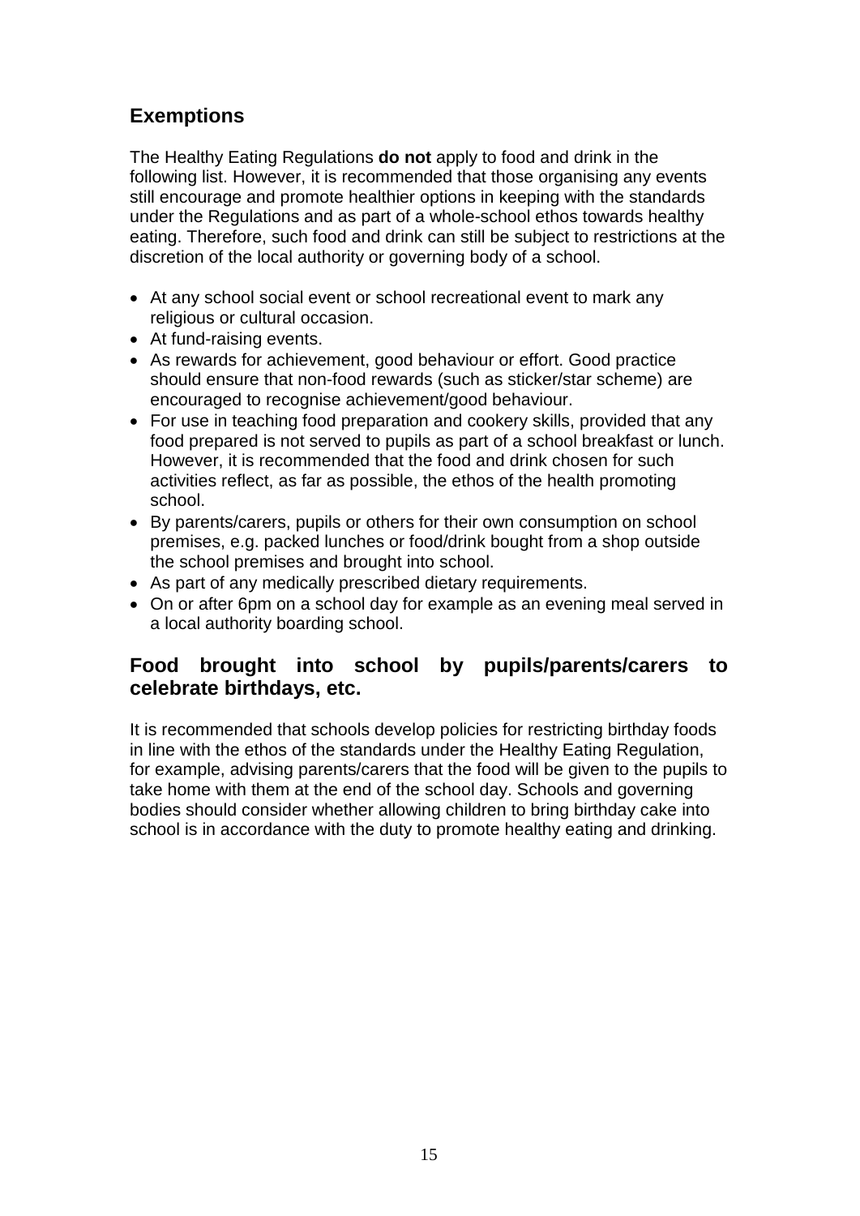## Exemptions

The Healthy Eating Regulations **do not** apply to food and drink in the following list. However, it is recommended that those organising any events still encourage and promote healthier options in keeping with the standards under the Regulations and as part of a whole-school ethos towards healthy eating. Therefore, such food and drink can still be subject to restrictions at the discretion of the local authority or governing body of a school.

- At any school social event or school recreational event to mark any religious or cultural occasion.
- At fund-raising events.
- As rewards for achievement, good behaviour or effort. Good practice should ensure that non-food rewards (such as sticker/star scheme) are encouraged to recognise achievement/good behaviour.
- For use in teaching food preparation and cookery skills, provided that any food prepared is not served to pupils as part of a school breakfast or lunch. However, it is recommended that the food and drink chosen for such activities reflect, as far as possible, the ethos of the health promoting school.
- By parents/carers, pupils or others for their own consumption on school premises, e.g. packed lunches or food/drink bought from a shop outside the school premises and brought into school.
- As part of any medically prescribed dietary requirements.
- On or after 6pm on a school day for example as an evening meal served in a local authority boarding school.

## Food brought into school by pupils/parents/carers to celebrate birthdays, etc.

It is recommended that schools develop policies for restricting birthday foods in line with the ethos of the standards under the Healthy Eating Regulation, for example, advising parents/carers that the food will be given to the pupils to take home with them at the end of the school day. Schools and governing bodies should consider whether allowing children to bring birthday cake into school is in accordance with the duty to promote healthy eating and drinking.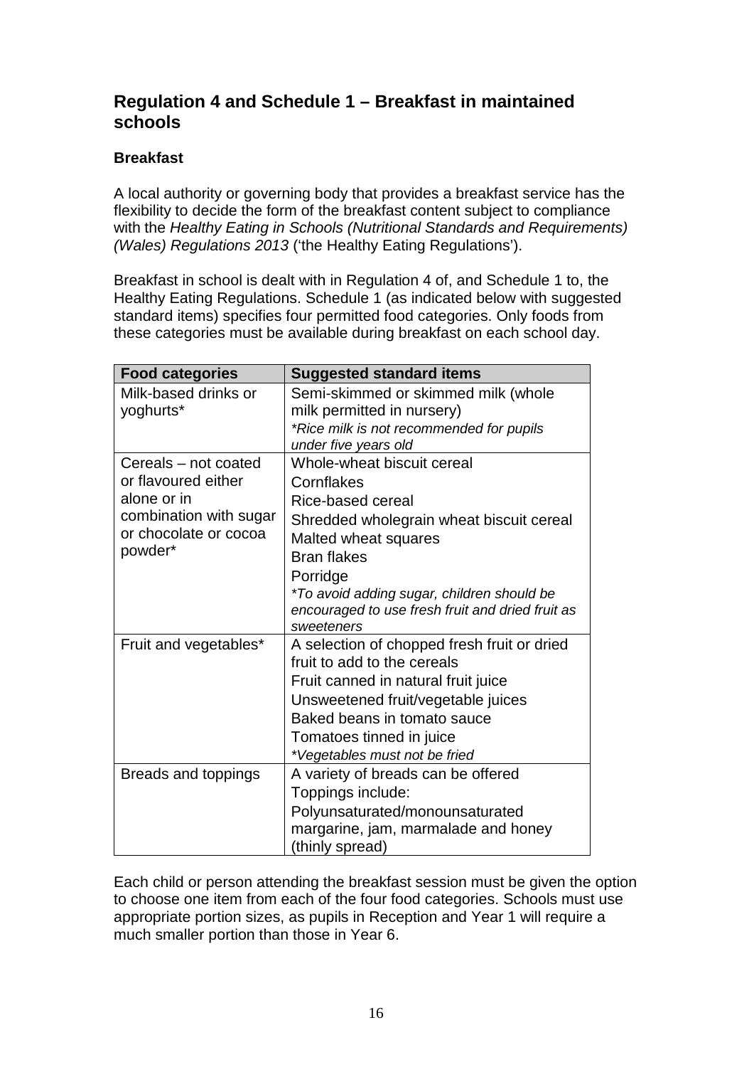## Regulation 4 and Schedule 1 – Breakfast in maintained schools

### Breakfast

A local authority or governing body that provides a breakfast service has the flexibility to decide the form of the breakfast content subject to compliance with the *Healthy Eating in Schools (Nutritional Standards and Requirements) (Wales) Regulations 2013* ('the Healthy Eating Regulations').

Breakfast in school is dealt with in Regulation 4 of, and Schedule 1 to, the Healthy Eating Regulations. Schedule 1 (as indicated below with suggested standard items) specifies four permitted food categories. Only foods from these categories must be available during breakfast on each school day.

| Food categories | Suggested standard items |
| --- | --- |
| Milk-based drinks or yoghurts* | Semi-skimmed or skimmed milk (whole milk permitted in nursery)<br>*\*Rice milk is not recommended for pupils under five years old* |
| Cereals – not coated or flavoured either alone or in combination with sugar or chocolate or cocoa powder* | Whole-wheat biscuit cereal<br>Cornflakes<br>Rice-based cereal<br>Shredded wholegrain wheat biscuit cereal<br>Malted wheat squares<br>Bran flakes<br>Porridge<br>*\*To avoid adding sugar, children should be encouraged to use fresh fruit and dried fruit as sweeteners* |
| Fruit and vegetables* | A selection of chopped fresh fruit or dried fruit to add to the cereals<br>Fruit canned in natural fruit juice<br>Unsweetened fruit/vegetable juices<br>Baked beans in tomato sauce<br>Tomatoes tinned in juice<br>*\*Vegetables must not be fried* |
| Breads and toppings | A variety of breads can be offered<br>Toppings include:<br>Polyunsaturated/monounsaturated margarine, jam, marmalade and honey (thinly spread) |

Each child or person attending the breakfast session must be given the option to choose one item from each of the four food categories. Schools must use appropriate portion sizes, as pupils in Reception and Year 1 will require a much smaller portion than those in Year 6.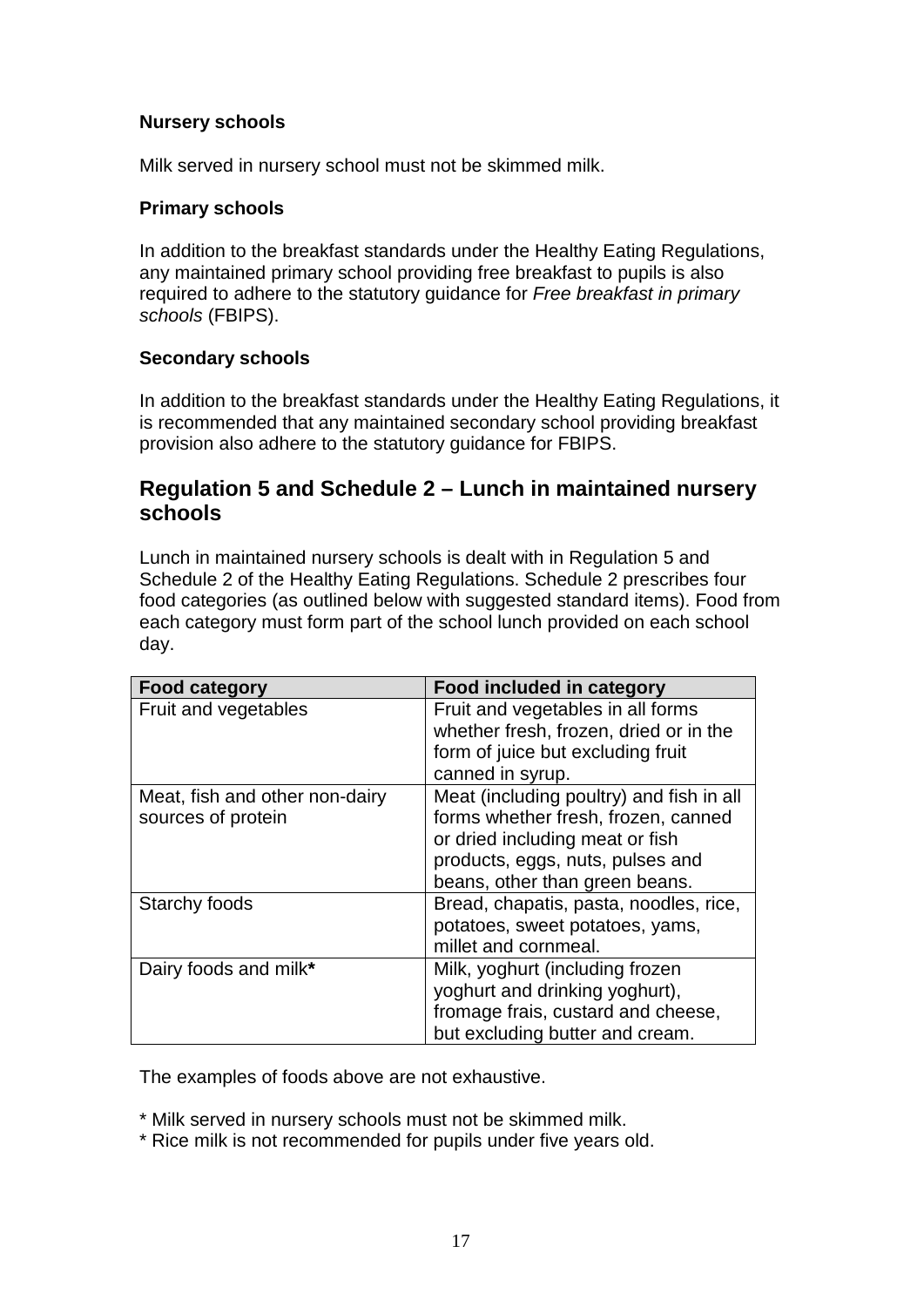### Nursery schools

Milk served in nursery school must not be skimmed milk.

### Primary schools

In addition to the breakfast standards under the Healthy Eating Regulations, any maintained primary school providing free breakfast to pupils is also required to adhere to the statutory guidance for *Free breakfast in primary schools* (FBIPS).

### Secondary schools

In addition to the breakfast standards under the Healthy Eating Regulations, it is recommended that any maintained secondary school providing breakfast provision also adhere to the statutory guidance for FBIPS.

## Regulation 5 and Schedule 2 – Lunch in maintained nursery schools

Lunch in maintained nursery schools is dealt with in Regulation 5 and Schedule 2 of the Healthy Eating Regulations. Schedule 2 prescribes four food categories (as outlined below with suggested standard items). Food from each category must form part of the school lunch provided on each school day.

| **Food category** | **Food included in category** |
|---|---|
| Fruit and vegetables | Fruit and vegetables in all forms whether fresh, frozen, dried or in the form of juice but excluding fruit canned in syrup. |
| Meat, fish and other non-dairy sources of protein | Meat (including poultry) and fish in all forms whether fresh, frozen, canned or dried including meat or fish products, eggs, nuts, pulses and beans, other than green beans. |
| Starchy foods | Bread, chapatis, pasta, noodles, rice, potatoes, sweet potatoes, yams, millet and cornmeal. |
| Dairy foods and milk**\*** | Milk, yoghurt (including frozen yoghurt and drinking yoghurt), fromage frais, custard and cheese, but excluding butter and cream. |

The examples of foods above are not exhaustive.

\* Milk served in nursery schools must not be skimmed milk.  
\* Rice milk is not recommended for pupils under five years old.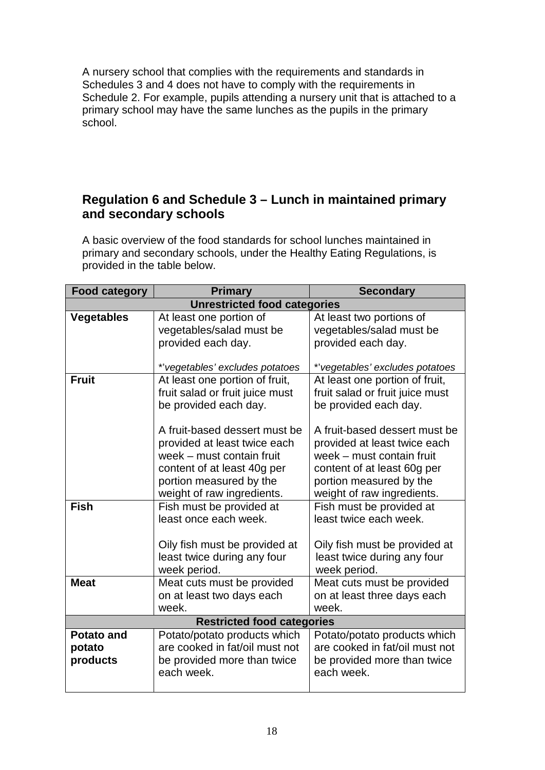A nursery school that complies with the requirements and standards in Schedules 3 and 4 does not have to comply with the requirements in Schedule 2. For example, pupils attending a nursery unit that is attached to a primary school may have the same lunches as the pupils in the primary school.

## Regulation 6 and Schedule 3 – Lunch in maintained primary and secondary schools

A basic overview of the food standards for school lunches maintained in primary and secondary schools, under the Healthy Eating Regulations, is provided in the table below.

| Food category | Primary | Secondary |
|---|---|---|
| **Unrestricted food categories** | | |
| **Vegetables** | At least one portion of vegetables/salad must be provided each day.<br><br>*'vegetables' excludes potatoes* | At least two portions of vegetables/salad must be provided each day.<br><br>*'vegetables' excludes potatoes* |
| **Fruit** | At least one portion of fruit, fruit salad or fruit juice must be provided each day.<br><br>A fruit-based dessert must be provided at least twice each week – must contain fruit content of at least 40g per portion measured by the weight of raw ingredients. | At least one portion of fruit, fruit salad or fruit juice must be provided each day.<br><br>A fruit-based dessert must be provided at least twice each week – must contain fruit content of at least 60g per portion measured by the weight of raw ingredients. |
| **Fish** | Fish must be provided at least once each week.<br><br>Oily fish must be provided at least twice during any four week period. | Fish must be provided at least twice each week.<br><br>Oily fish must be provided at least twice during any four week period. |
| **Meat** | Meat cuts must be provided on at least two days each week. | Meat cuts must be provided on at least three days each week. |
| **Restricted food categories** | | |
| **Potato and potato products** | Potato/potato products which are cooked in fat/oil must not be provided more than twice each week. | Potato/potato products which are cooked in fat/oil must not be provided more than twice each week. |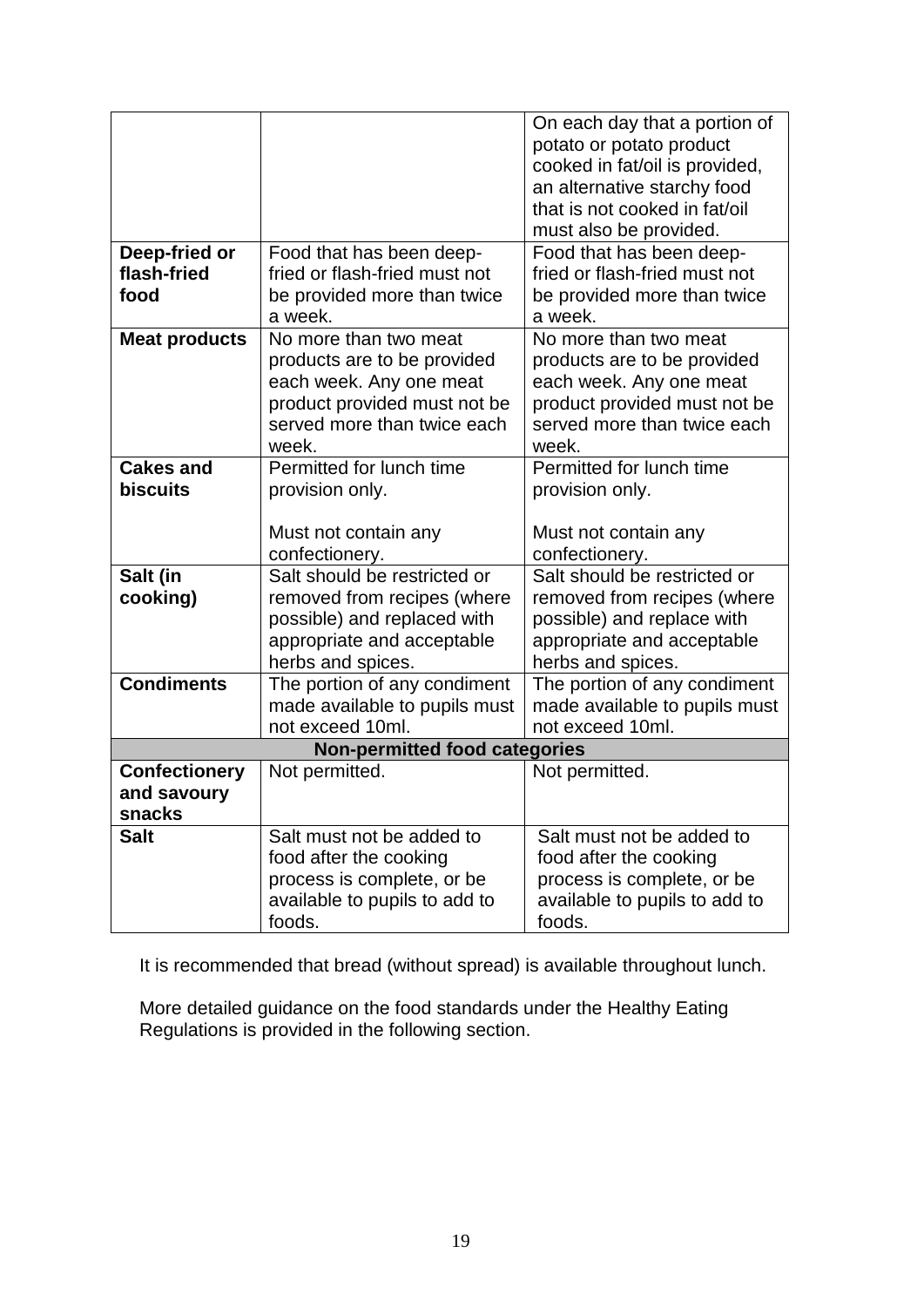| | | |
|---|---|---|
| | | On each day that a portion of potato or potato product cooked in fat/oil is provided, an alternative starchy food that is not cooked in fat/oil must also be provided. |
| **Deep-fried or flash-fried food** | Food that has been deep-fried or flash-fried must not be provided more than twice a week. | Food that has been deep-fried or flash-fried must not be provided more than twice a week. |
| **Meat products** | No more than two meat products are to be provided each week. Any one meat product provided must not be served more than twice each week. | No more than two meat products are to be provided each week. Any one meat product provided must not be served more than twice each week. |
| **Cakes and biscuits** | Permitted for lunch time provision only.<br><br>Must not contain any confectionery. | Permitted for lunch time provision only.<br><br>Must not contain any confectionery. |
| **Salt (in cooking)** | Salt should be restricted or removed from recipes (where possible) and replaced with appropriate and acceptable herbs and spices. | Salt should be restricted or removed from recipes (where possible) and replace with appropriate and acceptable herbs and spices. |
| **Condiments** | The portion of any condiment made available to pupils must not exceed 10ml. | The portion of any condiment made available to pupils must not exceed 10ml. |
| **Non-permitted food categories** | | |
| **Confectionery and savoury snacks** | Not permitted. | Not permitted. |
| **Salt** | Salt must not be added to food after the cooking process is complete, or be available to pupils to add to foods. | Salt must not be added to food after the cooking process is complete, or be available to pupils to add to foods. |

It is recommended that bread (without spread) is available throughout lunch.

More detailed guidance on the food standards under the Healthy Eating Regulations is provided in the following section.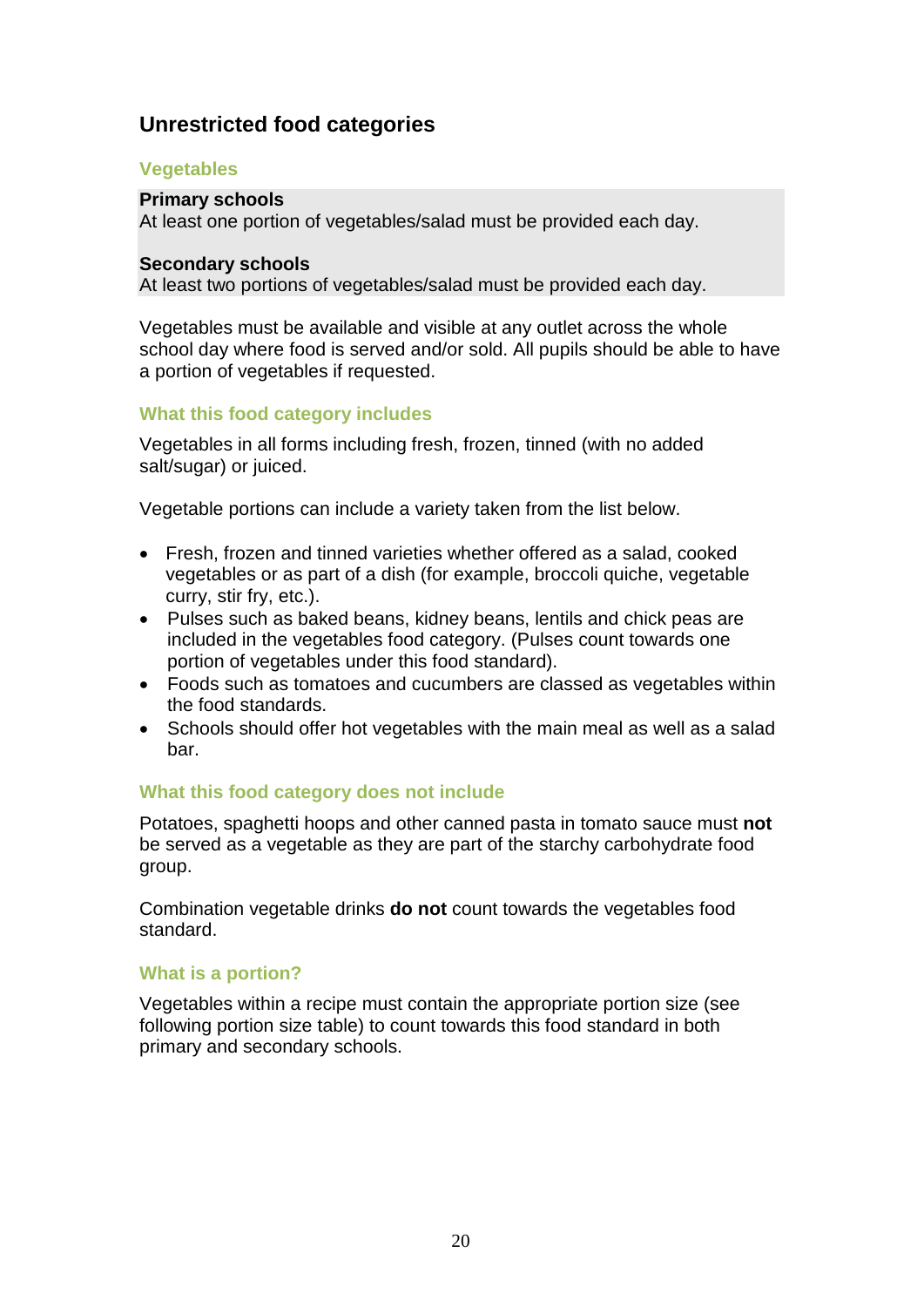## Unrestricted food categories

### Vegetables

**Primary schools**
At least one portion of vegetables/salad must be provided each day.

**Secondary schools**
At least two portions of vegetables/salad must be provided each day.

Vegetables must be available and visible at any outlet across the whole school day where food is served and/or sold. All pupils should be able to have a portion of vegetables if requested.

### What this food category includes

Vegetables in all forms including fresh, frozen, tinned (with no added salt/sugar) or juiced.

Vegetable portions can include a variety taken from the list below.

- Fresh, frozen and tinned varieties whether offered as a salad, cooked vegetables or as part of a dish (for example, broccoli quiche, vegetable curry, stir fry, etc.).
- Pulses such as baked beans, kidney beans, lentils and chick peas are included in the vegetables food category. (Pulses count towards one portion of vegetables under this food standard).
- Foods such as tomatoes and cucumbers are classed as vegetables within the food standards.
- Schools should offer hot vegetables with the main meal as well as a salad bar.

### What this food category does not include

Potatoes, spaghetti hoops and other canned pasta in tomato sauce must **not** be served as a vegetable as they are part of the starchy carbohydrate food group.

Combination vegetable drinks **do not** count towards the vegetables food standard.

### What is a portion?

Vegetables within a recipe must contain the appropriate portion size (see following portion size table) to count towards this food standard in both primary and secondary schools.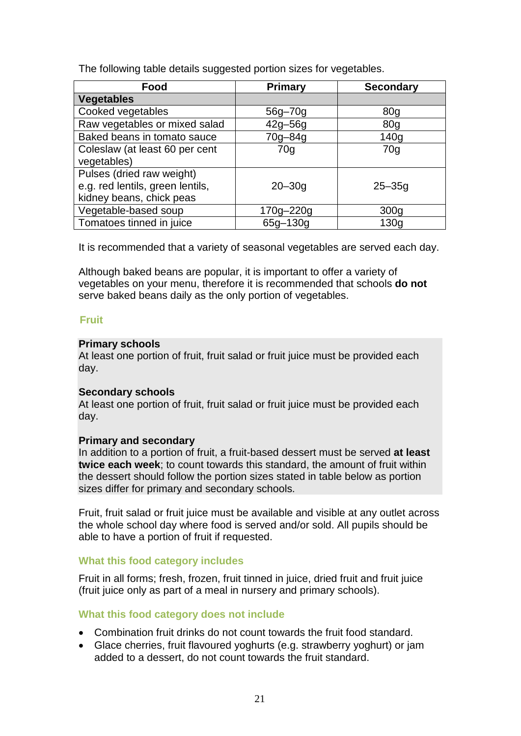The following table details suggested portion sizes for vegetables.

| Food | Primary | Secondary |
|---|---|---|
| **Vegetables** | | |
| Cooked vegetables | 56g–70g | 80g |
| Raw vegetables or mixed salad | 42g–56g | 80g |
| Baked beans in tomato sauce | 70g–84g | 140g |
| Coleslaw (at least 60 per cent vegetables) | 70g | 70g |
| Pulses (dried raw weight) e.g. red lentils, green lentils, kidney beans, chick peas | 20–30g | 25–35g |
| Vegetable-based soup | 170g–220g | 300g |
| Tomatoes tinned in juice | 65g–130g | 130g |

It is recommended that a variety of seasonal vegetables are served each day.

Although baked beans are popular, it is important to offer a variety of vegetables on your menu, therefore it is recommended that schools **do not** serve baked beans daily as the only portion of vegetables.

### Fruit

**Primary schools**
At least one portion of fruit, fruit salad or fruit juice must be provided each day.

**Secondary schools**
At least one portion of fruit, fruit salad or fruit juice must be provided each day.

**Primary and secondary**
In addition to a portion of fruit, a fruit-based dessert must be served **at least twice each week**; to count towards this standard, the amount of fruit within the dessert should follow the portion sizes stated in table below as portion sizes differ for primary and secondary schools.

Fruit, fruit salad or fruit juice must be available and visible at any outlet across the whole school day where food is served and/or sold. All pupils should be able to have a portion of fruit if requested.

#### What this food category includes

Fruit in all forms; fresh, frozen, fruit tinned in juice, dried fruit and fruit juice (fruit juice only as part of a meal in nursery and primary schools).

#### What this food category does not include

- Combination fruit drinks do not count towards the fruit food standard.
- Glace cherries, fruit flavoured yoghurts (e.g. strawberry yoghurt) or jam added to a dessert, do not count towards the fruit standard.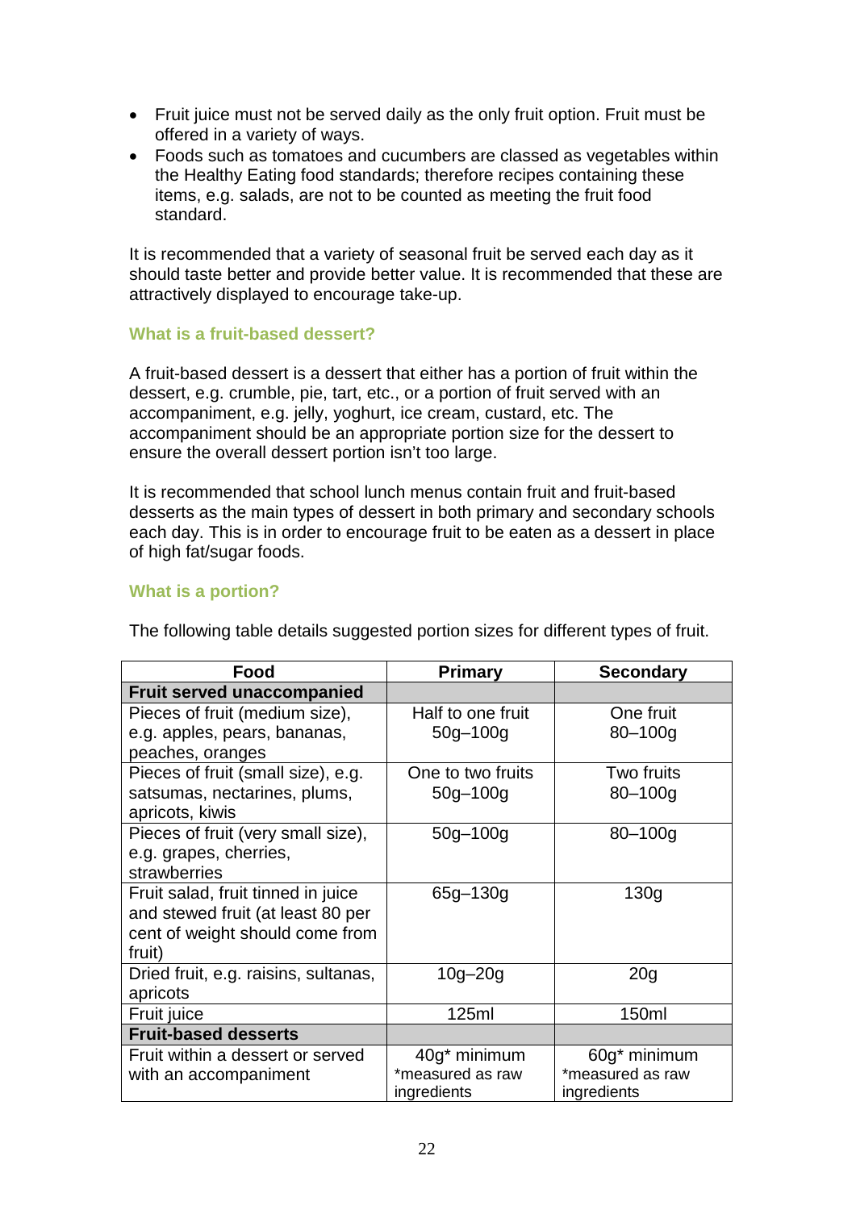- Fruit juice must not be served daily as the only fruit option. Fruit must be offered in a variety of ways.
- Foods such as tomatoes and cucumbers are classed as vegetables within the Healthy Eating food standards; therefore recipes containing these items, e.g. salads, are not to be counted as meeting the fruit food standard.

It is recommended that a variety of seasonal fruit be served each day as it should taste better and provide better value. It is recommended that these are attractively displayed to encourage take-up.

### What is a fruit-based dessert?

A fruit-based dessert is a dessert that either has a portion of fruit within the dessert, e.g. crumble, pie, tart, etc., or a portion of fruit served with an accompaniment, e.g. jelly, yoghurt, ice cream, custard, etc. The accompaniment should be an appropriate portion size for the dessert to ensure the overall dessert portion isn't too large.

It is recommended that school lunch menus contain fruit and fruit-based desserts as the main types of dessert in both primary and secondary schools each day. This is in order to encourage fruit to be eaten as a dessert in place of high fat/sugar foods.

### What is a portion?

The following table details suggested portion sizes for different types of fruit.

| Food | Primary | Secondary |
|---|---|---|
| **Fruit served unaccompanied** | | |
| Pieces of fruit (medium size), e.g. apples, pears, bananas, peaches, oranges | Half to one fruit 50g–100g | One fruit 80–100g |
| Pieces of fruit (small size), e.g. satsumas, nectarines, plums, apricots, kiwis | One to two fruits 50g–100g | Two fruits 80–100g |
| Pieces of fruit (very small size), e.g. grapes, cherries, strawberries | 50g–100g | 80–100g |
| Fruit salad, fruit tinned in juice and stewed fruit (at least 80 per cent of weight should come from fruit) | 65g–130g | 130g |
| Dried fruit, e.g. raisins, sultanas, apricots | 10g–20g | 20g |
| Fruit juice | 125ml | 150ml |
| **Fruit-based desserts** | | |
| Fruit within a dessert or served with an accompaniment | 40g* minimum *measured as raw ingredients | 60g* minimum *measured as raw ingredients |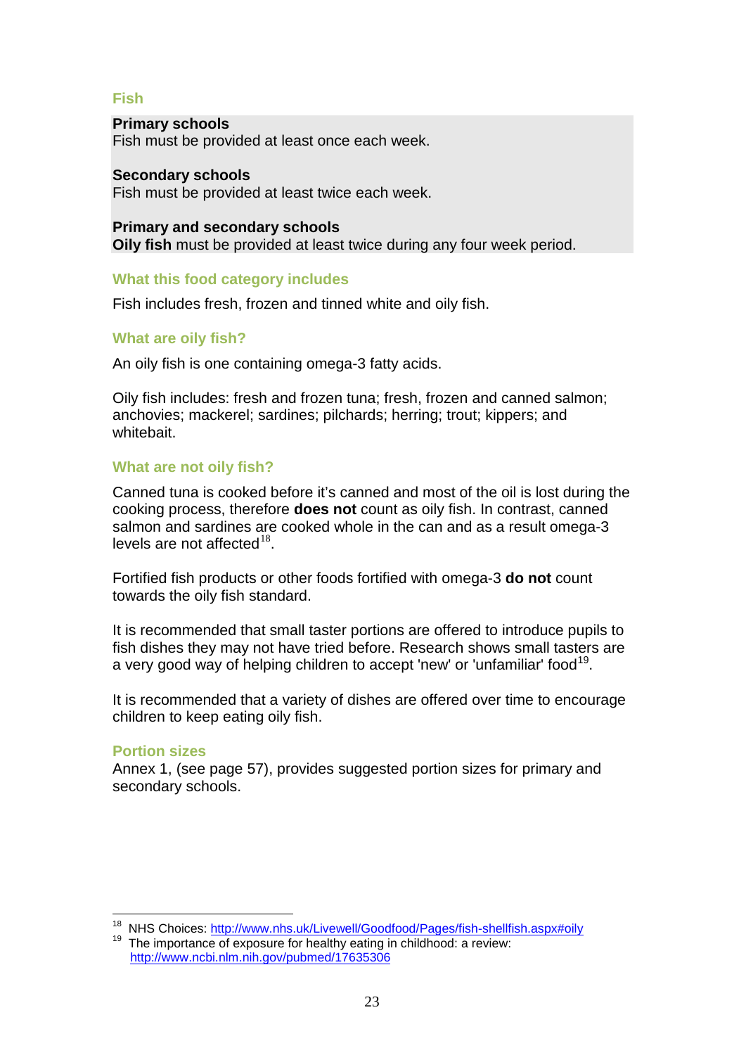## Fish

**Primary schools**
Fish must be provided at least once each week.

**Secondary schools**
Fish must be provided at least twice each week.

**Primary and secondary schools**
**Oily fish** must be provided at least twice during any four week period.

### What this food category includes

Fish includes fresh, frozen and tinned white and oily fish.

### What are oily fish?

An oily fish is one containing omega-3 fatty acids.

Oily fish includes: fresh and frozen tuna; fresh, frozen and canned salmon; anchovies; mackerel; sardines; pilchards; herring; trout; kippers; and whitebait.

### What are not oily fish?

Canned tuna is cooked before it's canned and most of the oil is lost during the cooking process, therefore **does not** count as oily fish. In contrast, canned salmon and sardines are cooked whole in the can and as a result omega-3 levels are not affected[18].

Fortified fish products or other foods fortified with omega-3 **do not** count towards the oily fish standard.

It is recommended that small taster portions are offered to introduce pupils to fish dishes they may not have tried before. Research shows small tasters are a very good way of helping children to accept 'new' or 'unfamiliar' food[19].

It is recommended that a variety of dishes are offered over time to encourage children to keep eating oily fish.

### Portion sizes

Annex 1, (see page 57), provides suggested portion sizes for primary and secondary schools.

---

[18] NHS Choices: http://www.nhs.uk/Livewell/Goodfood/Pages/fish-shellfish.aspx#oily

[19] The importance of exposure for healthy eating in childhood: a review: http://www.ncbi.nlm.nih.gov/pubmed/17635306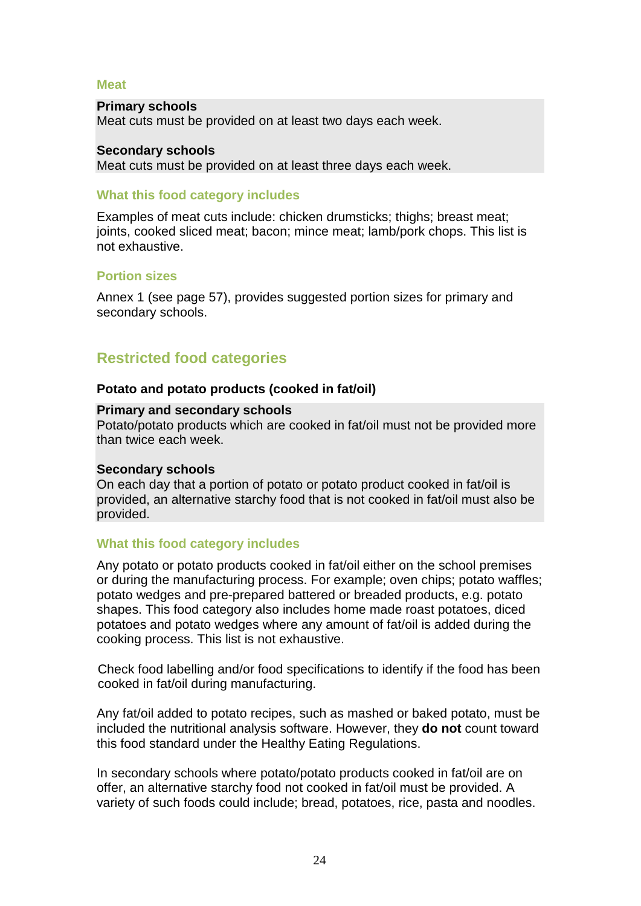### Meat

**Primary schools**
Meat cuts must be provided on at least two days each week.

**Secondary schools**
Meat cuts must be provided on at least three days each week.

#### What this food category includes

Examples of meat cuts include: chicken drumsticks; thighs; breast meat; joints, cooked sliced meat; bacon; mince meat; lamb/pork chops. This list is not exhaustive.

#### Portion sizes

Annex 1 (see page 57), provides suggested portion sizes for primary and secondary schools.

## Restricted food categories

### Potato and potato products (cooked in fat/oil)

**Primary and secondary schools**
Potato/potato products which are cooked in fat/oil must not be provided more than twice each week.

**Secondary schools**
On each day that a portion of potato or potato product cooked in fat/oil is provided, an alternative starchy food that is not cooked in fat/oil must also be provided.

#### What this food category includes

Any potato or potato products cooked in fat/oil either on the school premises or during the manufacturing process. For example; oven chips; potato waffles; potato wedges and pre-prepared battered or breaded products, e.g. potato shapes. This food category also includes home made roast potatoes, diced potatoes and potato wedges where any amount of fat/oil is added during the cooking process. This list is not exhaustive.

Check food labelling and/or food specifications to identify if the food has been cooked in fat/oil during manufacturing.

Any fat/oil added to potato recipes, such as mashed or baked potato, must be included the nutritional analysis software. However, they **do not** count toward this food standard under the Healthy Eating Regulations.

In secondary schools where potato/potato products cooked in fat/oil are on offer, an alternative starchy food not cooked in fat/oil must be provided. A variety of such foods could include; bread, potatoes, rice, pasta and noodles.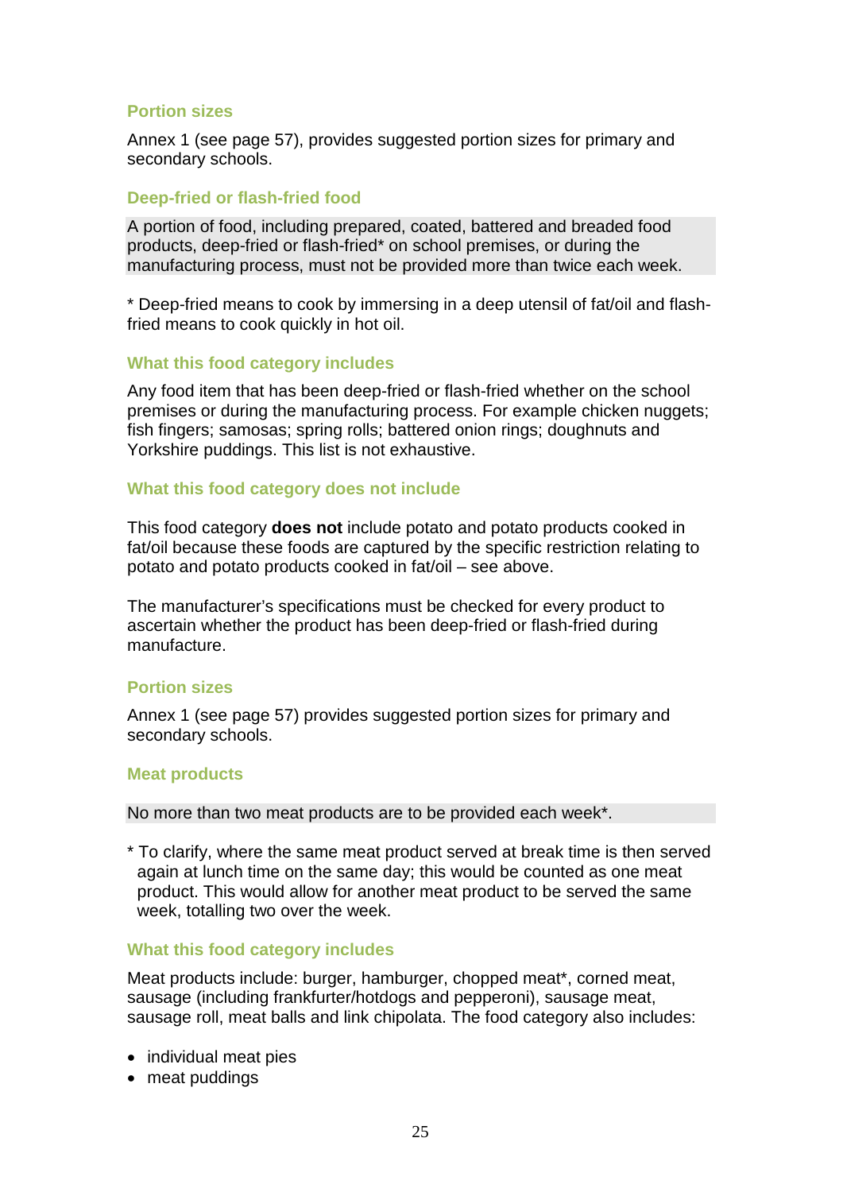### Portion sizes

Annex 1 (see page 57), provides suggested portion sizes for primary and secondary schools.

### Deep-fried or flash-fried food

A portion of food, including prepared, coated, battered and breaded food products, deep-fried or flash-fried* on school premises, or during the manufacturing process, must not be provided more than twice each week.

* Deep-fried means to cook by immersing in a deep utensil of fat/oil and flash-fried means to cook quickly in hot oil.

### What this food category includes

Any food item that has been deep-fried or flash-fried whether on the school premises or during the manufacturing process. For example chicken nuggets; fish fingers; samosas; spring rolls; battered onion rings; doughnuts and Yorkshire puddings. This list is not exhaustive.

### What this food category does not include

This food category **does not** include potato and potato products cooked in fat/oil because these foods are captured by the specific restriction relating to potato and potato products cooked in fat/oil – see above.

The manufacturer's specifications must be checked for every product to ascertain whether the product has been deep-fried or flash-fried during manufacture.

### Portion sizes

Annex 1 (see page 57) provides suggested portion sizes for primary and secondary schools.

### Meat products

No more than two meat products are to be provided each week*.

* To clarify, where the same meat product served at break time is then served again at lunch time on the same day; this would be counted as one meat product. This would allow for another meat product to be served the same week, totalling two over the week.

### What this food category includes

Meat products include: burger, hamburger, chopped meat*, corned meat, sausage (including frankfurter/hotdogs and pepperoni), sausage meat, sausage roll, meat balls and link chipolata. The food category also includes:

- individual meat pies
- meat puddings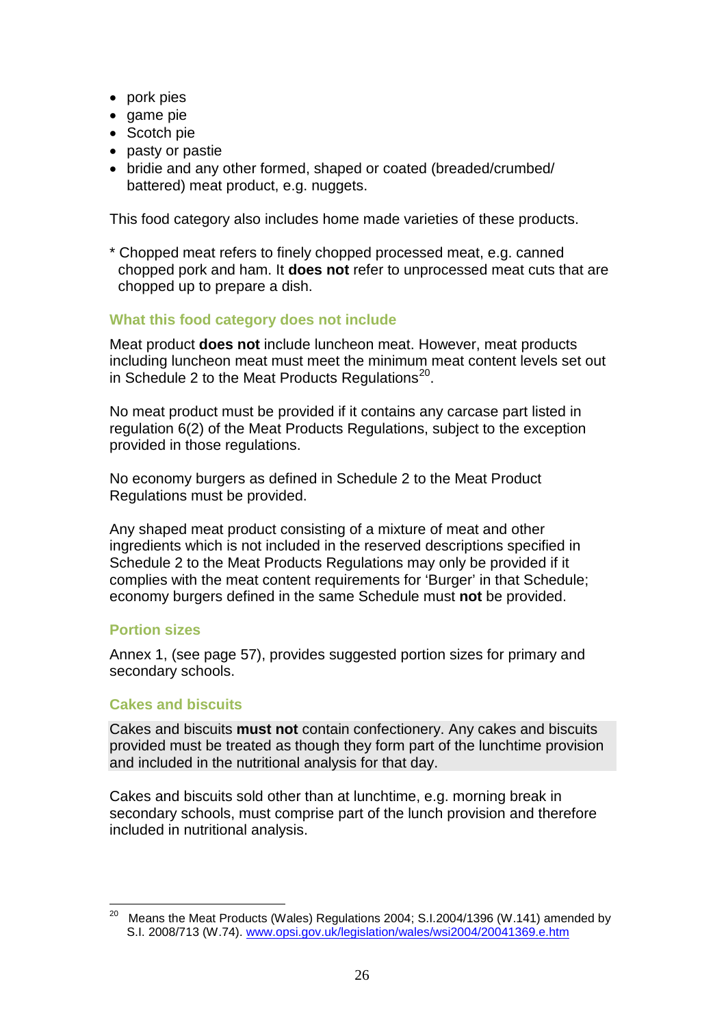- pork pies
- game pie
- Scotch pie
- pasty or pastie
- bridie and any other formed, shaped or coated (breaded/crumbed/ battered) meat product, e.g. nuggets.

This food category also includes home made varieties of these products.

* Chopped meat refers to finely chopped processed meat, e.g. canned chopped pork and ham. It **does not** refer to unprocessed meat cuts that are chopped up to prepare a dish.

### What this food category does not include

Meat product **does not** include luncheon meat. However, meat products including luncheon meat must meet the minimum meat content levels set out in Schedule 2 to the Meat Products Regulations[20].

No meat product must be provided if it contains any carcase part listed in regulation 6(2) of the Meat Products Regulations, subject to the exception provided in those regulations.

No economy burgers as defined in Schedule 2 to the Meat Product Regulations must be provided.

Any shaped meat product consisting of a mixture of meat and other ingredients which is not included in the reserved descriptions specified in Schedule 2 to the Meat Products Regulations may only be provided if it complies with the meat content requirements for 'Burger' in that Schedule; economy burgers defined in the same Schedule must **not** be provided.

### Portion sizes

Annex 1, (see page 57), provides suggested portion sizes for primary and secondary schools.

### Cakes and biscuits

Cakes and biscuits **must not** contain confectionery. Any cakes and biscuits provided must be treated as though they form part of the lunchtime provision and included in the nutritional analysis for that day.

Cakes and biscuits sold other than at lunchtime, e.g. morning break in secondary schools, must comprise part of the lunch provision and therefore included in nutritional analysis.

---

[20] Means the Meat Products (Wales) Regulations 2004; S.I.2004/1396 (W.141) amended by S.I. 2008/713 (W.74). www.opsi.gov.uk/legislation/wales/wsi2004/20041369.e.htm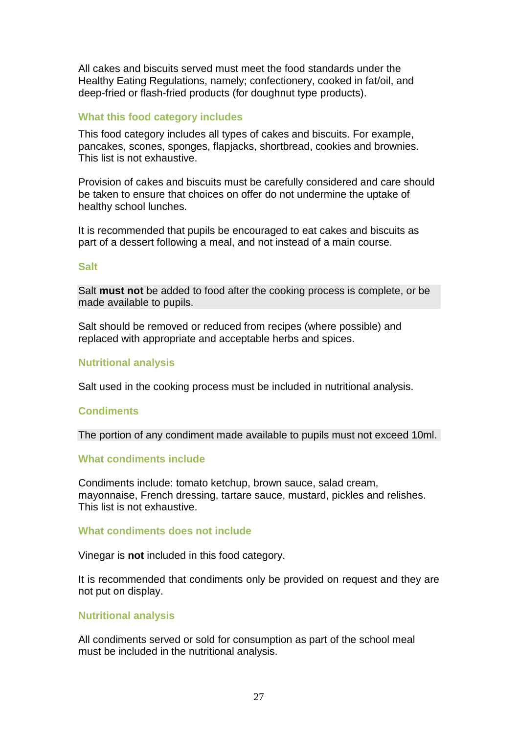All cakes and biscuits served must meet the food standards under the Healthy Eating Regulations, namely; confectionery, cooked in fat/oil, and deep-fried or flash-fried products (for doughnut type products).

### What this food category includes

This food category includes all types of cakes and biscuits. For example, pancakes, scones, sponges, flapjacks, shortbread, cookies and brownies. This list is not exhaustive.

Provision of cakes and biscuits must be carefully considered and care should be taken to ensure that choices on offer do not undermine the uptake of healthy school lunches.

It is recommended that pupils be encouraged to eat cakes and biscuits as part of a dessert following a meal, and not instead of a main course.

### Salt

Salt **must not** be added to food after the cooking process is complete, or be made available to pupils.

Salt should be removed or reduced from recipes (where possible) and replaced with appropriate and acceptable herbs and spices.

### Nutritional analysis

Salt used in the cooking process must be included in nutritional analysis.

### Condiments

The portion of any condiment made available to pupils must not exceed 10ml.

### What condiments include

Condiments include: tomato ketchup, brown sauce, salad cream, mayonnaise, French dressing, tartare sauce, mustard, pickles and relishes. This list is not exhaustive.

### What condiments does not include

Vinegar is **not** included in this food category.

It is recommended that condiments only be provided on request and they are not put on display.

### Nutritional analysis

All condiments served or sold for consumption as part of the school meal must be included in the nutritional analysis.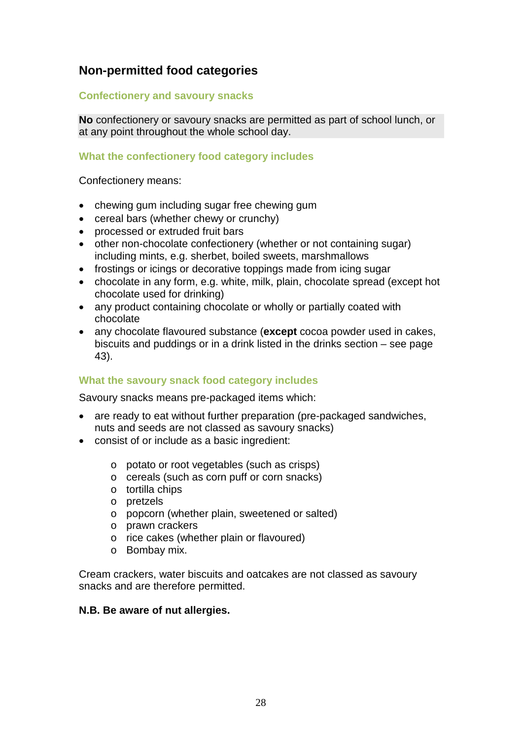## Non-permitted food categories

### Confectionery and savoury snacks

**No** confectionery or savoury snacks are permitted as part of school lunch, or at any point throughout the whole school day.

### What the confectionery food category includes

Confectionery means:

- chewing gum including sugar free chewing gum
- cereal bars (whether chewy or crunchy)
- processed or extruded fruit bars
- other non-chocolate confectionery (whether or not containing sugar) including mints, e.g. sherbet, boiled sweets, marshmallows
- frostings or icings or decorative toppings made from icing sugar
- chocolate in any form, e.g. white, milk, plain, chocolate spread (except hot chocolate used for drinking)
- any product containing chocolate or wholly or partially coated with chocolate
- any chocolate flavoured substance (**except** cocoa powder used in cakes, biscuits and puddings or in a drink listed in the drinks section – see page 43).

### What the savoury snack food category includes

Savoury snacks means pre-packaged items which:

- are ready to eat without further preparation (pre-packaged sandwiches, nuts and seeds are not classed as savoury snacks)
- consist of or include as a basic ingredient:
  - potato or root vegetables (such as crisps)
  - cereals (such as corn puff or corn snacks)
  - tortilla chips
  - pretzels
  - popcorn (whether plain, sweetened or salted)
  - prawn crackers
  - rice cakes (whether plain or flavoured)
  - Bombay mix.

Cream crackers, water biscuits and oatcakes are not classed as savoury snacks and are therefore permitted.

**N.B. Be aware of nut allergies.**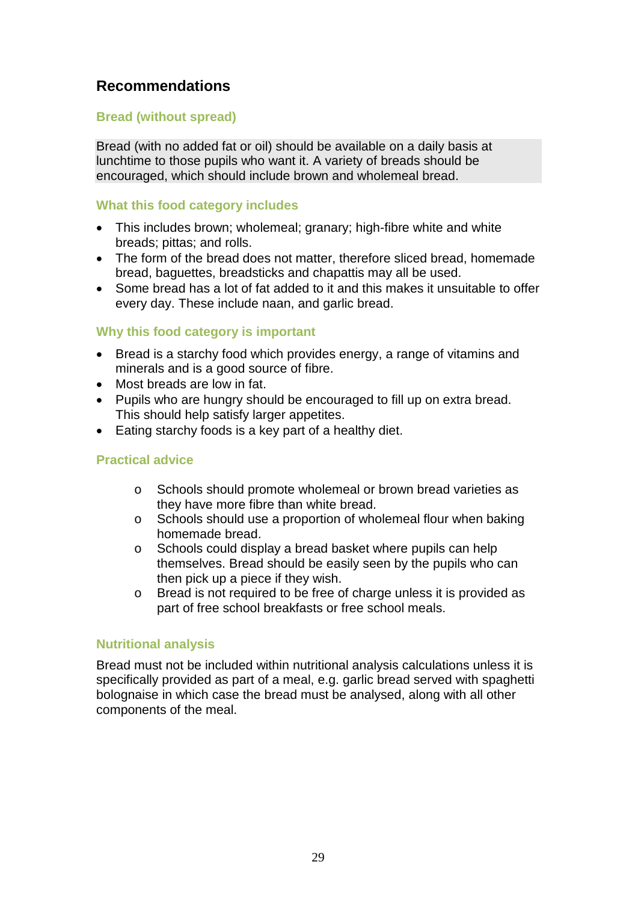## Recommendations

### Bread (without spread)

Bread (with no added fat or oil) should be available on a daily basis at lunchtime to those pupils who want it. A variety of breads should be encouraged, which should include brown and wholemeal bread.

### What this food category includes

- This includes brown; wholemeal; granary; high-fibre white and white breads; pittas; and rolls.
- The form of the bread does not matter, therefore sliced bread, homemade bread, baguettes, breadsticks and chapattis may all be used.
- Some bread has a lot of fat added to it and this makes it unsuitable to offer every day. These include naan, and garlic bread.

### Why this food category is important

- Bread is a starchy food which provides energy, a range of vitamins and minerals and is a good source of fibre.
- Most breads are low in fat.
- Pupils who are hungry should be encouraged to fill up on extra bread. This should help satisfy larger appetites.
- Eating starchy foods is a key part of a healthy diet.

### Practical advice

- Schools should promote wholemeal or brown bread varieties as they have more fibre than white bread.
- Schools should use a proportion of wholemeal flour when baking homemade bread.
- Schools could display a bread basket where pupils can help themselves. Bread should be easily seen by the pupils who can then pick up a piece if they wish.
- Bread is not required to be free of charge unless it is provided as part of free school breakfasts or free school meals.

### Nutritional analysis

Bread must not be included within nutritional analysis calculations unless it is specifically provided as part of a meal, e.g. garlic bread served with spaghetti bolognaise in which case the bread must be analysed, along with all other components of the meal.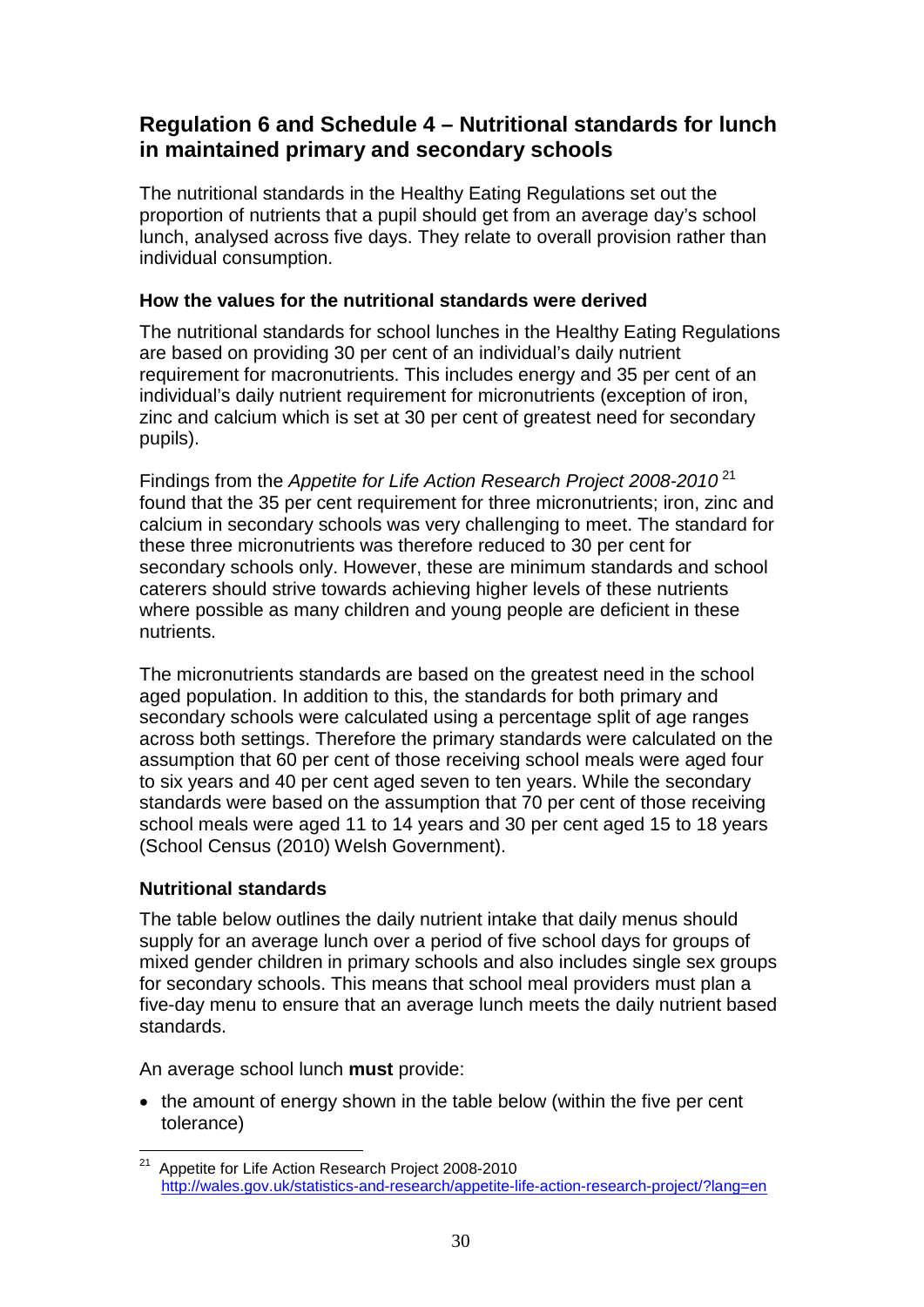## Regulation 6 and Schedule 4 – Nutritional standards for lunch in maintained primary and secondary schools

The nutritional standards in the Healthy Eating Regulations set out the proportion of nutrients that a pupil should get from an average day's school lunch, analysed across five days. They relate to overall provision rather than individual consumption.

### How the values for the nutritional standards were derived

The nutritional standards for school lunches in the Healthy Eating Regulations are based on providing 30 per cent of an individual's daily nutrient requirement for macronutrients. This includes energy and 35 per cent of an individual's daily nutrient requirement for micronutrients (exception of iron, zinc and calcium which is set at 30 per cent of greatest need for secondary pupils).

Findings from the *Appetite for Life Action Research Project 2008-2010* [21] found that the 35 per cent requirement for three micronutrients; iron, zinc and calcium in secondary schools was very challenging to meet. The standard for these three micronutrients was therefore reduced to 30 per cent for secondary schools only. However, these are minimum standards and school caterers should strive towards achieving higher levels of these nutrients where possible as many children and young people are deficient in these nutrients.

The micronutrients standards are based on the greatest need in the school aged population. In addition to this, the standards for both primary and secondary schools were calculated using a percentage split of age ranges across both settings. Therefore the primary standards were calculated on the assumption that 60 per cent of those receiving school meals were aged four to six years and 40 per cent aged seven to ten years. While the secondary standards were based on the assumption that 70 per cent of those receiving school meals were aged 11 to 14 years and 30 per cent aged 15 to 18 years (School Census (2010) Welsh Government).

### Nutritional standards

The table below outlines the daily nutrient intake that daily menus should supply for an average lunch over a period of five school days for groups of mixed gender children in primary schools and also includes single sex groups for secondary schools. This means that school meal providers must plan a five-day menu to ensure that an average lunch meets the daily nutrient based standards.

An average school lunch **must** provide:

- the amount of energy shown in the table below (within the five per cent tolerance)

---

[21] Appetite for Life Action Research Project 2008-2010 http://wales.gov.uk/statistics-and-research/appetite-life-action-research-project/?lang=en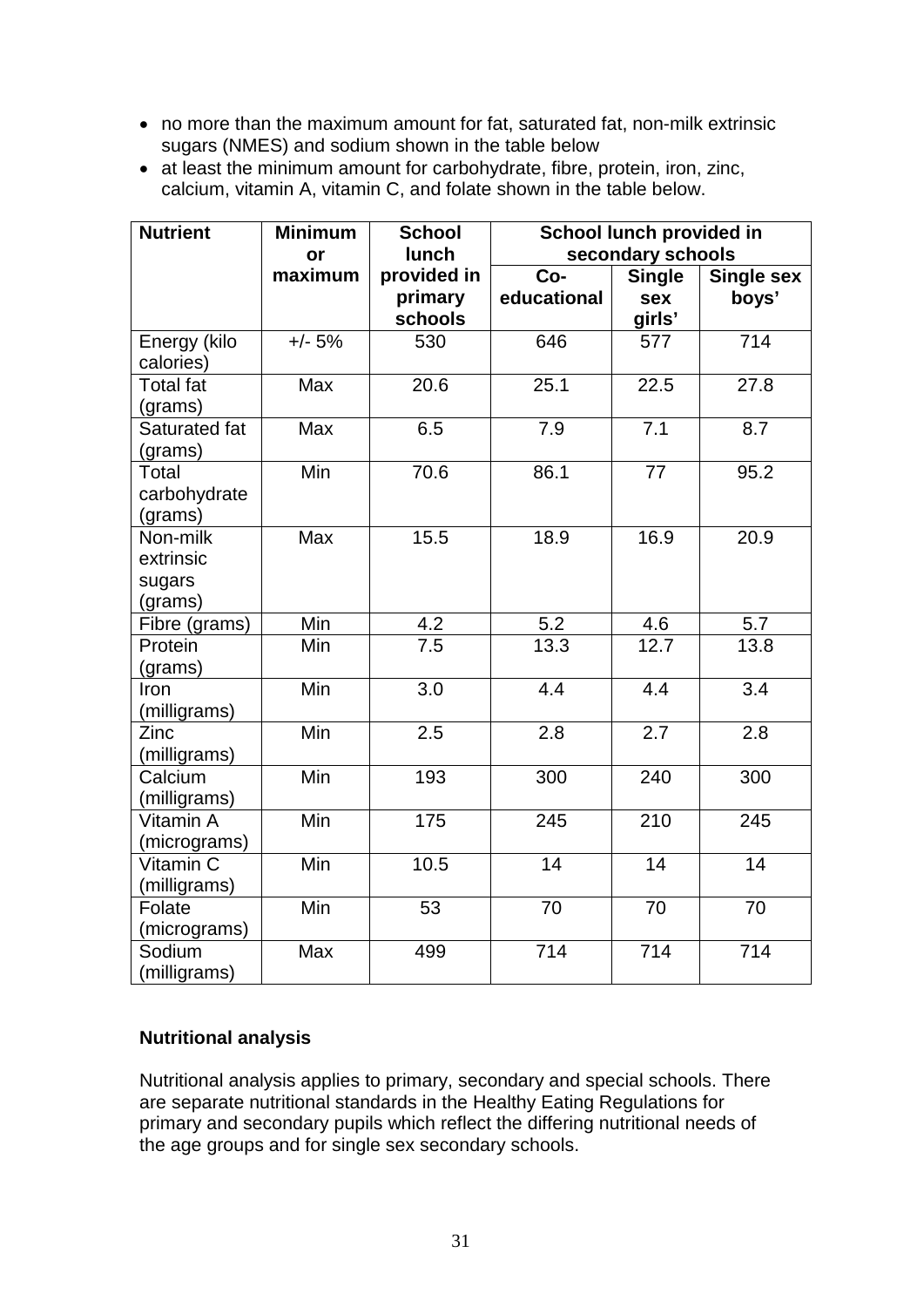- no more than the maximum amount for fat, saturated fat, non-milk extrinsic sugars (NMES) and sodium shown in the table below
- at least the minimum amount for carbohydrate, fibre, protein, iron, zinc, calcium, vitamin A, vitamin C, and folate shown in the table below.

| Nutrient | Minimum or maximum | School lunch provided in primary schools | School lunch provided in secondary schools | | |
|---|---|---|---|---|---|
| | | | Co-educational | Single sex girls' | Single sex boys' |
| Energy (kilo calories) | +/- 5% | 530 | 646 | 577 | 714 |
| Total fat (grams) | Max | 20.6 | 25.1 | 22.5 | 27.8 |
| Saturated fat (grams) | Max | 6.5 | 7.9 | 7.1 | 8.7 |
| Total carbohydrate (grams) | Min | 70.6 | 86.1 | 77 | 95.2 |
| Non-milk extrinsic sugars (grams) | Max | 15.5 | 18.9 | 16.9 | 20.9 |
| Fibre (grams) | Min | 4.2 | 5.2 | 4.6 | 5.7 |
| Protein (grams) | Min | 7.5 | 13.3 | 12.7 | 13.8 |
| Iron (milligrams) | Min | 3.0 | 4.4 | 4.4 | 3.4 |
| Zinc (milligrams) | Min | 2.5 | 2.8 | 2.7 | 2.8 |
| Calcium (milligrams) | Min | 193 | 300 | 240 | 300 |
| Vitamin A (micrograms) | Min | 175 | 245 | 210 | 245 |
| Vitamin C (milligrams) | Min | 10.5 | 14 | 14 | 14 |
| Folate (micrograms) | Min | 53 | 70 | 70 | 70 |
| Sodium (milligrams) | Max | 499 | 714 | 714 | 714 |

### Nutritional analysis

Nutritional analysis applies to primary, secondary and special schools. There are separate nutritional standards in the Healthy Eating Regulations for primary and secondary pupils which reflect the differing nutritional needs of the age groups and for single sex secondary schools.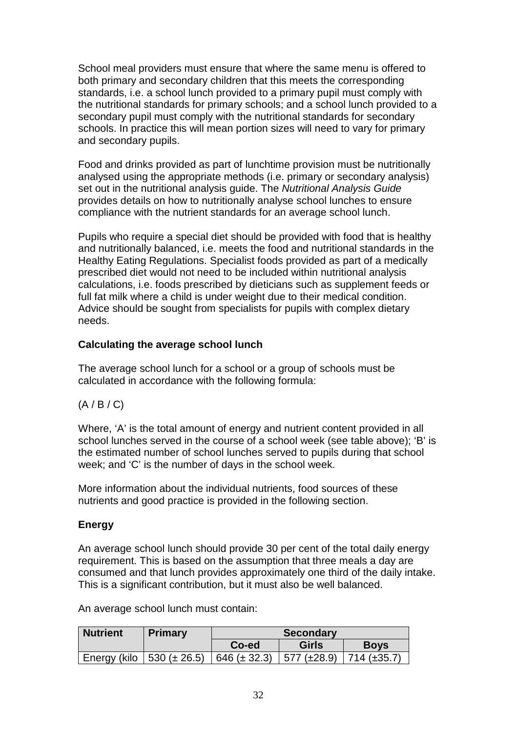School meal providers must ensure that where the same menu is offered to both primary and secondary children that this meets the corresponding standards, i.e. a school lunch provided to a primary pupil must comply with the nutritional standards for primary schools; and a school lunch provided to a secondary pupil must comply with the nutritional standards for secondary schools. In practice this will mean portion sizes will need to vary for primary and secondary pupils.

Food and drinks provided as part of lunchtime provision must be nutritionally analysed using the appropriate methods (i.e. primary or secondary analysis) set out in the nutritional analysis guide. The *Nutritional Analysis Guide* provides details on how to nutritionally analyse school lunches to ensure compliance with the nutrient standards for an average school lunch.

Pupils who require a special diet should be provided with food that is healthy and nutritionally balanced, i.e. meets the food and nutritional standards in the Healthy Eating Regulations. Specialist foods provided as part of a medically prescribed diet would not need to be included within nutritional analysis calculations, i.e. foods prescribed by dieticians such as supplement feeds or full fat milk where a child is under weight due to their medical condition. Advice should be sought from specialists for pupils with complex dietary needs.

**Calculating the average school lunch**

The average school lunch for a school or a group of schools must be calculated in accordance with the following formula:

(A / B / C)

Where, 'A' is the total amount of energy and nutrient content provided in all school lunches served in the course of a school week (see table above); 'B' is the estimated number of school lunches served to pupils during that school week; and 'C' is the number of days in the school week.

More information about the individual nutrients, food sources of these nutrients and good practice is provided in the following section.

**Energy**

An average school lunch should provide 30 per cent of the total daily energy requirement. This is based on the assumption that three meals a day are consumed and that lunch provides approximately one third of the daily intake. This is a significant contribution, but it must also be well balanced.

An average school lunch must contain:

| Nutrient | Primary | Secondary | | |
|---|---|---|---|---|
| | | Co-ed | Girls | Boys |
| Energy (kilo | 530 (± 26.5) | 646 (± 32.3) | 577 (±28.9) | 714 (±35.7) |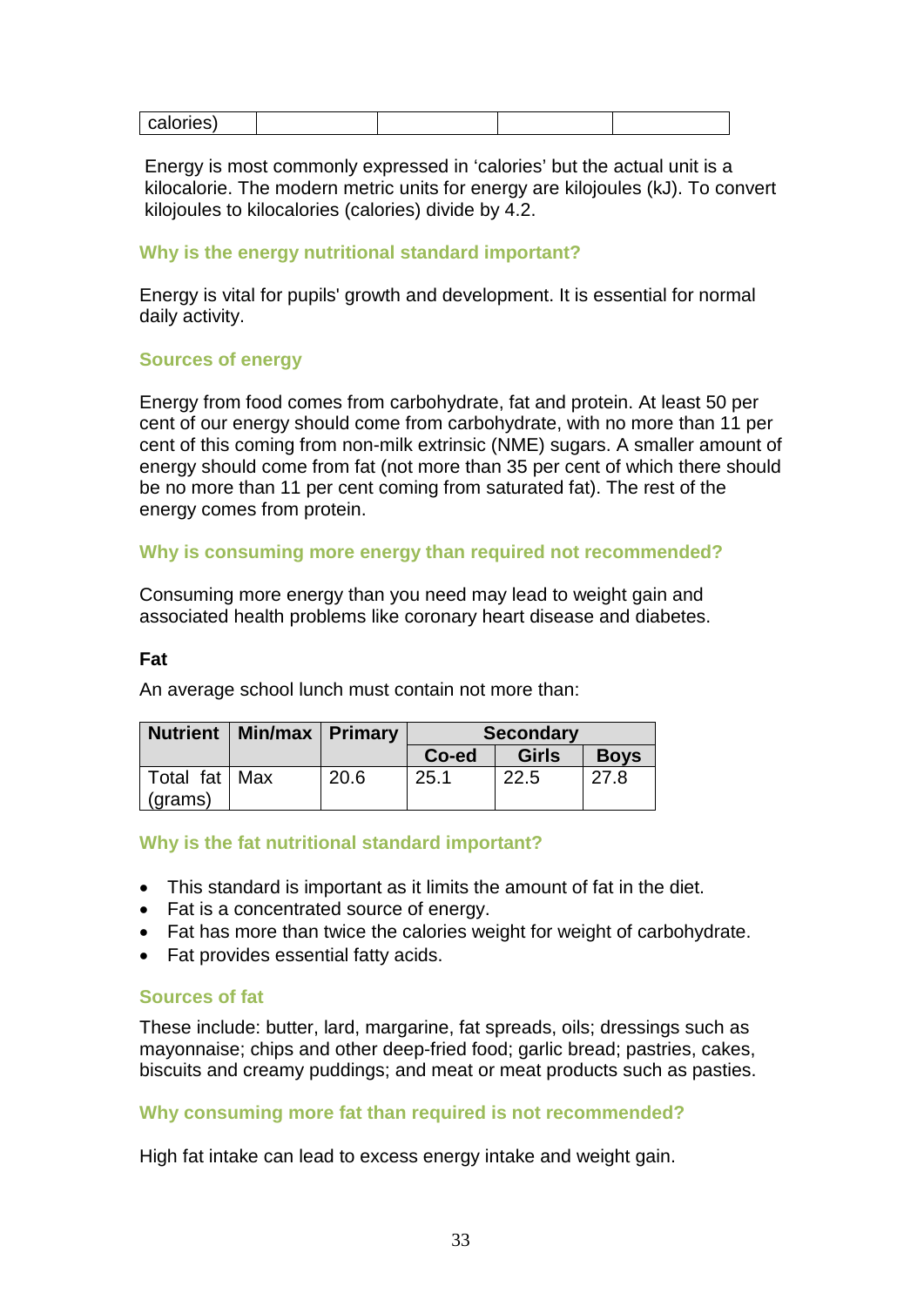| calories) | | | | |
|---|---|---|---|---|

Energy is most commonly expressed in 'calories' but the actual unit is a kilocalorie. The modern metric units for energy are kilojoules (kJ). To convert kilojoules to kilocalories (calories) divide by 4.2.

### Why is the energy nutritional standard important?

Energy is vital for pupils' growth and development. It is essential for normal daily activity.

### Sources of energy

Energy from food comes from carbohydrate, fat and protein. At least 50 per cent of our energy should come from carbohydrate, with no more than 11 per cent of this coming from non-milk extrinsic (NME) sugars. A smaller amount of energy should come from fat (not more than 35 per cent of which there should be no more than 11 per cent coming from saturated fat). The rest of the energy comes from protein.

### Why is consuming more energy than required not recommended?

Consuming more energy than you need may lead to weight gain and associated health problems like coronary heart disease and diabetes.

**Fat**

An average school lunch must contain not more than:

| Nutrient | Min/max | Primary | Secondary | | |
|---|---|---|---|---|---|
| | | | Co-ed | Girls | Boys |
| Total fat (grams) | Max | 20.6 | 25.1 | 22.5 | 27.8 |

### Why is the fat nutritional standard important?

- This standard is important as it limits the amount of fat in the diet.
- Fat is a concentrated source of energy.
- Fat has more than twice the calories weight for weight of carbohydrate.
- Fat provides essential fatty acids.

### Sources of fat

These include: butter, lard, margarine, fat spreads, oils; dressings such as mayonnaise; chips and other deep-fried food; garlic bread; pastries, cakes, biscuits and creamy puddings; and meat or meat products such as pasties.

### Why consuming more fat than required is not recommended?

High fat intake can lead to excess energy intake and weight gain.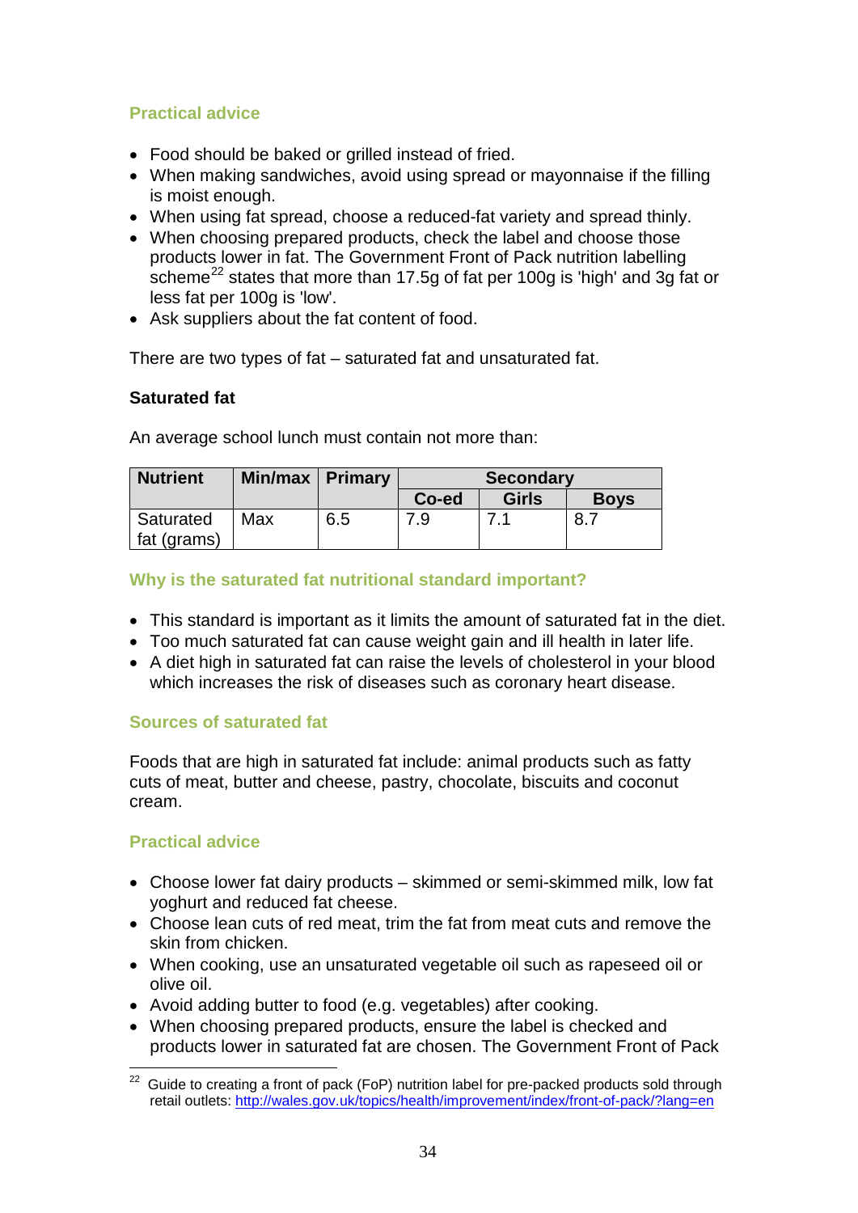### Practical advice

- Food should be baked or grilled instead of fried.
- When making sandwiches, avoid using spread or mayonnaise if the filling is moist enough.
- When using fat spread, choose a reduced-fat variety and spread thinly.
- When choosing prepared products, check the label and choose those products lower in fat. The Government Front of Pack nutrition labelling scheme[22] states that more than 17.5g of fat per 100g is 'high' and 3g fat or less fat per 100g is 'low'.
- Ask suppliers about the fat content of food.

There are two types of fat – saturated fat and unsaturated fat.

**Saturated fat**

An average school lunch must contain not more than:

| Nutrient | Min/max | Primary | Secondary | | |
|---|---|---|---|---|---|
| | | | Co-ed | Girls | Boys |
| Saturated fat (grams) | Max | 6.5 | 7.9 | 7.1 | 8.7 |

### Why is the saturated fat nutritional standard important?

- This standard is important as it limits the amount of saturated fat in the diet.
- Too much saturated fat can cause weight gain and ill health in later life.
- A diet high in saturated fat can raise the levels of cholesterol in your blood which increases the risk of diseases such as coronary heart disease.

### Sources of saturated fat

Foods that are high in saturated fat include: animal products such as fatty cuts of meat, butter and cheese, pastry, chocolate, biscuits and coconut cream.

### Practical advice

- Choose lower fat dairy products – skimmed or semi-skimmed milk, low fat yoghurt and reduced fat cheese.
- Choose lean cuts of red meat, trim the fat from meat cuts and remove the skin from chicken.
- When cooking, use an unsaturated vegetable oil such as rapeseed oil or olive oil.
- Avoid adding butter to food (e.g. vegetables) after cooking.
- When choosing prepared products, ensure the label is checked and products lower in saturated fat are chosen. The Government Front of Pack

[22] Guide to creating a front of pack (FoP) nutrition label for pre-packed products sold through retail outlets: http://wales.gov.uk/topics/health/improvement/index/front-of-pack/?lang=en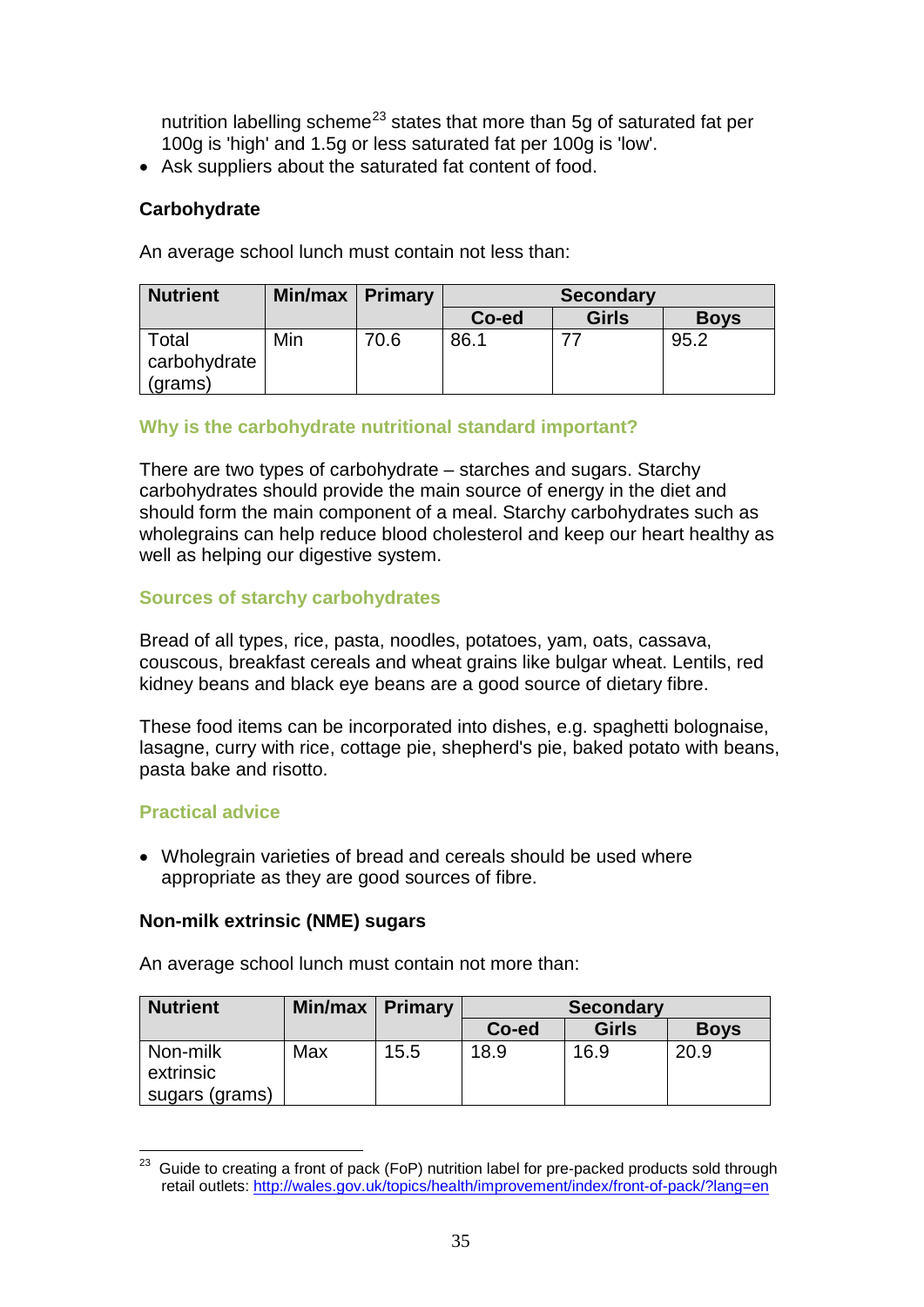nutrition labelling scheme[23] states that more than 5g of saturated fat per 100g is 'high' and 1.5g or less saturated fat per 100g is 'low'.
- Ask suppliers about the saturated fat content of food.

### Carbohydrate

An average school lunch must contain not less than:

| Nutrient | Min/max | Primary | Secondary | | |
|---|---|---|---|---|---|
| | | | Co-ed | Girls | Boys |
| Total carbohydrate (grams) | Min | 70.6 | 86.1 | 77 | 95.2 |

#### Why is the carbohydrate nutritional standard important?

There are two types of carbohydrate – starches and sugars. Starchy carbohydrates should provide the main source of energy in the diet and should form the main component of a meal. Starchy carbohydrates such as wholegrains can help reduce blood cholesterol and keep our heart healthy as well as helping our digestive system.

#### Sources of starchy carbohydrates

Bread of all types, rice, pasta, noodles, potatoes, yam, oats, cassava, couscous, breakfast cereals and wheat grains like bulgar wheat. Lentils, red kidney beans and black eye beans are a good source of dietary fibre.

These food items can be incorporated into dishes, e.g. spaghetti bolognaise, lasagne, curry with rice, cottage pie, shepherd's pie, baked potato with beans, pasta bake and risotto.

#### Practical advice

- Wholegrain varieties of bread and cereals should be used where appropriate as they are good sources of fibre.

### Non-milk extrinsic (NME) sugars

An average school lunch must contain not more than:

| Nutrient | Min/max | Primary | Secondary | | |
|---|---|---|---|---|---|
| | | | Co-ed | Girls | Boys |
| Non-milk extrinsic sugars (grams) | Max | 15.5 | 18.9 | 16.9 | 20.9 |

[23] Guide to creating a front of pack (FoP) nutrition label for pre-packed products sold through retail outlets: http://wales.gov.uk/topics/health/improvement/index/front-of-pack/?lang=en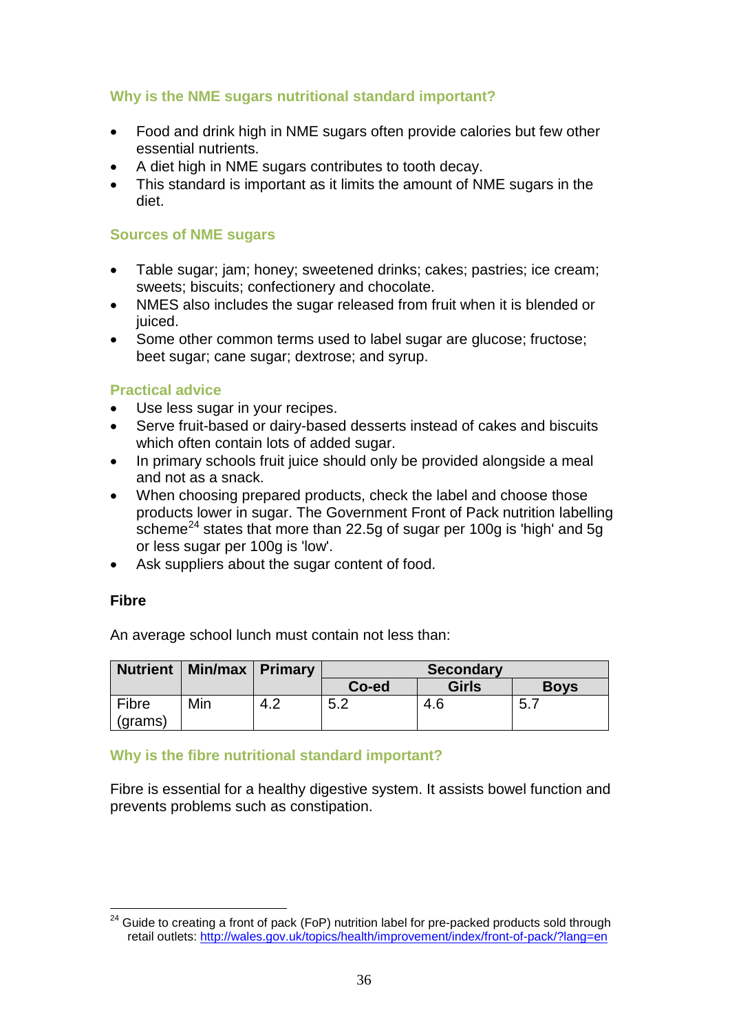### Why is the NME sugars nutritional standard important?

- Food and drink high in NME sugars often provide calories but few other essential nutrients.
- A diet high in NME sugars contributes to tooth decay.
- This standard is important as it limits the amount of NME sugars in the diet.

### Sources of NME sugars

- Table sugar; jam; honey; sweetened drinks; cakes; pastries; ice cream; sweets; biscuits; confectionery and chocolate.
- NMES also includes the sugar released from fruit when it is blended or juiced.
- Some other common terms used to label sugar are glucose; fructose; beet sugar; cane sugar; dextrose; and syrup.

### Practical advice

- Use less sugar in your recipes.
- Serve fruit-based or dairy-based desserts instead of cakes and biscuits which often contain lots of added sugar.
- In primary schools fruit juice should only be provided alongside a meal and not as a snack.
- When choosing prepared products, check the label and choose those products lower in sugar. The Government Front of Pack nutrition labelling scheme[24] states that more than 22.5g of sugar per 100g is 'high' and 5g or less sugar per 100g is 'low'.
- Ask suppliers about the sugar content of food.

**Fibre**

An average school lunch must contain not less than:

| Nutrient | Min/max | Primary | Secondary | | |
|---|---|---|---|---|---|
| | | | Co-ed | Girls | Boys |
| Fibre (grams) | Min | 4.2 | 5.2 | 4.6 | 5.7 |

### Why is the fibre nutritional standard important?

Fibre is essential for a healthy digestive system. It assists bowel function and prevents problems such as constipation.

[24] Guide to creating a front of pack (FoP) nutrition label for pre-packed products sold through retail outlets: http://wales.gov.uk/topics/health/improvement/index/front-of-pack/?lang=en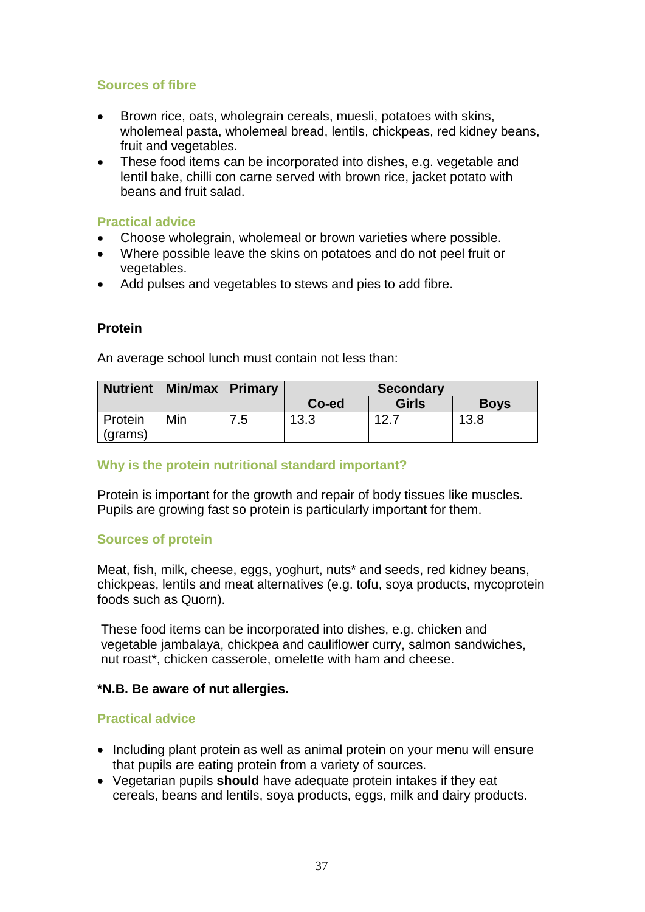### Sources of fibre

- Brown rice, oats, wholegrain cereals, muesli, potatoes with skins, wholemeal pasta, wholemeal bread, lentils, chickpeas, red kidney beans, fruit and vegetables.
- These food items can be incorporated into dishes, e.g. vegetable and lentil bake, chilli con carne served with brown rice, jacket potato with beans and fruit salad.

### Practical advice

- Choose wholegrain, wholemeal or brown varieties where possible.
- Where possible leave the skins on potatoes and do not peel fruit or vegetables.
- Add pulses and vegetables to stews and pies to add fibre.

## Protein

An average school lunch must contain not less than:

| Nutrient | Min/max | Primary | Secondary | | |
|---|---|---|---|---|---|
| | | | Co-ed | Girls | Boys |
| Protein (grams) | Min | 7.5 | 13.3 | 12.7 | 13.8 |

### Why is the protein nutritional standard important?

Protein is important for the growth and repair of body tissues like muscles. Pupils are growing fast so protein is particularly important for them.

### Sources of protein

Meat, fish, milk, cheese, eggs, yoghurt, nuts* and seeds, red kidney beans, chickpeas, lentils and meat alternatives (e.g. tofu, soya products, mycoprotein foods such as Quorn).

These food items can be incorporated into dishes, e.g. chicken and vegetable jambalaya, chickpea and cauliflower curry, salmon sandwiches, nut roast*, chicken casserole, omelette with ham and cheese.

**\*N.B. Be aware of nut allergies.**

### Practical advice

- Including plant protein as well as animal protein on your menu will ensure that pupils are eating protein from a variety of sources.
- Vegetarian pupils **should** have adequate protein intakes if they eat cereals, beans and lentils, soya products, eggs, milk and dairy products.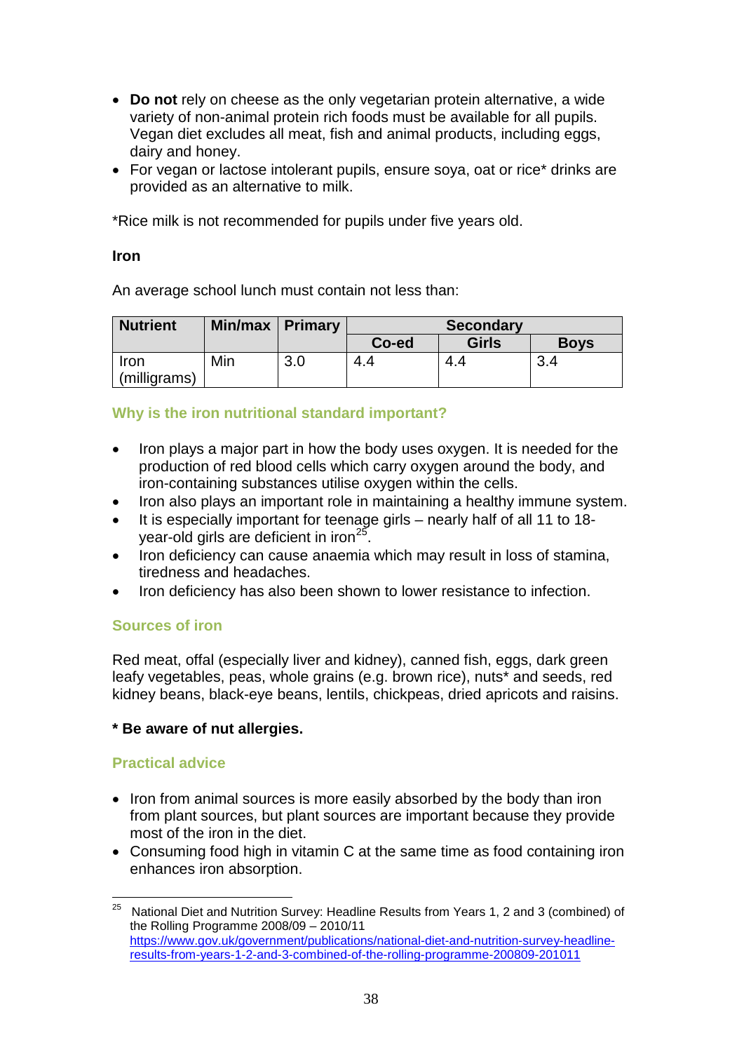- **Do not** rely on cheese as the only vegetarian protein alternative, a wide variety of non-animal protein rich foods must be available for all pupils. Vegan diet excludes all meat, fish and animal products, including eggs, dairy and honey.
- For vegan or lactose intolerant pupils, ensure soya, oat or rice* drinks are provided as an alternative to milk.

*Rice milk is not recommended for pupils under five years old.

**Iron**

An average school lunch must contain not less than:

| Nutrient | Min/max | Primary | Secondary | | |
|---|---|---|---|---|---|
| | | | Co-ed | Girls | Boys |
| Iron (milligrams) | Min | 3.0 | 4.4 | 4.4 | 3.4 |

### Why is the iron nutritional standard important?

- Iron plays a major part in how the body uses oxygen. It is needed for the production of red blood cells which carry oxygen around the body, and iron-containing substances utilise oxygen within the cells.
- Iron also plays an important role in maintaining a healthy immune system.
- It is especially important for teenage girls – nearly half of all 11 to 18-year-old girls are deficient in iron[25].
- Iron deficiency can cause anaemia which may result in loss of stamina, tiredness and headaches.
- Iron deficiency has also been shown to lower resistance to infection.

### Sources of iron

Red meat, offal (especially liver and kidney), canned fish, eggs, dark green leafy vegetables, peas, whole grains (e.g. brown rice), nuts* and seeds, red kidney beans, black-eye beans, lentils, chickpeas, dried apricots and raisins.

**\* Be aware of nut allergies.**

### Practical advice

- Iron from animal sources is more easily absorbed by the body than iron from plant sources, but plant sources are important because they provide most of the iron in the diet.
- Consuming food high in vitamin C at the same time as food containing iron enhances iron absorption.

---

[25] National Diet and Nutrition Survey: Headline Results from Years 1, 2 and 3 (combined) of the Rolling Programme 2008/09 – 2010/11 https://www.gov.uk/government/publications/national-diet-and-nutrition-survey-headline-results-from-years-1-2-and-3-combined-of-the-rolling-programme-200809-201011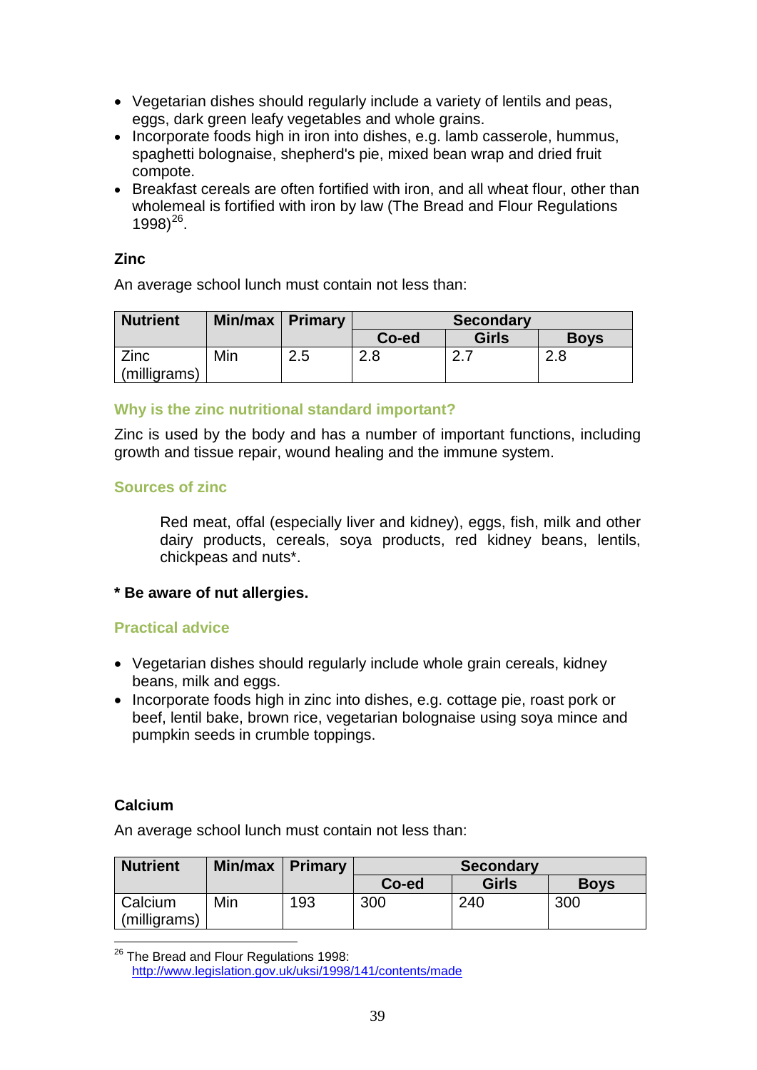- Vegetarian dishes should regularly include a variety of lentils and peas, eggs, dark green leafy vegetables and whole grains.
- Incorporate foods high in iron into dishes, e.g. lamb casserole, hummus, spaghetti bolognaise, shepherd's pie, mixed bean wrap and dried fruit compote.
- Breakfast cereals are often fortified with iron, and all wheat flour, other than wholemeal is fortified with iron by law (The Bread and Flour Regulations 1998)[26].

### Zinc

An average school lunch must contain not less than:

| Nutrient | Min/max | Primary | Secondary | | |
|---|---|---|---|---|---|
| | | | Co-ed | Girls | Boys |
| Zinc (milligrams) | Min | 2.5 | 2.8 | 2.7 | 2.8 |

#### Why is the zinc nutritional standard important?

Zinc is used by the body and has a number of important functions, including growth and tissue repair, wound healing and the immune system.

#### Sources of zinc

Red meat, offal (especially liver and kidney), eggs, fish, milk and other dairy products, cereals, soya products, red kidney beans, lentils, chickpeas and nuts*.

**\* Be aware of nut allergies.**

#### Practical advice

- Vegetarian dishes should regularly include whole grain cereals, kidney beans, milk and eggs.
- Incorporate foods high in zinc into dishes, e.g. cottage pie, roast pork or beef, lentil bake, brown rice, vegetarian bolognaise using soya mince and pumpkin seeds in crumble toppings.

### Calcium

An average school lunch must contain not less than:

| Nutrient | Min/max | Primary | Secondary | | |
|---|---|---|---|---|---|
| | | | Co-ed | Girls | Boys |
| Calcium (milligrams) | Min | 193 | 300 | 240 | 300 |

[26] The Bread and Flour Regulations 1998: http://www.legislation.gov.uk/uksi/1998/141/contents/made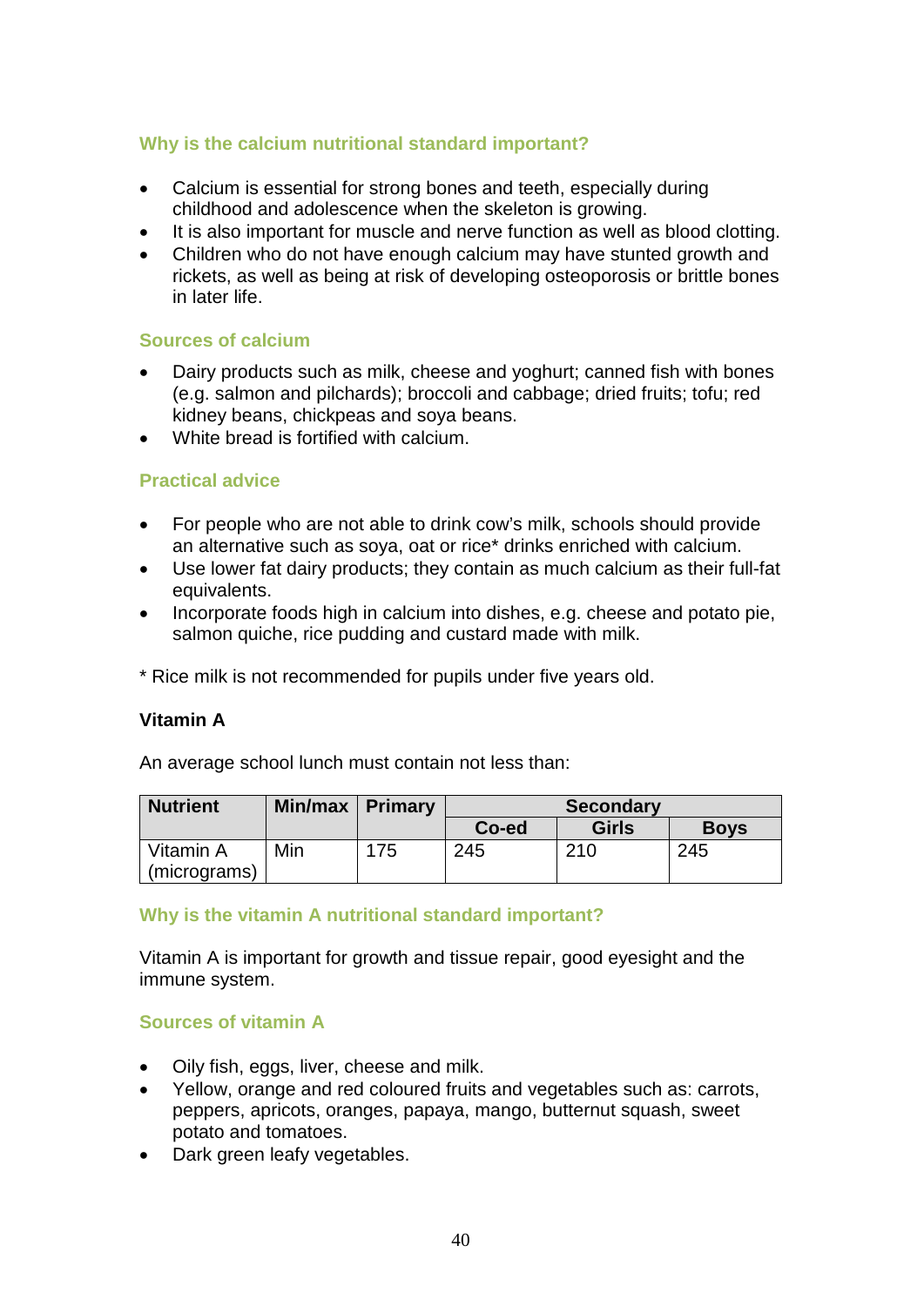### Why is the calcium nutritional standard important?

- Calcium is essential for strong bones and teeth, especially during childhood and adolescence when the skeleton is growing.
- It is also important for muscle and nerve function as well as blood clotting.
- Children who do not have enough calcium may have stunted growth and rickets, as well as being at risk of developing osteoporosis or brittle bones in later life.

### Sources of calcium

- Dairy products such as milk, cheese and yoghurt; canned fish with bones (e.g. salmon and pilchards); broccoli and cabbage; dried fruits; tofu; red kidney beans, chickpeas and soya beans.
- White bread is fortified with calcium.

### Practical advice

- For people who are not able to drink cow's milk, schools should provide an alternative such as soya, oat or rice* drinks enriched with calcium.
- Use lower fat dairy products; they contain as much calcium as their full-fat equivalents.
- Incorporate foods high in calcium into dishes, e.g. cheese and potato pie, salmon quiche, rice pudding and custard made with milk.

* Rice milk is not recommended for pupils under five years old.

## Vitamin A

An average school lunch must contain not less than:

| Nutrient | Min/max | Primary | Secondary | | |
|---|---|---|---|---|---|
| | | | Co-ed | Girls | Boys |
| Vitamin A (micrograms) | Min | 175 | 245 | 210 | 245 |

### Why is the vitamin A nutritional standard important?

Vitamin A is important for growth and tissue repair, good eyesight and the immune system.

### Sources of vitamin A

- Oily fish, eggs, liver, cheese and milk.
- Yellow, orange and red coloured fruits and vegetables such as: carrots, peppers, apricots, oranges, papaya, mango, butternut squash, sweet potato and tomatoes.
- Dark green leafy vegetables.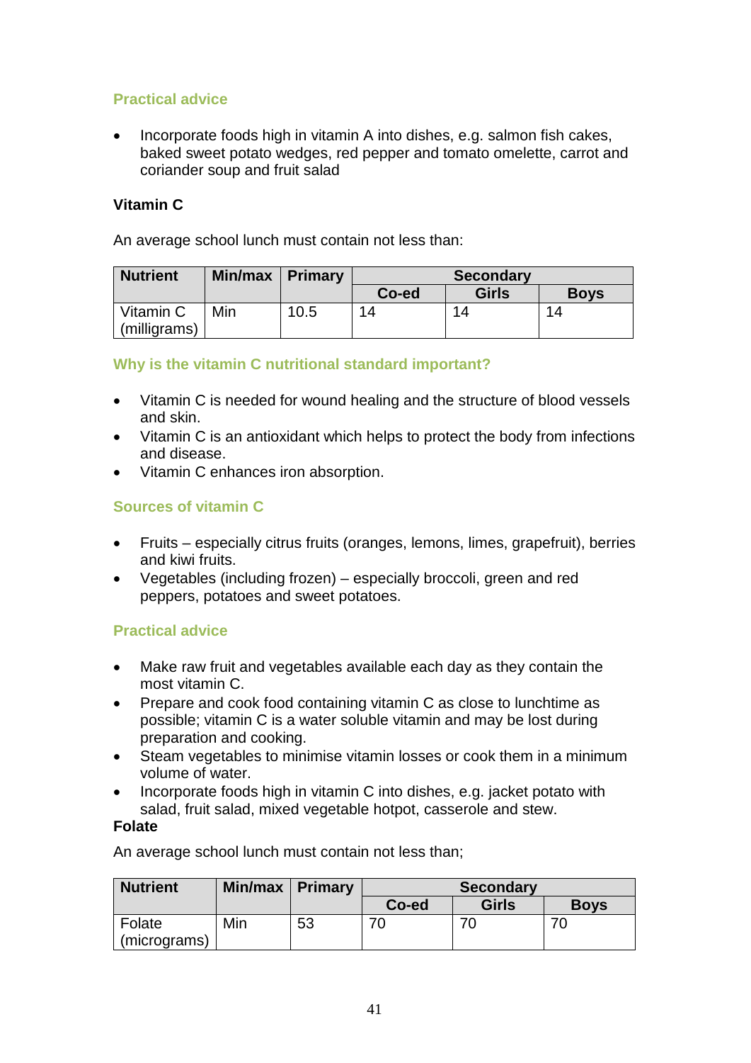### Practical advice

- Incorporate foods high in vitamin A into dishes, e.g. salmon fish cakes, baked sweet potato wedges, red pepper and tomato omelette, carrot and coriander soup and fruit salad

**Vitamin C**

An average school lunch must contain not less than:

| Nutrient | Min/max | Primary | Secondary | | |
|---|---|---|---|---|---|
| | | | Co-ed | Girls | Boys |
| Vitamin C (milligrams) | Min | 10.5 | 14 | 14 | 14 |

### Why is the vitamin C nutritional standard important?

- Vitamin C is needed for wound healing and the structure of blood vessels and skin.
- Vitamin C is an antioxidant which helps to protect the body from infections and disease.
- Vitamin C enhances iron absorption.

### Sources of vitamin C

- Fruits – especially citrus fruits (oranges, lemons, limes, grapefruit), berries and kiwi fruits.
- Vegetables (including frozen) – especially broccoli, green and red peppers, potatoes and sweet potatoes.

### Practical advice

- Make raw fruit and vegetables available each day as they contain the most vitamin C.
- Prepare and cook food containing vitamin C as close to lunchtime as possible; vitamin C is a water soluble vitamin and may be lost during preparation and cooking.
- Steam vegetables to minimise vitamin losses or cook them in a minimum volume of water.
- Incorporate foods high in vitamin C into dishes, e.g. jacket potato with salad, fruit salad, mixed vegetable hotpot, casserole and stew.

**Folate**

An average school lunch must contain not less than;

| Nutrient | Min/max | Primary | Secondary | | |
|---|---|---|---|---|---|
| | | | Co-ed | Girls | Boys |
| Folate (micrograms) | Min | 53 | 70 | 70 | 70 |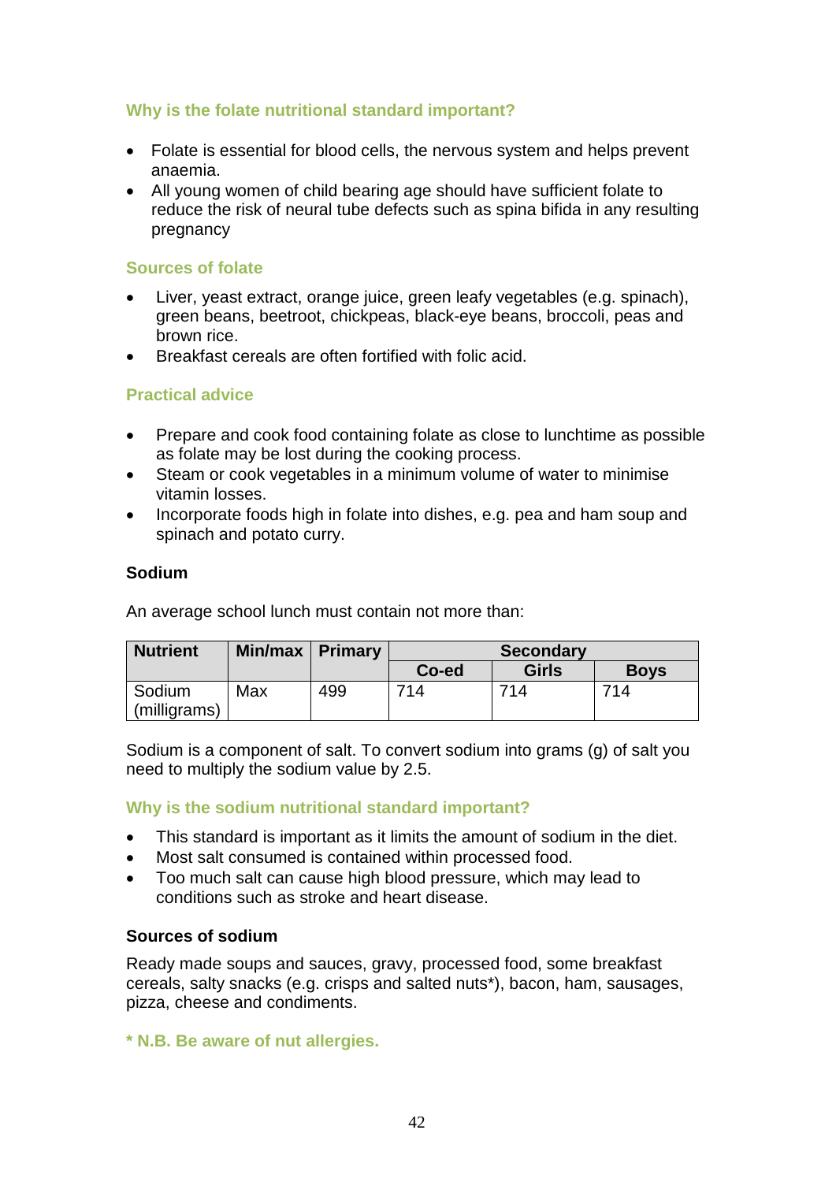### Why is the folate nutritional standard important?

- Folate is essential for blood cells, the nervous system and helps prevent anaemia.
- All young women of child bearing age should have sufficient folate to reduce the risk of neural tube defects such as spina bifida in any resulting pregnancy

### Sources of folate

- Liver, yeast extract, orange juice, green leafy vegetables (e.g. spinach), green beans, beetroot, chickpeas, black-eye beans, broccoli, peas and brown rice.
- Breakfast cereals are often fortified with folic acid.

### Practical advice

- Prepare and cook food containing folate as close to lunchtime as possible as folate may be lost during the cooking process.
- Steam or cook vegetables in a minimum volume of water to minimise vitamin losses.
- Incorporate foods high in folate into dishes, e.g. pea and ham soup and spinach and potato curry.

## Sodium

An average school lunch must contain not more than:

| Nutrient | Min/max | Primary | Secondary | | |
|---|---|---|---|---|---|
| | | | Co-ed | Girls | Boys |
| Sodium (milligrams) | Max | 499 | 714 | 714 | 714 |

Sodium is a component of salt. To convert sodium into grams (g) of salt you need to multiply the sodium value by 2.5.

### Why is the sodium nutritional standard important?

- This standard is important as it limits the amount of sodium in the diet.
- Most salt consumed is contained within processed food.
- Too much salt can cause high blood pressure, which may lead to conditions such as stroke and heart disease.

### Sources of sodium

Ready made soups and sauces, gravy, processed food, some breakfast cereals, salty snacks (e.g. crisps and salted nuts*), bacon, ham, sausages, pizza, cheese and condiments.

**\* N.B. Be aware of nut allergies.**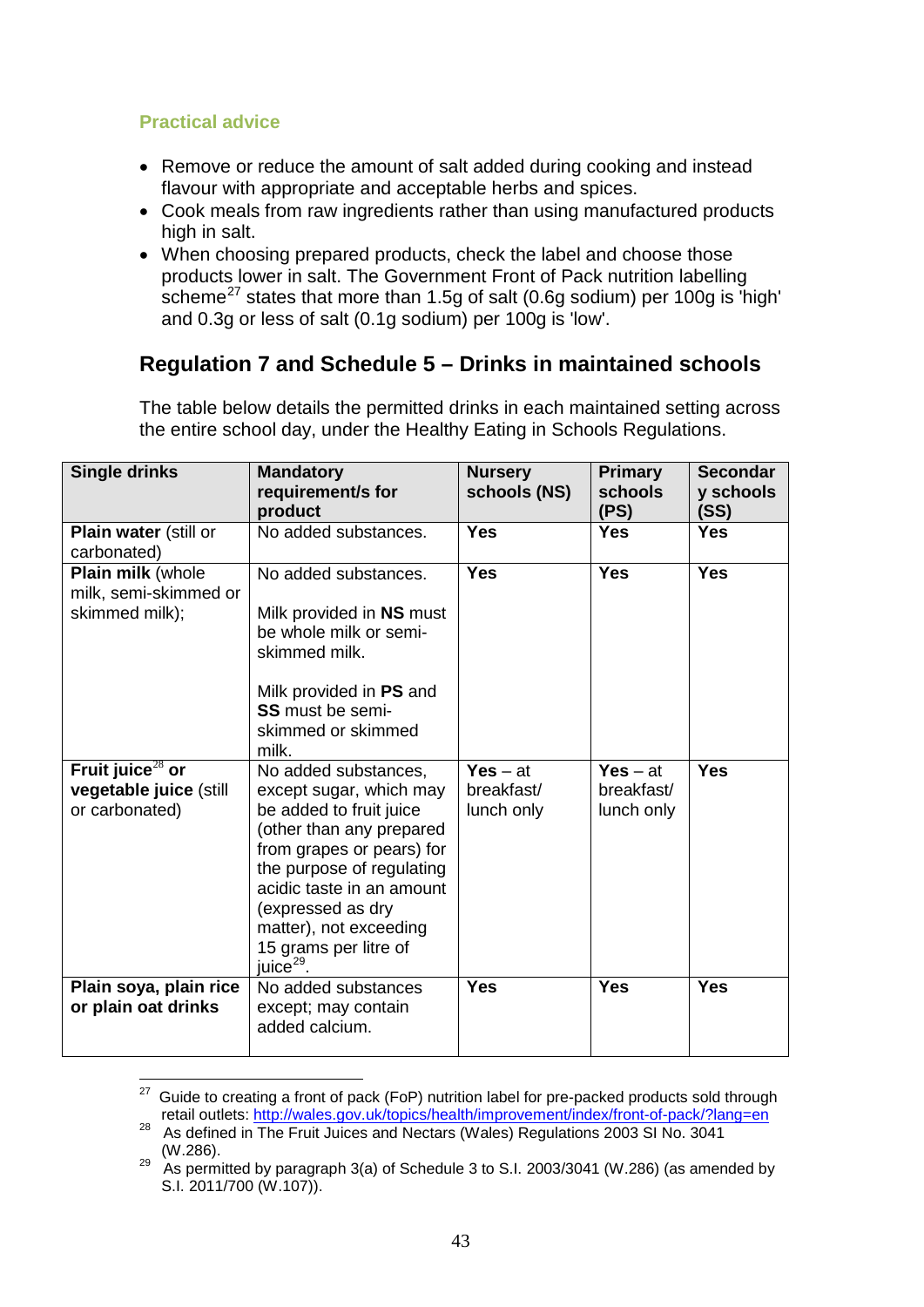#### Practical advice

- Remove or reduce the amount of salt added during cooking and instead flavour with appropriate and acceptable herbs and spices.
- Cook meals from raw ingredients rather than using manufactured products high in salt.
- When choosing prepared products, check the label and choose those products lower in salt. The Government Front of Pack nutrition labelling scheme[27] states that more than 1.5g of salt (0.6g sodium) per 100g is 'high' and 0.3g or less of salt (0.1g sodium) per 100g is 'low'.

## Regulation 7 and Schedule 5 – Drinks in maintained schools

The table below details the permitted drinks in each maintained setting across the entire school day, under the Healthy Eating in Schools Regulations.

| Single drinks | Mandatory requirement/s for product | Nursery schools (NS) | Primary schools (PS) | Secondary schools (SS) |
|---|---|---|---|---|
| **Plain water** (still or carbonated) | No added substances. | **Yes** | **Yes** | **Yes** |
| **Plain milk** (whole milk, semi-skimmed or skimmed milk); | No added substances.<br><br>Milk provided in **NS** must be whole milk or semi-skimmed milk.<br><br>Milk provided in **PS** and **SS** must be semi-skimmed or skimmed milk. | **Yes** | **Yes** | **Yes** |
| **Fruit juice**[28] **or vegetable juice** (still or carbonated) | No added substances, except sugar, which may be added to fruit juice (other than any prepared from grapes or pears) for the purpose of regulating acidic taste in an amount (expressed as dry matter), not exceeding 15 grams per litre of juice[29]. | **Yes** – at breakfast/ lunch only | **Yes** – at breakfast/ lunch only | **Yes** |
| **Plain soya, plain rice or plain oat drinks** | No added substances except; may contain added calcium. | **Yes** | **Yes** | **Yes** |

[27] Guide to creating a front of pack (FoP) nutrition label for pre-packed products sold through retail outlets: http://wales.gov.uk/topics/health/improvement/index/front-of-pack/?lang=en

[28] As defined in The Fruit Juices and Nectars (Wales) Regulations 2003 SI No. 3041 (W.286).

[29] As permitted by paragraph 3(a) of Schedule 3 to S.I. 2003/3041 (W.286) (as amended by S.I. 2011/700 (W.107)).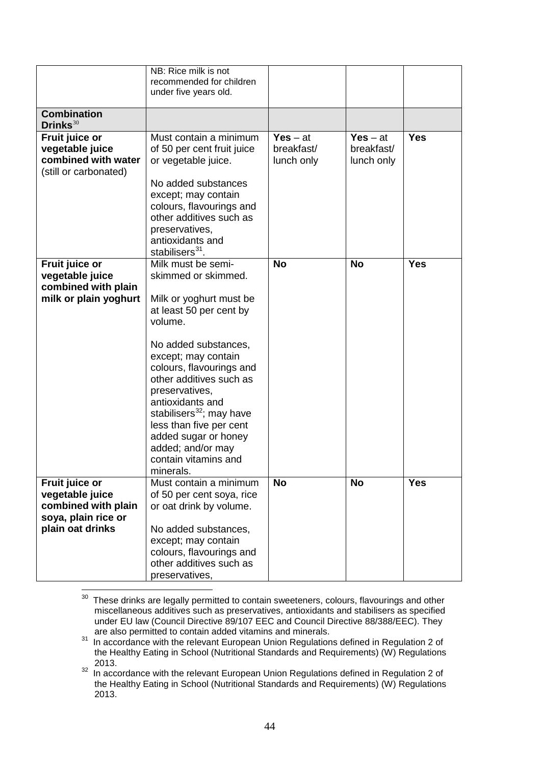| | | | | |
|---|---|---|---|---|
| | NB: Rice milk is not recommended for children under five years old. | | | |
| **Combination Drinks**[30] | | | | |
| **Fruit juice or vegetable juice combined with water** (still or carbonated) | Must contain a minimum of 50 per cent fruit juice or vegetable juice.<br><br>No added substances except; may contain colours, flavourings and other additives such as preservatives, antioxidants and stabilisers[31]. | **Yes** – at breakfast/ lunch only | **Yes** – at breakfast/ lunch only | **Yes** |
| **Fruit juice or vegetable juice combined with plain milk or plain yoghurt** | Milk must be semi-skimmed or skimmed.<br><br>Milk or yoghurt must be at least 50 per cent by volume.<br><br>No added substances, except; may contain colours, flavourings and other additives such as preservatives, antioxidants and stabilisers[32]; may have less than five per cent added sugar or honey added; and/or may contain vitamins and minerals. | **No** | **No** | **Yes** |
| **Fruit juice or vegetable juice combined with plain soya, plain rice or plain oat drinks** | Must contain a minimum of 50 per cent soya, rice or oat drink by volume.<br><br>No added substances, except; may contain colours, flavourings and other additives such as preservatives, | **No** | **No** | **Yes** |

[30] These drinks are legally permitted to contain sweeteners, colours, flavourings and other miscellaneous additives such as preservatives, antioxidants and stabilisers as specified under EU law (Council Directive 89/107 EEC and Council Directive 88/388/EEC). They are also permitted to contain added vitamins and minerals.

[31] In accordance with the relevant European Union Regulations defined in Regulation 2 of the Healthy Eating in School (Nutritional Standards and Requirements) (W) Regulations 2013.

[32] In accordance with the relevant European Union Regulations defined in Regulation 2 of the Healthy Eating in School (Nutritional Standards and Requirements) (W) Regulations 2013.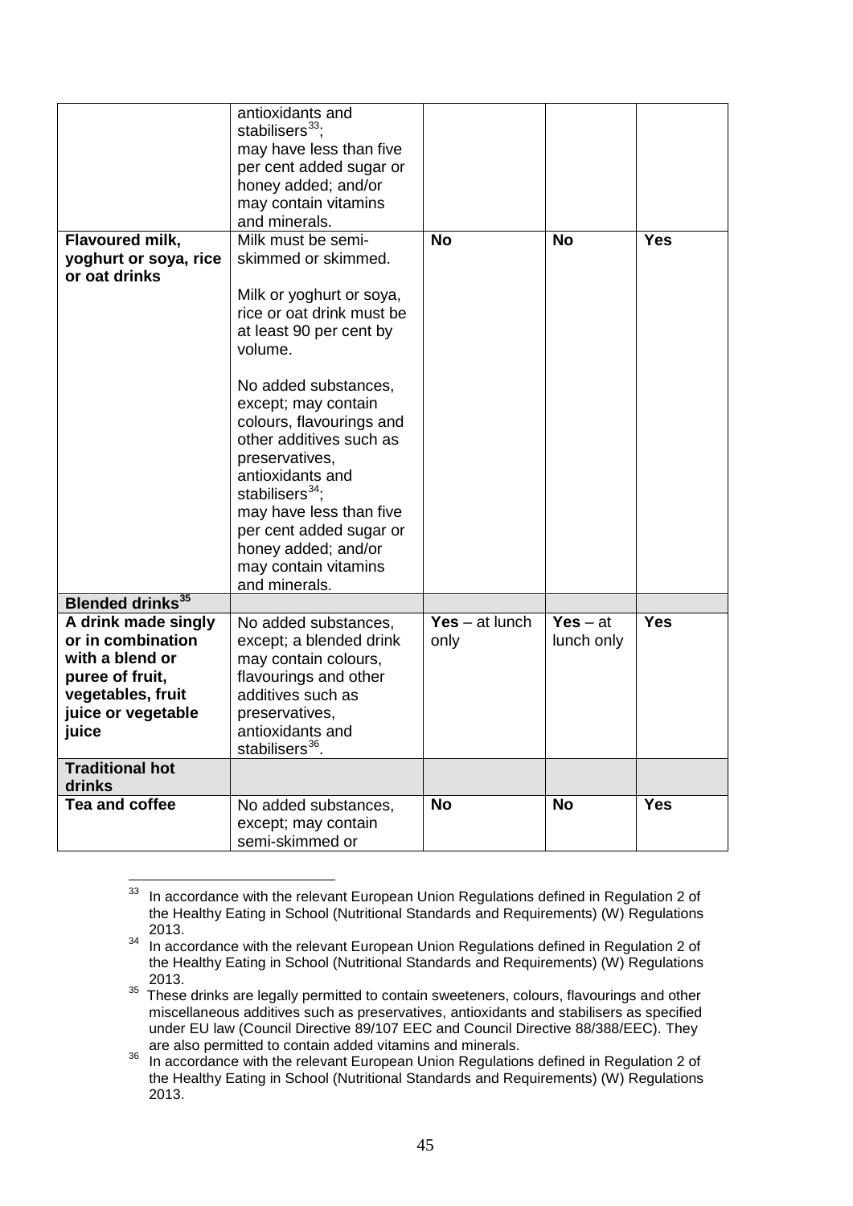| | | | | |
|---|---|---|---|---|
| | antioxidants and stabilisers[33]; may have less than five per cent added sugar or honey added; and/or may contain vitamins and minerals. | | | |
| **Flavoured milk, yoghurt or soya, rice or oat drinks** | Milk must be semi-skimmed or skimmed. <br><br> Milk or yoghurt or soya, rice or oat drink must be at least 90 per cent by volume. <br><br> No added substances, except; may contain colours, flavourings and other additives such as preservatives, antioxidants and stabilisers[34]; may have less than five per cent added sugar or honey added; and/or may contain vitamins and minerals. | **No** | **No** | **Yes** |
| **Blended drinks[35]** | | | | |
| **A drink made singly or in combination with a blend or puree of fruit, vegetables, fruit juice or vegetable juice** | No added substances, except; a blended drink may contain colours, flavourings and other additives such as preservatives, antioxidants and stabilisers[36]. | **Yes** – at lunch only | **Yes** – at lunch only | **Yes** |
| **Traditional hot drinks** | | | | |
| **Tea and coffee** | No added substances, except; may contain semi-skimmed or | **No** | **No** | **Yes** |

[33] In accordance with the relevant European Union Regulations defined in Regulation 2 of the Healthy Eating in School (Nutritional Standards and Requirements) (W) Regulations 2013.

[34] In accordance with the relevant European Union Regulations defined in Regulation 2 of the Healthy Eating in School (Nutritional Standards and Requirements) (W) Regulations 2013.

[35] These drinks are legally permitted to contain sweeteners, colours, flavourings and other miscellaneous additives such as preservatives, antioxidants and stabilisers as specified under EU law (Council Directive 89/107 EEC and Council Directive 88/388/EEC). They are also permitted to contain added vitamins and minerals.

[36] In accordance with the relevant European Union Regulations defined in Regulation 2 of the Healthy Eating in School (Nutritional Standards and Requirements) (W) Regulations 2013.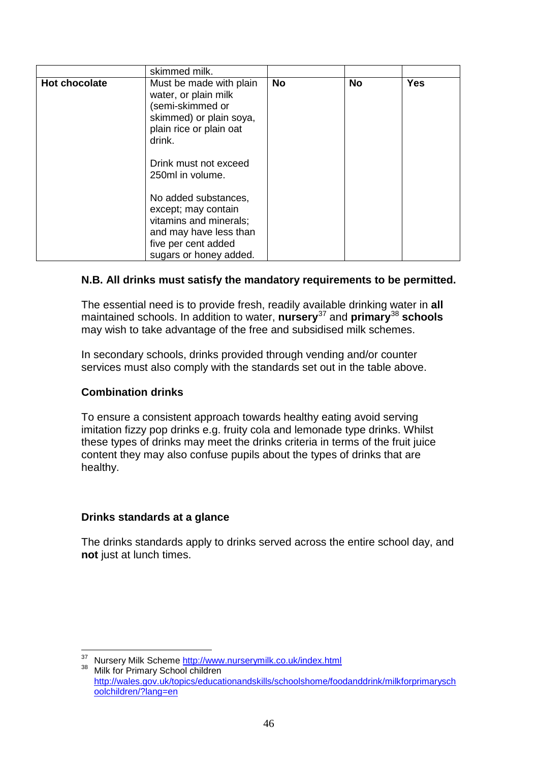| | | | | |
|---|---|---|---|---|
| | skimmed milk. | | | |
| **Hot chocolate** | Must be made with plain water, or plain milk (semi-skimmed or skimmed) or plain soya, plain rice or plain oat drink.<br><br>Drink must not exceed 250ml in volume.<br><br>No added substances, except; may contain vitamins and minerals; and may have less than five per cent added sugars or honey added. | **No** | **No** | **Yes** |

**N.B. All drinks must satisfy the mandatory requirements to be permitted.**

The essential need is to provide fresh, readily available drinking water in **all** maintained schools. In addition to water, **nursery**[37] and **primary**[38] **schools** may wish to take advantage of the free and subsidised milk schemes.

In secondary schools, drinks provided through vending and/or counter services must also comply with the standards set out in the table above.

**Combination drinks**

To ensure a consistent approach towards healthy eating avoid serving imitation fizzy pop drinks e.g. fruity cola and lemonade type drinks. Whilst these types of drinks may meet the drinks criteria in terms of the fruit juice content they may also confuse pupils about the types of drinks that are healthy.

**Drinks standards at a glance**

The drinks standards apply to drinks served across the entire school day, and **not** just at lunch times.

---

[37] Nursery Milk Scheme http://www.nurserymilk.co.uk/index.html

[38] Milk for Primary School children http://wales.gov.uk/topics/educationandskills/schoolshome/foodanddrink/milkforprimaryschoolchildren/?lang=en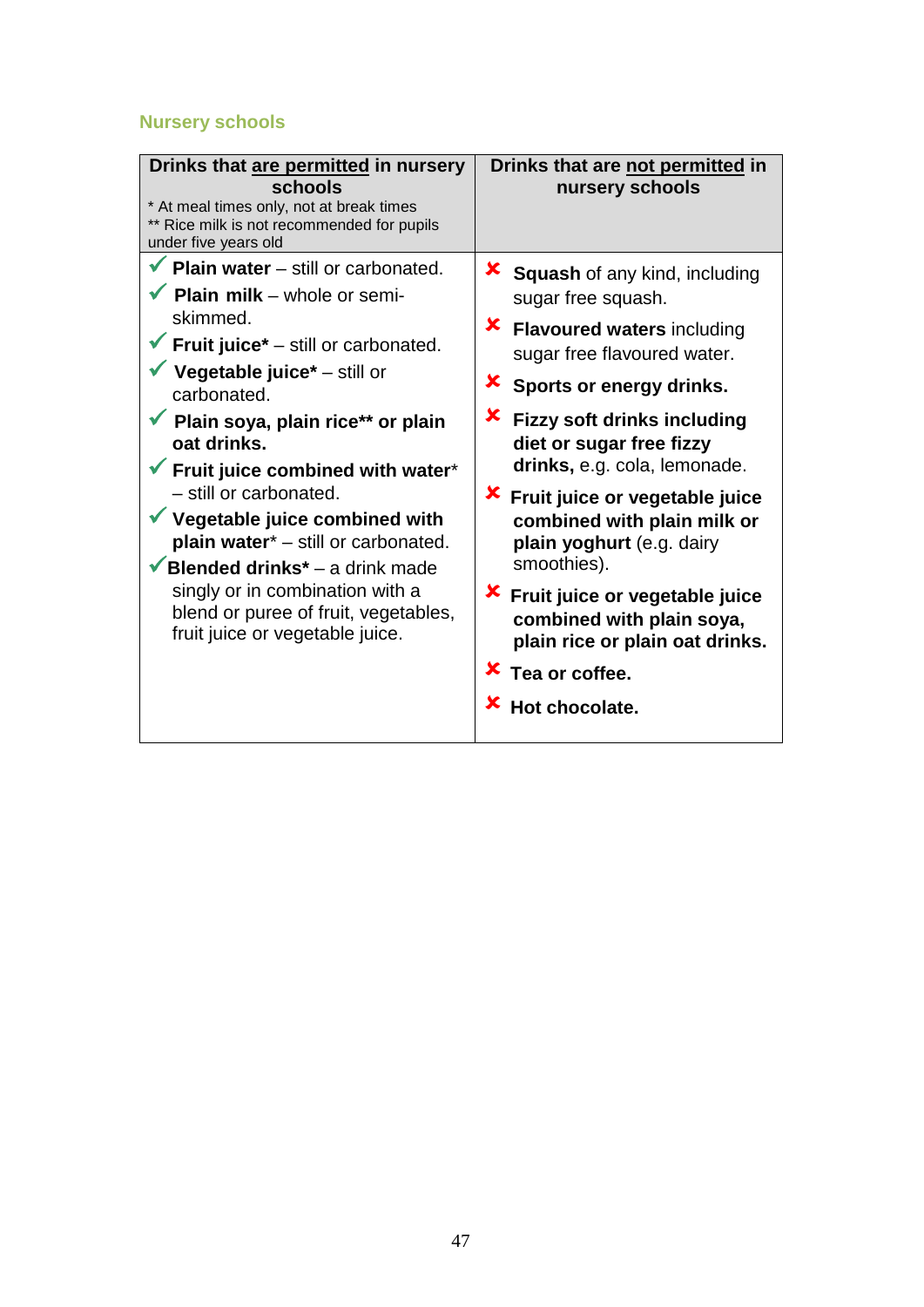## Nursery schools

| Drinks that <u>are permitted</u> in nursery schools<br>* At meal times only, not at break times<br>** Rice milk is not recommended for pupils under five years old | Drinks that are <u>not permitted</u> in nursery schools |
|---|---|
| ✓ **Plain water** – still or carbonated.<br>✓ **Plain milk** – whole or semi-skimmed.<br>✓ **Fruit juice*** – still or carbonated.<br>✓ **Vegetable juice*** – still or carbonated.<br>✓ **Plain soya, plain rice** or plain oat drinks.**<br>✓ **Fruit juice combined with water*** – still or carbonated.<br>✓ **Vegetable juice combined with plain water*** – still or carbonated.<br>✓ **Blended drinks*** – a drink made singly or in combination with a blend or puree of fruit, vegetables, fruit juice or vegetable juice. | ✘ **Squash** of any kind, including sugar free squash.<br>✘ **Flavoured waters** including sugar free flavoured water.<br>✘ **Sports or energy drinks.**<br>✘ **Fizzy soft drinks including diet or sugar free fizzy drinks,** e.g. cola, lemonade.<br>✘ **Fruit juice or vegetable juice combined with plain milk or plain yoghurt** (e.g. dairy smoothies).<br>✘ **Fruit juice or vegetable juice combined with plain soya, plain rice or plain oat drinks.**<br>✘ **Tea or coffee.**<br>✘ **Hot chocolate.** |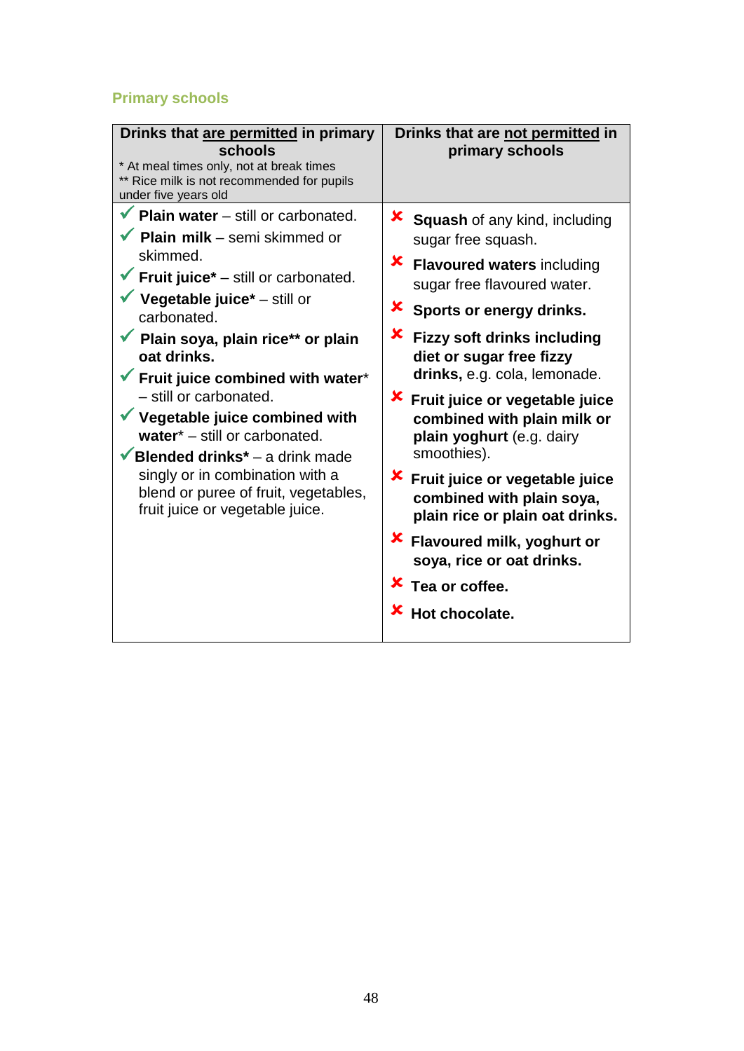### Primary schools

| Drinks that <u>are permitted</u> in primary schools<br>* At meal times only, not at break times<br>** Rice milk is not recommended for pupils under five years old | Drinks that are <u>not permitted</u> in primary schools |
|---|---|
| ✓ **Plain water** – still or carbonated.<br>✓ **Plain milk** – semi skimmed or skimmed.<br>✓ **Fruit juice*** – still or carbonated.<br>✓ **Vegetable juice*** – still or carbonated.<br>✓ **Plain soya, plain rice** or plain oat drinks.**<br>✓ **Fruit juice combined with water*** – still or carbonated.<br>✓ **Vegetable juice combined with water*** – still or carbonated.<br>✓ **Blended drinks*** – a drink made singly or in combination with a blend or puree of fruit, vegetables, fruit juice or vegetable juice. | ✘ **Squash** of any kind, including sugar free squash.<br>✘ **Flavoured waters** including sugar free flavoured water.<br>✘ **Sports or energy drinks.**<br>✘ **Fizzy soft drinks including diet or sugar free fizzy drinks,** e.g. cola, lemonade.<br>✘ **Fruit juice or vegetable juice combined with plain milk or plain yoghurt** (e.g. dairy smoothies).<br>✘ **Fruit juice or vegetable juice combined with plain soya, plain rice or plain oat drinks.**<br>✘ **Flavoured milk, yoghurt or soya, rice or oat drinks.**<br>✘ **Tea or coffee.**<br>✘ **Hot chocolate.** |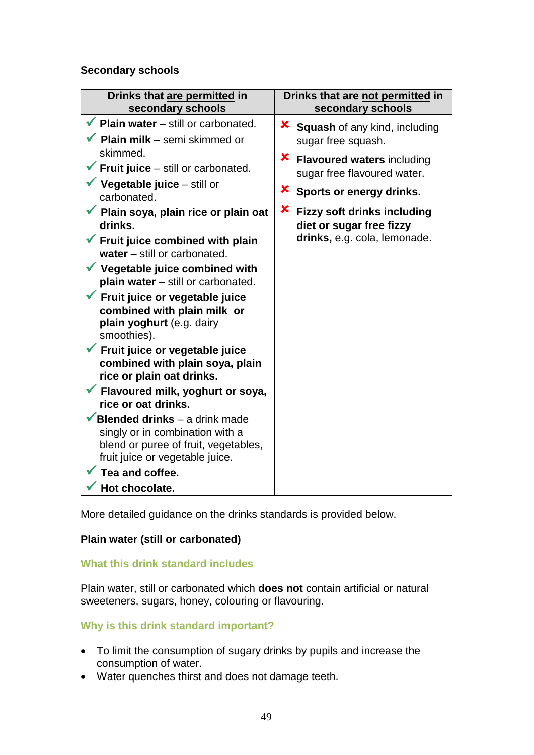**Secondary schools**

| Drinks that are permitted in secondary schools | Drinks that are not permitted in secondary schools |
|---|---|
| ✓ **Plain water** – still or carbonated.<br>✓ **Plain milk** – semi skimmed or skimmed.<br>✓ **Fruit juice** – still or carbonated.<br>✓ **Vegetable juice** – still or carbonated.<br>✓ **Plain soya, plain rice or plain oat drinks.**<br>✓ **Fruit juice combined with plain water** – still or carbonated.<br>✓ **Vegetable juice combined with plain water** – still or carbonated.<br>✓ **Fruit juice or vegetable juice combined with plain milk or plain yoghurt** (e.g. dairy smoothies).<br>✓ **Fruit juice or vegetable juice combined with plain soya, plain rice or plain oat drinks.**<br>✓ **Flavoured milk, yoghurt or soya, rice or oat drinks.**<br>✓ **Blended drinks** – a drink made singly or in combination with a blend or puree of fruit, vegetables, fruit juice or vegetable juice.<br>✓ **Tea and coffee.**<br>✓ **Hot chocolate.** | ✘ **Squash** of any kind, including sugar free squash.<br>✘ **Flavoured waters** including sugar free flavoured water.<br>✘ **Sports or energy drinks.**<br>✘ **Fizzy soft drinks including diet or sugar free fizzy drinks,** e.g. cola, lemonade. |

More detailed guidance on the drinks standards is provided below.

**Plain water (still or carbonated)**

### What this drink standard includes

Plain water, still or carbonated which **does not** contain artificial or natural sweeteners, sugars, honey, colouring or flavouring.

### Why is this drink standard important?

- To limit the consumption of sugary drinks by pupils and increase the consumption of water.
- Water quenches thirst and does not damage teeth.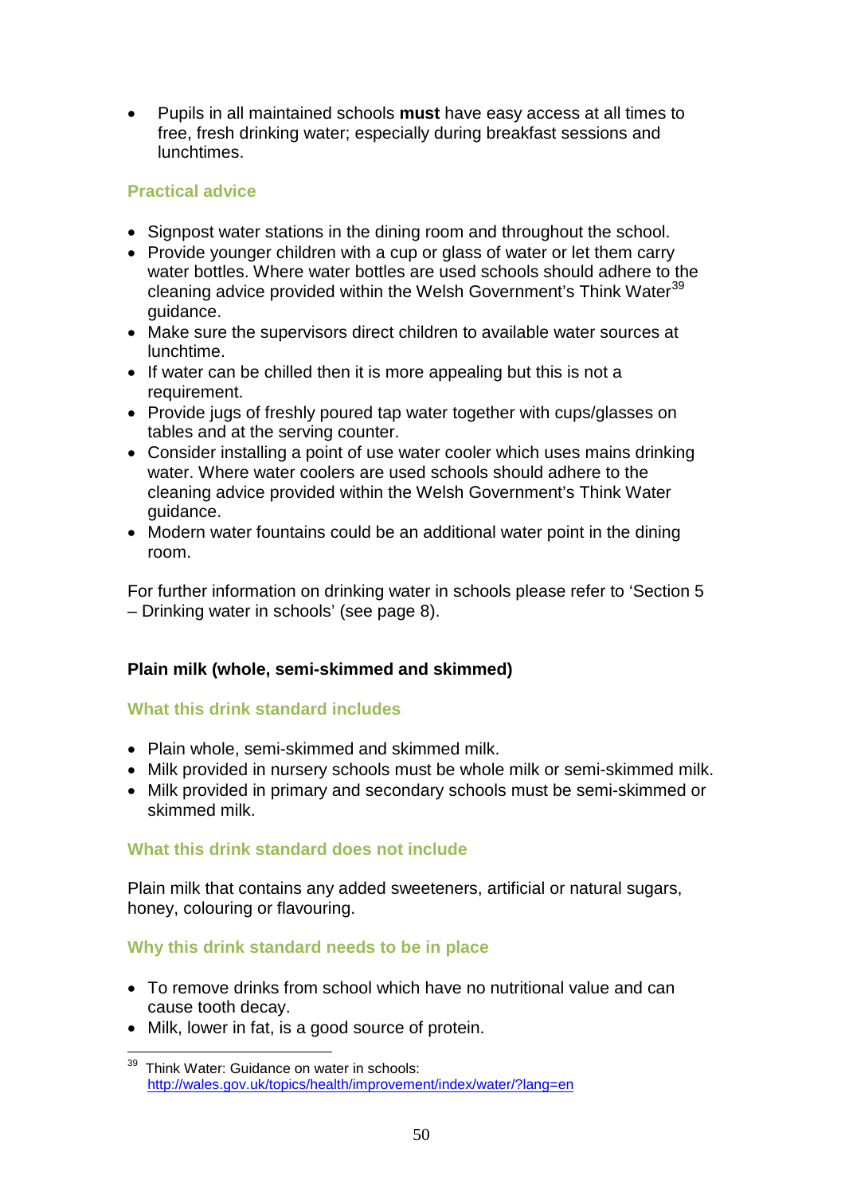- Pupils in all maintained schools **must** have easy access at all times to free, fresh drinking water; especially during breakfast sessions and lunchtimes.

### Practical advice

- Signpost water stations in the dining room and throughout the school.
- Provide younger children with a cup or glass of water or let them carry water bottles. Where water bottles are used schools should adhere to the cleaning advice provided within the Welsh Government's Think Water[39] guidance.
- Make sure the supervisors direct children to available water sources at lunchtime.
- If water can be chilled then it is more appealing but this is not a requirement.
- Provide jugs of freshly poured tap water together with cups/glasses on tables and at the serving counter.
- Consider installing a point of use water cooler which uses mains drinking water. Where water coolers are used schools should adhere to the cleaning advice provided within the Welsh Government's Think Water guidance.
- Modern water fountains could be an additional water point in the dining room.

For further information on drinking water in schools please refer to 'Section 5 – Drinking water in schools' (see page 8).

## Plain milk (whole, semi-skimmed and skimmed)

### What this drink standard includes

- Plain whole, semi-skimmed and skimmed milk.
- Milk provided in nursery schools must be whole milk or semi-skimmed milk.
- Milk provided in primary and secondary schools must be semi-skimmed or skimmed milk.

### What this drink standard does not include

Plain milk that contains any added sweeteners, artificial or natural sugars, honey, colouring or flavouring.

### Why this drink standard needs to be in place

- To remove drinks from school which have no nutritional value and can cause tooth decay.
- Milk, lower in fat, is a good source of protein.

---

[39] Think Water: Guidance on water in schools: http://wales.gov.uk/topics/health/improvement/index/water/?lang=en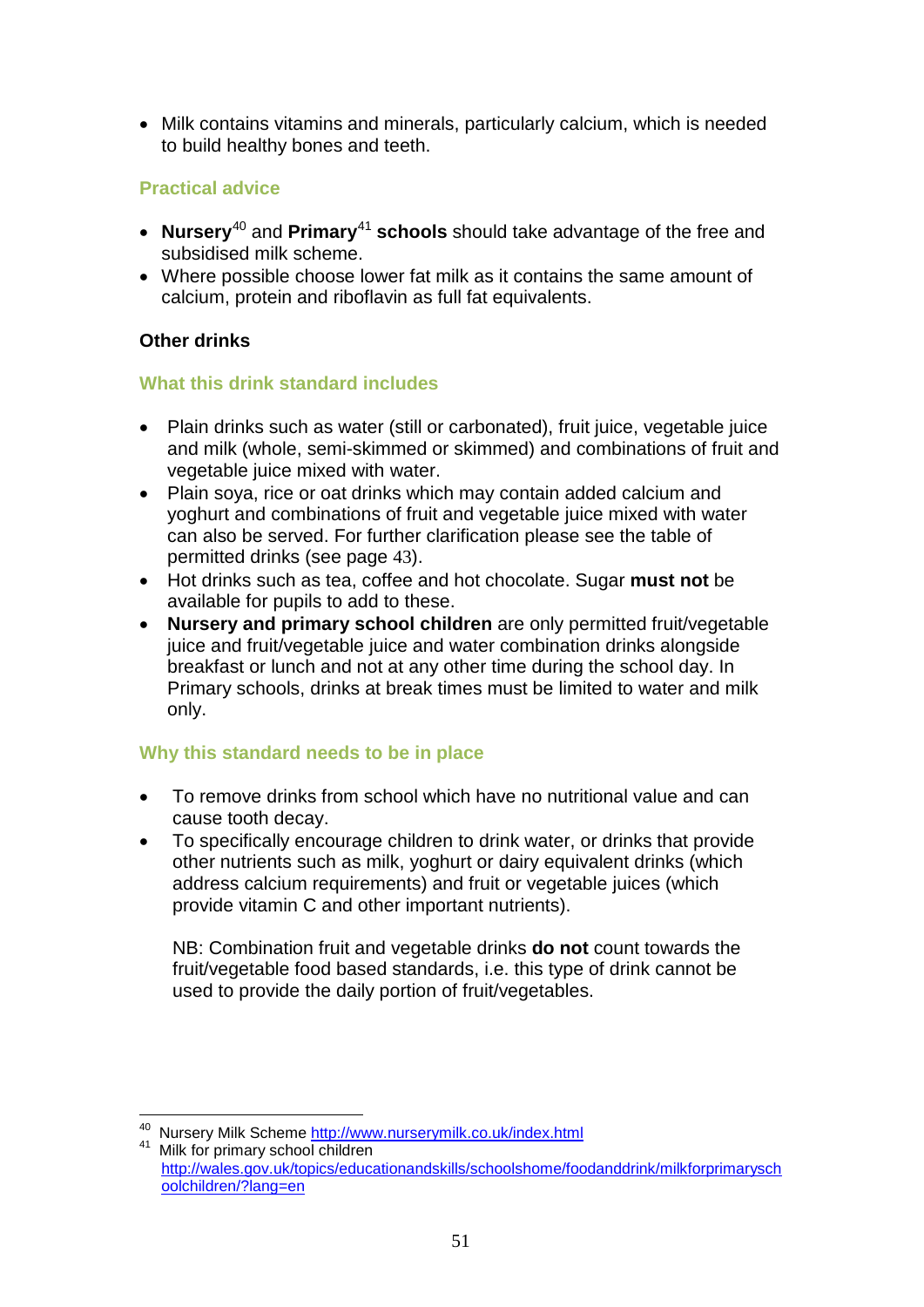- Milk contains vitamins and minerals, particularly calcium, which is needed to build healthy bones and teeth.

### Practical advice

- **Nursery**[40] and **Primary**[41] **schools** should take advantage of the free and subsidised milk scheme.
- Where possible choose lower fat milk as it contains the same amount of calcium, protein and riboflavin as full fat equivalents.

**Other drinks**

### What this drink standard includes

- Plain drinks such as water (still or carbonated), fruit juice, vegetable juice and milk (whole, semi-skimmed or skimmed) and combinations of fruit and vegetable juice mixed with water.
- Plain soya, rice or oat drinks which may contain added calcium and yoghurt and combinations of fruit and vegetable juice mixed with water can also be served. For further clarification please see the table of permitted drinks (see page 43).
- Hot drinks such as tea, coffee and hot chocolate. Sugar **must not** be available for pupils to add to these.
- **Nursery and primary school children** are only permitted fruit/vegetable juice and fruit/vegetable juice and water combination drinks alongside breakfast or lunch and not at any other time during the school day. In Primary schools, drinks at break times must be limited to water and milk only.

### Why this standard needs to be in place

- To remove drinks from school which have no nutritional value and can cause tooth decay.
- To specifically encourage children to drink water, or drinks that provide other nutrients such as milk, yoghurt or dairy equivalent drinks (which address calcium requirements) and fruit or vegetable juices (which provide vitamin C and other important nutrients).

  NB: Combination fruit and vegetable drinks **do not** count towards the fruit/vegetable food based standards, i.e. this type of drink cannot be used to provide the daily portion of fruit/vegetables.

---

[40] Nursery Milk Scheme http://www.nurserymilk.co.uk/index.html

[41] Milk for primary school children http://wales.gov.uk/topics/educationandskills/schoolshome/foodanddrink/milkforprimaryschoolchildren/?lang=en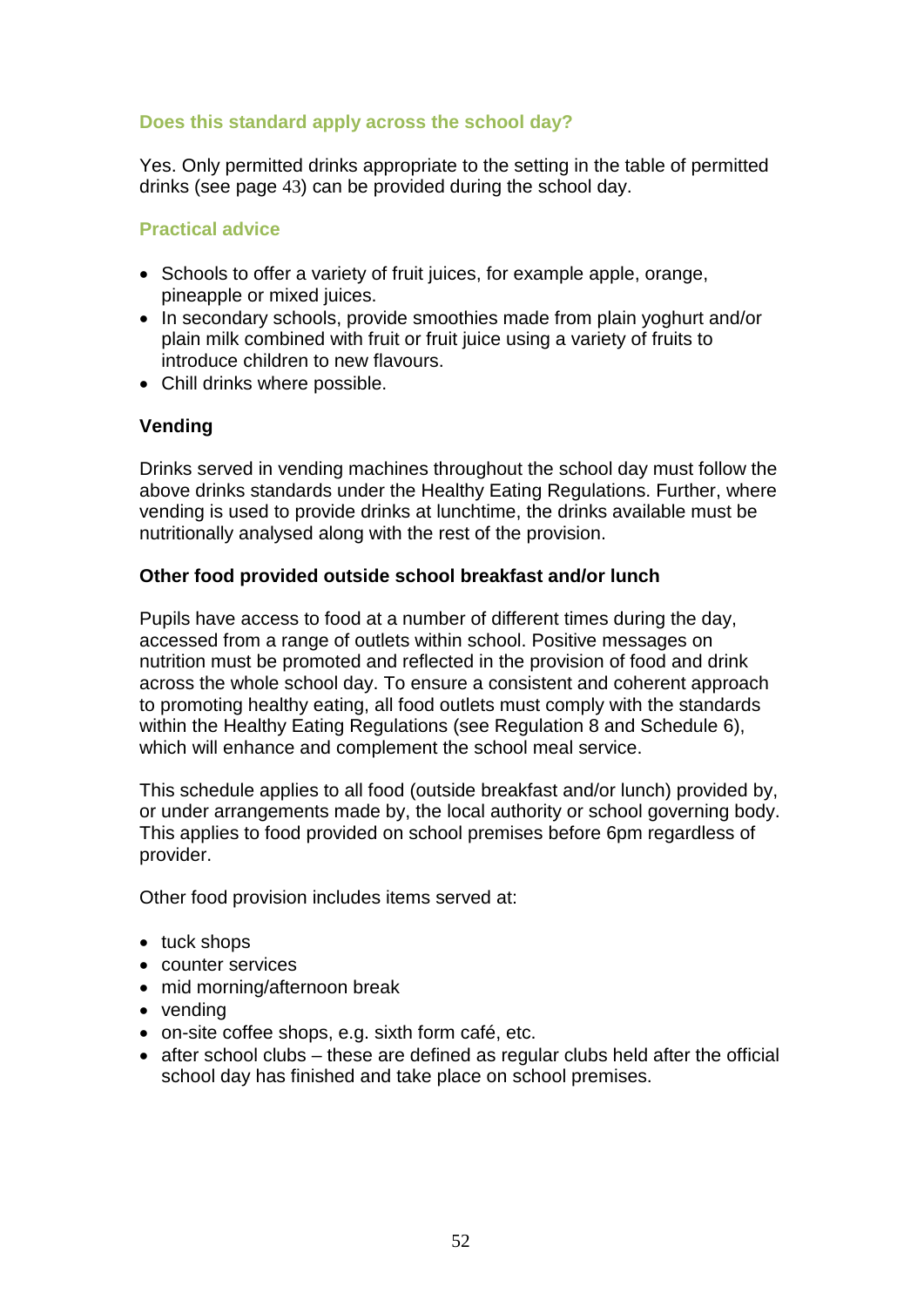### Does this standard apply across the school day?

Yes. Only permitted drinks appropriate to the setting in the table of permitted drinks (see page 43) can be provided during the school day.

### Practical advice

- Schools to offer a variety of fruit juices, for example apple, orange, pineapple or mixed juices.
- In secondary schools, provide smoothies made from plain yoghurt and/or plain milk combined with fruit or fruit juice using a variety of fruits to introduce children to new flavours.
- Chill drinks where possible.

**Vending**

Drinks served in vending machines throughout the school day must follow the above drinks standards under the Healthy Eating Regulations. Further, where vending is used to provide drinks at lunchtime, the drinks available must be nutritionally analysed along with the rest of the provision.

**Other food provided outside school breakfast and/or lunch**

Pupils have access to food at a number of different times during the day, accessed from a range of outlets within school. Positive messages on nutrition must be promoted and reflected in the provision of food and drink across the whole school day. To ensure a consistent and coherent approach to promoting healthy eating, all food outlets must comply with the standards within the Healthy Eating Regulations (see Regulation 8 and Schedule 6), which will enhance and complement the school meal service.

This schedule applies to all food (outside breakfast and/or lunch) provided by, or under arrangements made by, the local authority or school governing body. This applies to food provided on school premises before 6pm regardless of provider.

Other food provision includes items served at:

- tuck shops
- counter services
- mid morning/afternoon break
- vending
- on-site coffee shops, e.g. sixth form café, etc.
- after school clubs – these are defined as regular clubs held after the official school day has finished and take place on school premises.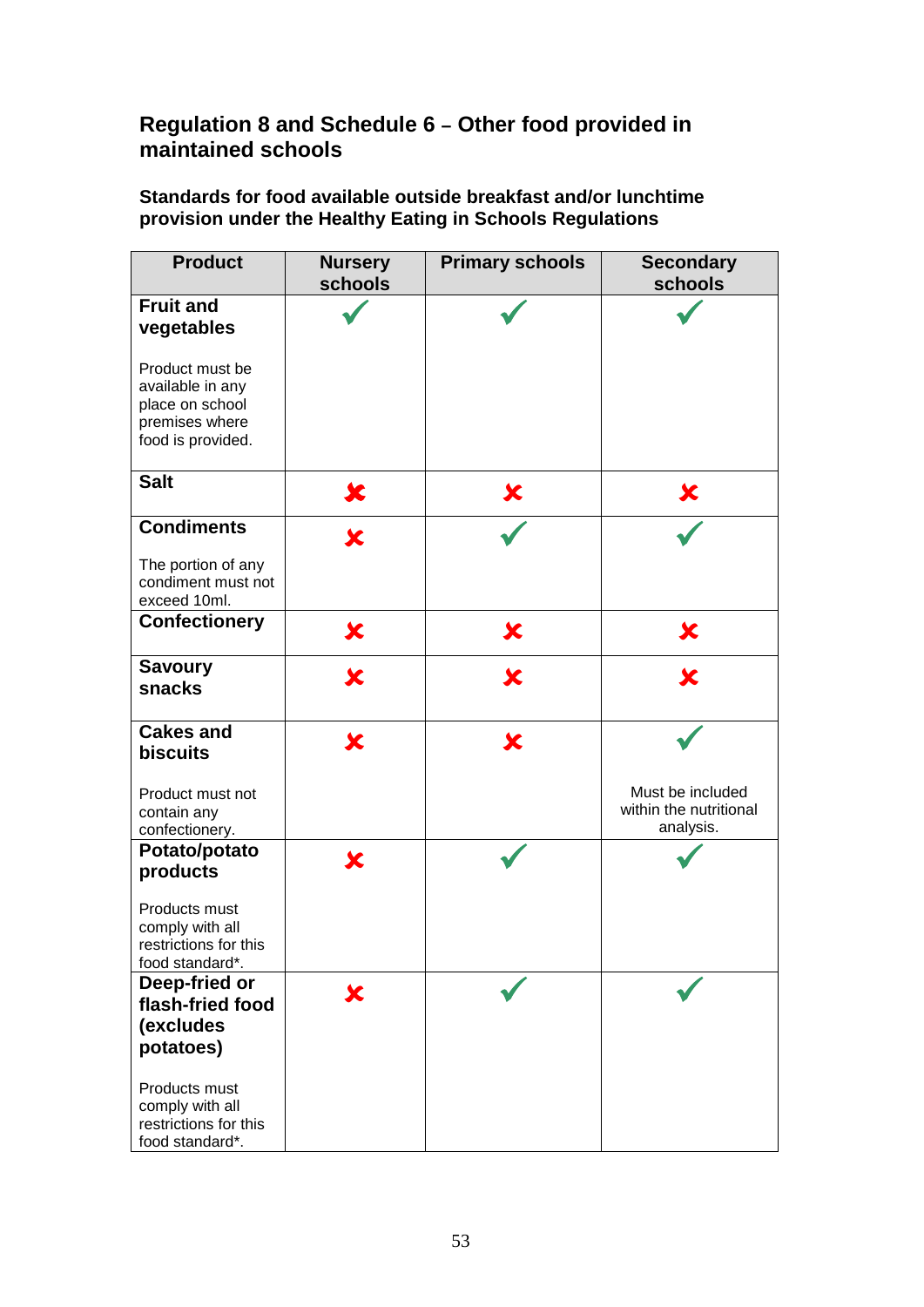## Regulation 8 and Schedule 6 – Other food provided in maintained schools

**Standards for food available outside breakfast and/or lunchtime provision under the Healthy Eating in Schools Regulations**

| Product | Nursery schools | Primary schools | Secondary schools |
|---|---|---|---|
| **Fruit and vegetables**<br><br>Product must be available in any place on school premises where food is provided. | ✓ | ✓ | ✓ |
| **Salt** | ✗ | ✗ | ✗ |
| **Condiments**<br><br>The portion of any condiment must not exceed 10ml. | ✗ | ✓ | ✓ |
| **Confectionery** | ✗ | ✗ | ✗ |
| **Savoury snacks** | ✗ | ✗ | ✗ |
| **Cakes and biscuits**<br><br>Product must not contain any confectionery. | ✗ | ✗ | ✓<br><br>Must be included within the nutritional analysis. |
| **Potato/potato products**<br><br>Products must comply with all restrictions for this food standard*. | ✗ | ✓ | ✓ |
| **Deep-fried or flash-fried food (excludes potatoes)**<br><br>Products must comply with all restrictions for this food standard*. | ✗ | ✓ | ✓ |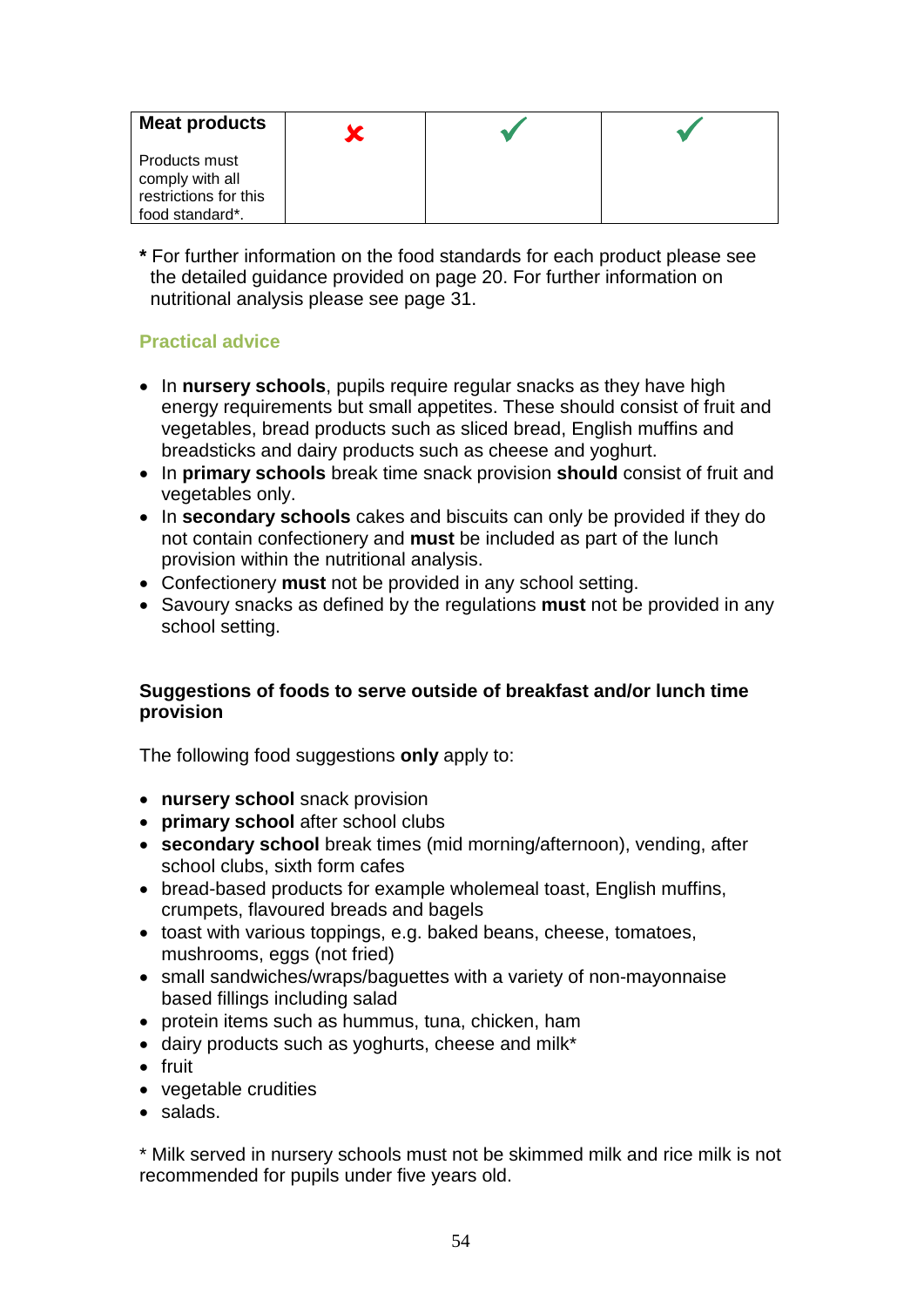| Meat products<br><br>Products must comply with all restrictions for this food standard*. | ✘ | ✔ | ✔ |
|---|---|---|---|

\* For further information on the food standards for each product please see the detailed guidance provided on page 20. For further information on nutritional analysis please see page 31.

### Practical advice

- In **nursery schools**, pupils require regular snacks as they have high energy requirements but small appetites. These should consist of fruit and vegetables, bread products such as sliced bread, English muffins and breadsticks and dairy products such as cheese and yoghurt.
- In **primary schools** break time snack provision **should** consist of fruit and vegetables only.
- In **secondary schools** cakes and biscuits can only be provided if they do not contain confectionery and **must** be included as part of the lunch provision within the nutritional analysis.
- Confectionery **must** not be provided in any school setting.
- Savoury snacks as defined by the regulations **must** not be provided in any school setting.

**Suggestions of foods to serve outside of breakfast and/or lunch time provision**

The following food suggestions **only** apply to:

- **nursery school** snack provision
- **primary school** after school clubs
- **secondary school** break times (mid morning/afternoon), vending, after school clubs, sixth form cafes
- bread-based products for example wholemeal toast, English muffins, crumpets, flavoured breads and bagels
- toast with various toppings, e.g. baked beans, cheese, tomatoes, mushrooms, eggs (not fried)
- small sandwiches/wraps/baguettes with a variety of non-mayonnaise based fillings including salad
- protein items such as hummus, tuna, chicken, ham
- dairy products such as yoghurts, cheese and milk*
- fruit
- vegetable crudities
- salads.

\* Milk served in nursery schools must not be skimmed milk and rice milk is not recommended for pupils under five years old.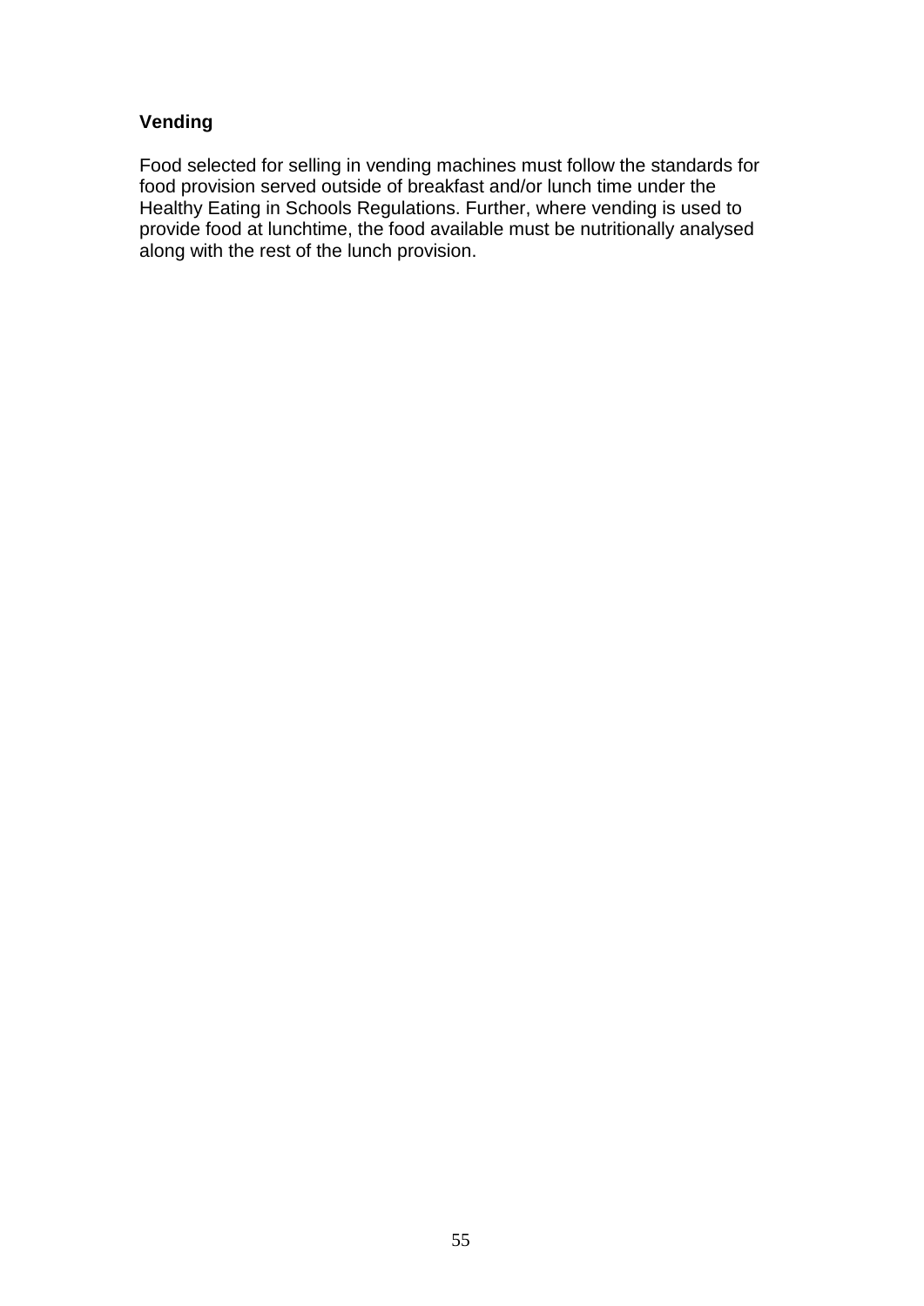**Vending**

Food selected for selling in vending machines must follow the standards for food provision served outside of breakfast and/or lunch time under the Healthy Eating in Schools Regulations. Further, where vending is used to provide food at lunchtime, the food available must be nutritionally analysed along with the rest of the lunch provision.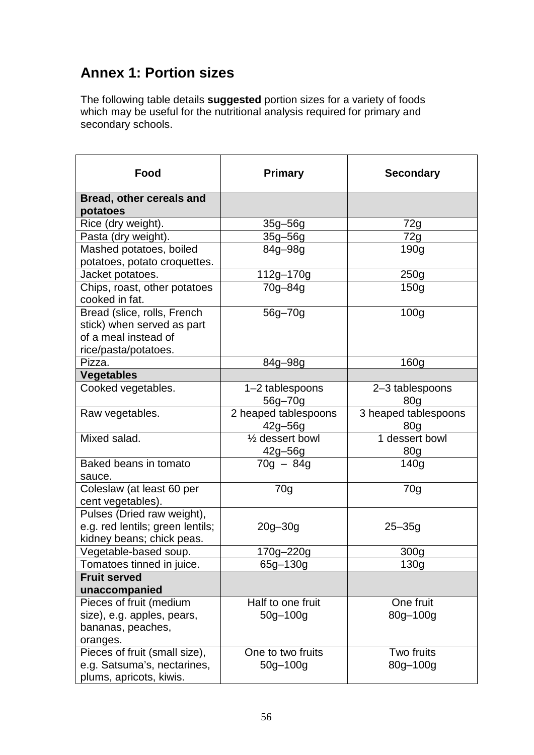## Annex 1: Portion sizes

The following table details **suggested** portion sizes for a variety of foods which may be useful for the nutritional analysis required for primary and secondary schools.

| Food | Primary | Secondary |
|---|---|---|
| **Bread, other cereals and potatoes** | | |
| Rice (dry weight). | 35g–56g | 72g |
| Pasta (dry weight). | 35g–56g | 72g |
| Mashed potatoes, boiled potatoes, potato croquettes. | 84g–98g | 190g |
| Jacket potatoes. | 112g–170g | 250g |
| Chips, roast, other potatoes cooked in fat. | 70g–84g | 150g |
| Bread (slice, rolls, French stick) when served as part of a meal instead of rice/pasta/potatoes. | 56g–70g | 100g |
| Pizza. | 84g–98g | 160g |
| **Vegetables** | | |
| Cooked vegetables. | 1–2 tablespoons 56g–70g | 2–3 tablespoons 80g |
| Raw vegetables. | 2 heaped tablespoons 42g–56g | 3 heaped tablespoons 80g |
| Mixed salad. | ½ dessert bowl 42g–56g | 1 dessert bowl 80g |
| Baked beans in tomato sauce. | 70g – 84g | 140g |
| Coleslaw (at least 60 per cent vegetables). | 70g | 70g |
| Pulses (Dried raw weight), e.g. red lentils; green lentils; kidney beans; chick peas. | 20g–30g | 25–35g |
| Vegetable-based soup. | 170g–220g | 300g |
| Tomatoes tinned in juice. | 65g–130g | 130g |
| **Fruit served unaccompanied** | | |
| Pieces of fruit (medium size), e.g. apples, pears, bananas, peaches, oranges. | Half to one fruit 50g–100g | One fruit 80g–100g |
| Pieces of fruit (small size), e.g. Satsuma's, nectarines, plums, apricots, kiwis. | One to two fruits 50g–100g | Two fruits 80g–100g |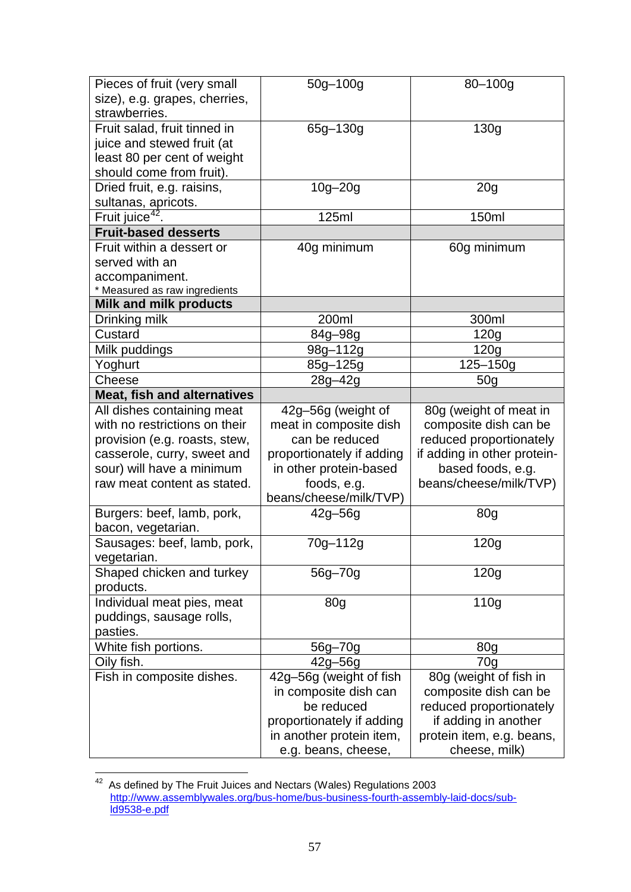| | | |
|---|---|---|
| Pieces of fruit (very small size), e.g. grapes, cherries, strawberries. | 50g–100g | 80–100g |
| Fruit salad, fruit tinned in juice and stewed fruit (at least 80 per cent of weight should come from fruit). | 65g–130g | 130g |
| Dried fruit, e.g. raisins, sultanas, apricots. | 10g–20g | 20g |
| Fruit juice[42]. | 125ml | 150ml |
| **Fruit-based desserts** | | |
| Fruit within a dessert or served with an accompaniment. * Measured as raw ingredients | 40g minimum | 60g minimum |
| **Milk and milk products** | | |
| Drinking milk | 200ml | 300ml |
| Custard | 84g–98g | 120g |
| Milk puddings | 98g–112g | 120g |
| Yoghurt | 85g–125g | 125–150g |
| Cheese | 28g–42g | 50g |
| **Meat, fish and alternatives** | | |
| All dishes containing meat with no restrictions on their provision (e.g. roasts, stew, casserole, curry, sweet and sour) will have a minimum raw meat content as stated. | 42g–56g (weight of meat in composite dish can be reduced proportionately if adding in other protein-based foods, e.g. beans/cheese/milk/TVP) | 80g (weight of meat in composite dish can be reduced proportionately if adding in other protein-based foods, e.g. beans/cheese/milk/TVP) |
| Burgers: beef, lamb, pork, bacon, vegetarian. | 42g–56g | 80g |
| Sausages: beef, lamb, pork, vegetarian. | 70g–112g | 120g |
| Shaped chicken and turkey products. | 56g–70g | 120g |
| Individual meat pies, meat puddings, sausage rolls, pasties. | 80g | 110g |
| White fish portions. | 56g–70g | 80g |
| Oily fish. | 42g–56g | 70g |
| Fish in composite dishes. | 42g–56g (weight of fish in composite dish can be reduced proportionately if adding in another protein item, e.g. beans, cheese, | 80g (weight of fish in composite dish can be reduced proportionately if adding in another protein item, e.g. beans, cheese, milk) |

[42] As defined by The Fruit Juices and Nectars (Wales) Regulations 2003 http://www.assemblywales.org/bus-home/bus-business-fourth-assembly-laid-docs/sub-ld9538-e.pdf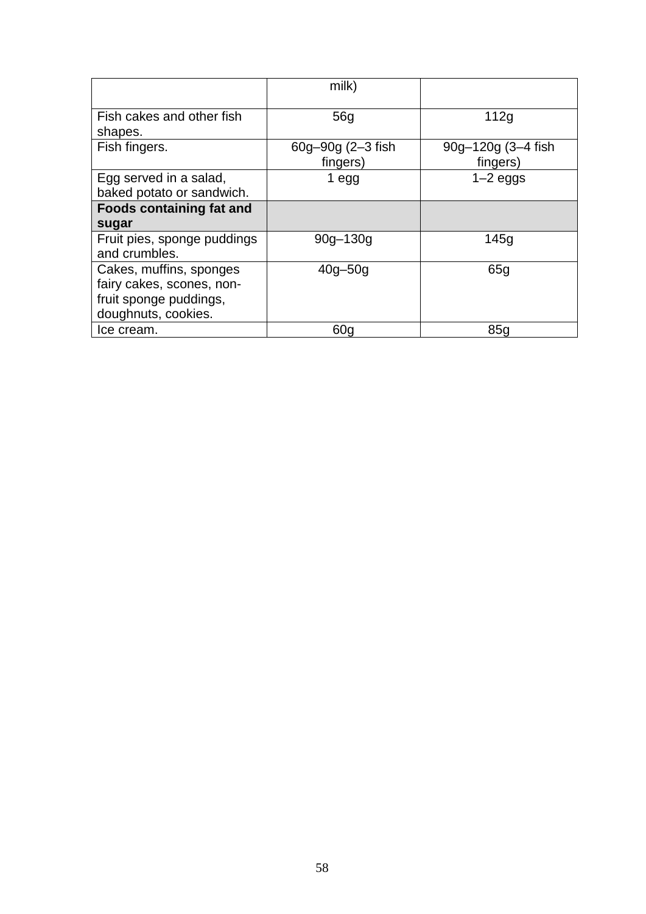| | | |
|---|---|---|
| | milk) | |
| Fish cakes and other fish shapes. | 56g | 112g |
| Fish fingers. | 60g–90g (2–3 fish fingers) | 90g–120g (3–4 fish fingers) |
| Egg served in a salad, baked potato or sandwich. | 1 egg | 1–2 eggs |
| **Foods containing fat and sugar** | | |
| Fruit pies, sponge puddings and crumbles. | 90g–130g | 145g |
| Cakes, muffins, sponges fairy cakes, scones, non-fruit sponge puddings, doughnuts, cookies. | 40g–50g | 65g |
| Ice cream. | 60g | 85g |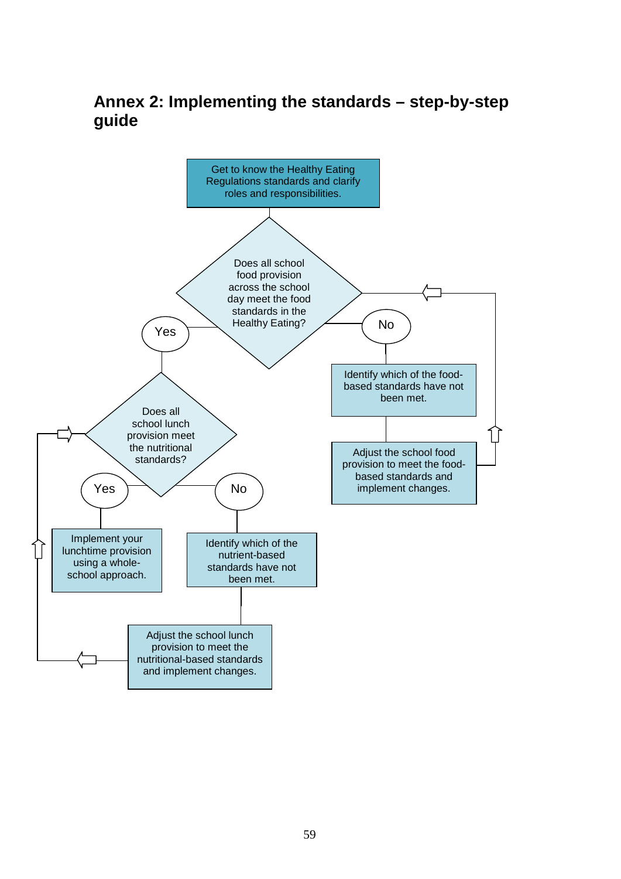# Annex 2: Implementing the standards – step-by-step guide

Get to know the Healthy Eating Regulations standards and clarify roles and responsibilities.

Does all school food provision across the school day meet the food standards in the Healthy Eating?

Yes

No

Identify which of the food-based standards have not been met.

Adjust the school food provision to meet the food-based standards and implement changes.

Does all school lunch provision meet the nutritional standards?

Yes

No

Implement your lunchtime provision using a whole-school approach.

Identify which of the nutrient-based standards have not been met.

Adjust the school lunch provision to meet the nutritional-based standards and implement changes.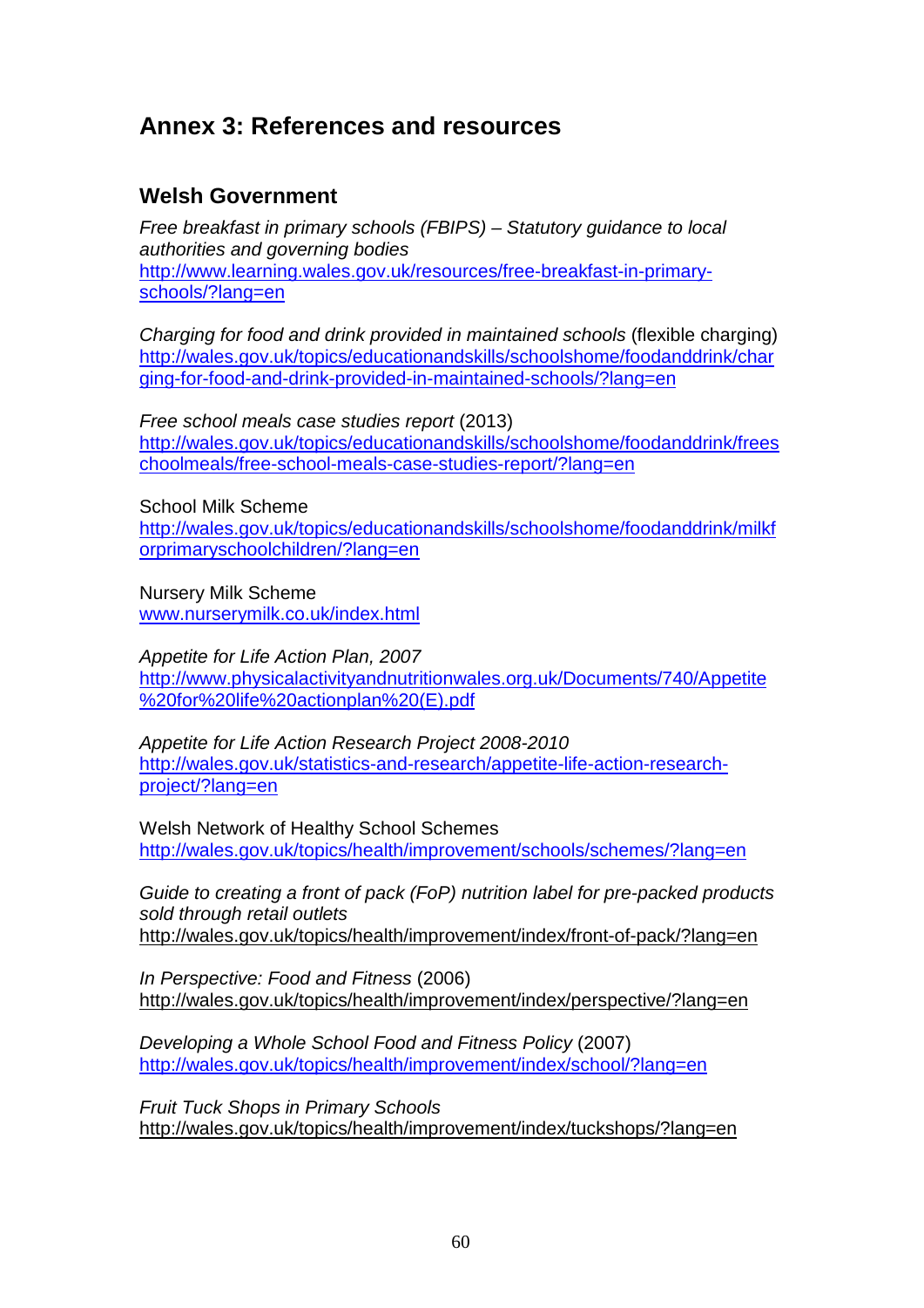# Annex 3: References and resources

## Welsh Government

*Free breakfast in primary schools (FBIPS) – Statutory guidance to local authorities and governing bodies*
http://www.learning.wales.gov.uk/resources/free-breakfast-in-primary-schools/?lang=en

*Charging for food and drink provided in maintained schools* (flexible charging)
http://wales.gov.uk/topics/educationandskills/schoolshome/foodanddrink/charging-for-food-and-drink-provided-in-maintained-schools/?lang=en

*Free school meals case studies report* (2013)
http://wales.gov.uk/topics/educationandskills/schoolshome/foodanddrink/freeschoolmeals/free-school-meals-case-studies-report/?lang=en

School Milk Scheme
http://wales.gov.uk/topics/educationandskills/schoolshome/foodanddrink/milkforprimaryschoolchildren/?lang=en

Nursery Milk Scheme
www.nurserymilk.co.uk/index.html

*Appetite for Life Action Plan, 2007*
http://www.physicalactivityandnutritionwales.org.uk/Documents/740/Appetite%20for%20life%20actionplan%20(E).pdf

*Appetite for Life Action Research Project 2008-2010*
http://wales.gov.uk/statistics-and-research/appetite-life-action-research-project/?lang=en

Welsh Network of Healthy School Schemes
http://wales.gov.uk/topics/health/improvement/schools/schemes/?lang=en

*Guide to creating a front of pack (FoP) nutrition label for pre-packed products sold through retail outlets*
http://wales.gov.uk/topics/health/improvement/index/front-of-pack/?lang=en

*In Perspective: Food and Fitness* (2006)
http://wales.gov.uk/topics/health/improvement/index/perspective/?lang=en

*Developing a Whole School Food and Fitness Policy* (2007)
http://wales.gov.uk/topics/health/improvement/index/school/?lang=en

*Fruit Tuck Shops in Primary Schools*
http://wales.gov.uk/topics/health/improvement/index/tuckshops/?lang=en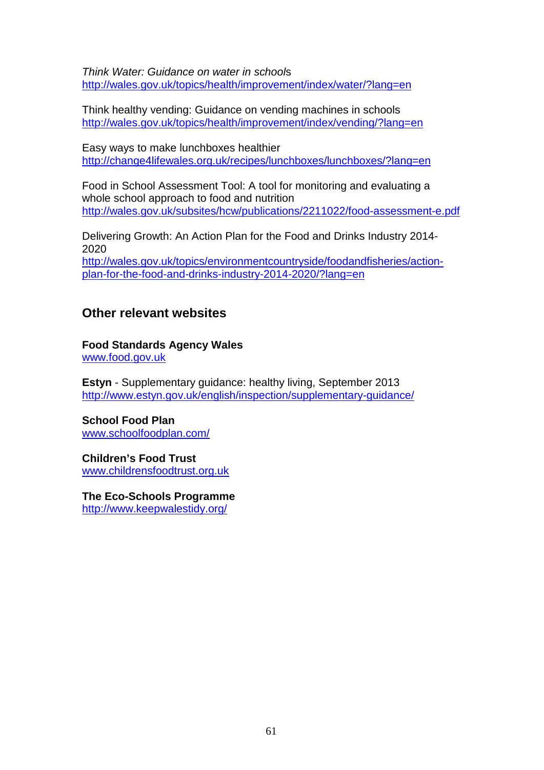*Think Water: Guidance on water in schools*
http://wales.gov.uk/topics/health/improvement/index/water/?lang=en

Think healthy vending: Guidance on vending machines in schools
http://wales.gov.uk/topics/health/improvement/index/vending/?lang=en

Easy ways to make lunchboxes healthier
http://change4lifewales.org.uk/recipes/lunchboxes/lunchboxes/?lang=en

Food in School Assessment Tool: A tool for monitoring and evaluating a whole school approach to food and nutrition
http://wales.gov.uk/subsites/hcw/publications/2211022/food-assessment-e.pdf

Delivering Growth: An Action Plan for the Food and Drinks Industry 2014-2020
http://wales.gov.uk/topics/environmentcountryside/foodandfisheries/action-plan-for-the-food-and-drinks-industry-2014-2020/?lang=en

## Other relevant websites

**Food Standards Agency Wales**
www.food.gov.uk

**Estyn** - Supplementary guidance: healthy living, September 2013
http://www.estyn.gov.uk/english/inspection/supplementary-guidance/

**School Food Plan**
www.schoolfoodplan.com/

**Children's Food Trust**
www.childrensfoodtrust.org.uk

**The Eco-Schools Programme**
http://www.keepwalestidy.org/